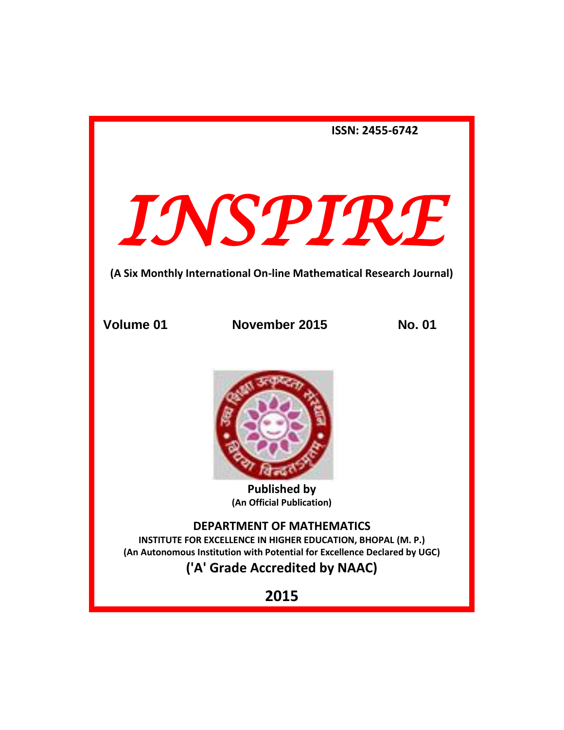**ISSN: 2455-6742**

# *INSPIRE*

**(A Six Monthly International On-line Mathematical Research Journal)**

**Volume 01** **November 2015** **No. 01**

**Published by**
**(An Official Publication)**

## DEPARTMENT OF MATHEMATICS

**INSTITUTE FOR EXCELLENCE IN HIGHER EDUCATION, BHOPAL (M. P.)**
**(An Autonomous Institution with Potential for Excellence Declared by UGC)**
**('A' Grade Accredited by NAAC)**

**2015**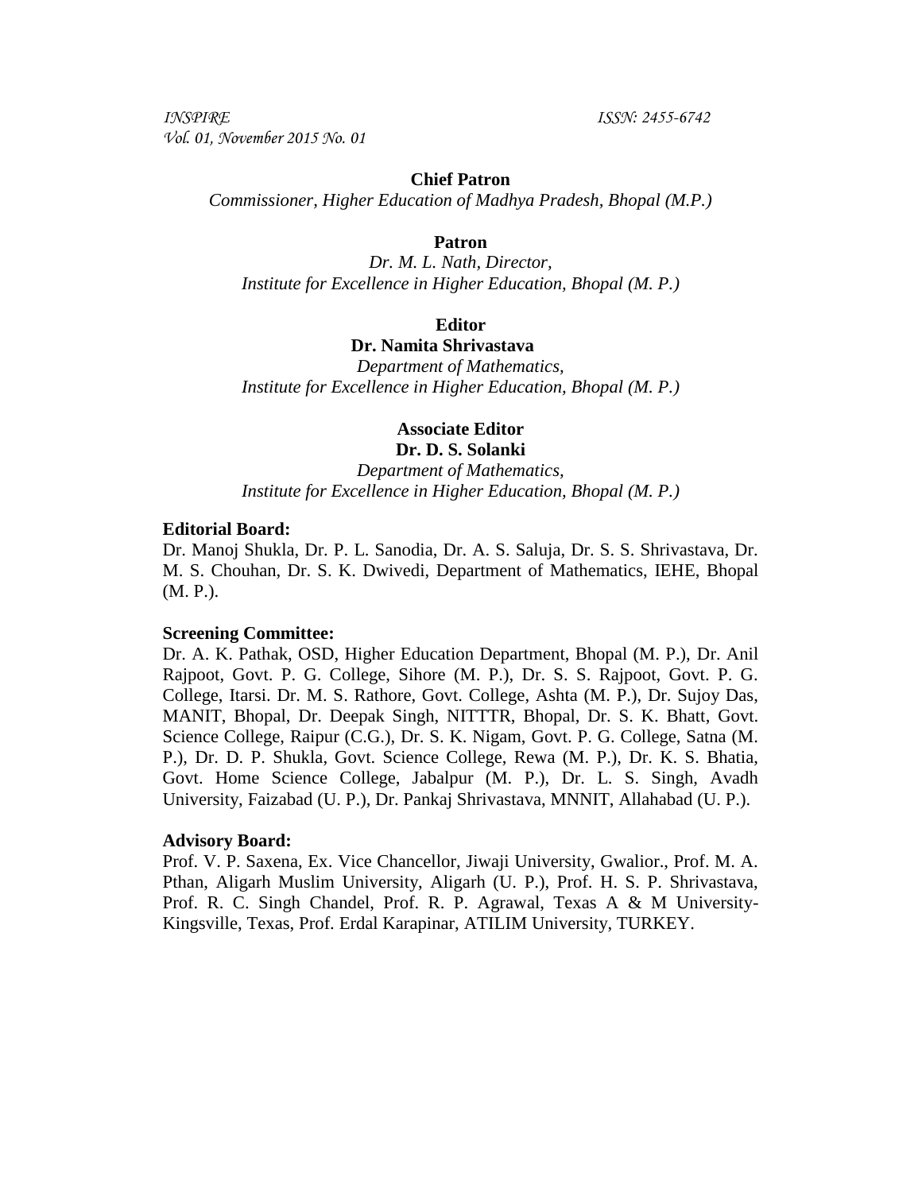**Chief Patron**

*Commissioner, Higher Education of Madhya Pradesh, Bhopal (M.P.)*

**Patron**

*Dr. M. L. Nath, Director,*
*Institute for Excellence in Higher Education, Bhopal (M. P.)*

**Editor**

**Dr. Namita Shrivastava**

*Department of Mathematics,*
*Institute for Excellence in Higher Education, Bhopal (M. P.)*

**Associate Editor**

**Dr. D. S. Solanki**

*Department of Mathematics,*
*Institute for Excellence in Higher Education, Bhopal (M. P.)*

**Editorial Board:**

Dr. Manoj Shukla, Dr. P. L. Sanodia, Dr. A. S. Saluja, Dr. S. S. Shrivastava, Dr. M. S. Chouhan, Dr. S. K. Dwivedi, Department of Mathematics, IEHE, Bhopal (M. P.).

**Screening Committee:**

Dr. A. K. Pathak, OSD, Higher Education Department, Bhopal (M. P.), Dr. Anil Rajpoot, Govt. P. G. College, Sihore (M. P.), Dr. S. S. Rajpoot, Govt. P. G. College, Itarsi. Dr. M. S. Rathore, Govt. College, Ashta (M. P.), Dr. Sujoy Das, MANIT, Bhopal, Dr. Deepak Singh, NITTTR, Bhopal, Dr. S. K. Bhatt, Govt. Science College, Raipur (C.G.), Dr. S. K. Nigam, Govt. P. G. College, Satna (M. P.), Dr. D. P. Shukla, Govt. Science College, Rewa (M. P.), Dr. K. S. Bhatia, Govt. Home Science College, Jabalpur (M. P.), Dr. L. S. Singh, Avadh University, Faizabad (U. P.), Dr. Pankaj Shrivastava, MNNIT, Allahabad (U. P.).

**Advisory Board:**

Prof. V. P. Saxena, Ex. Vice Chancellor, Jiwaji University, Gwalior., Prof. M. A. Pthan, Aligarh Muslim University, Aligarh (U. P.), Prof. H. S. P. Shrivastava, Prof. R. C. Singh Chandel, Prof. R. P. Agrawal, Texas A & M University-Kingsville, Texas, Prof. Erdal Karapinar, ATILIM University, TURKEY.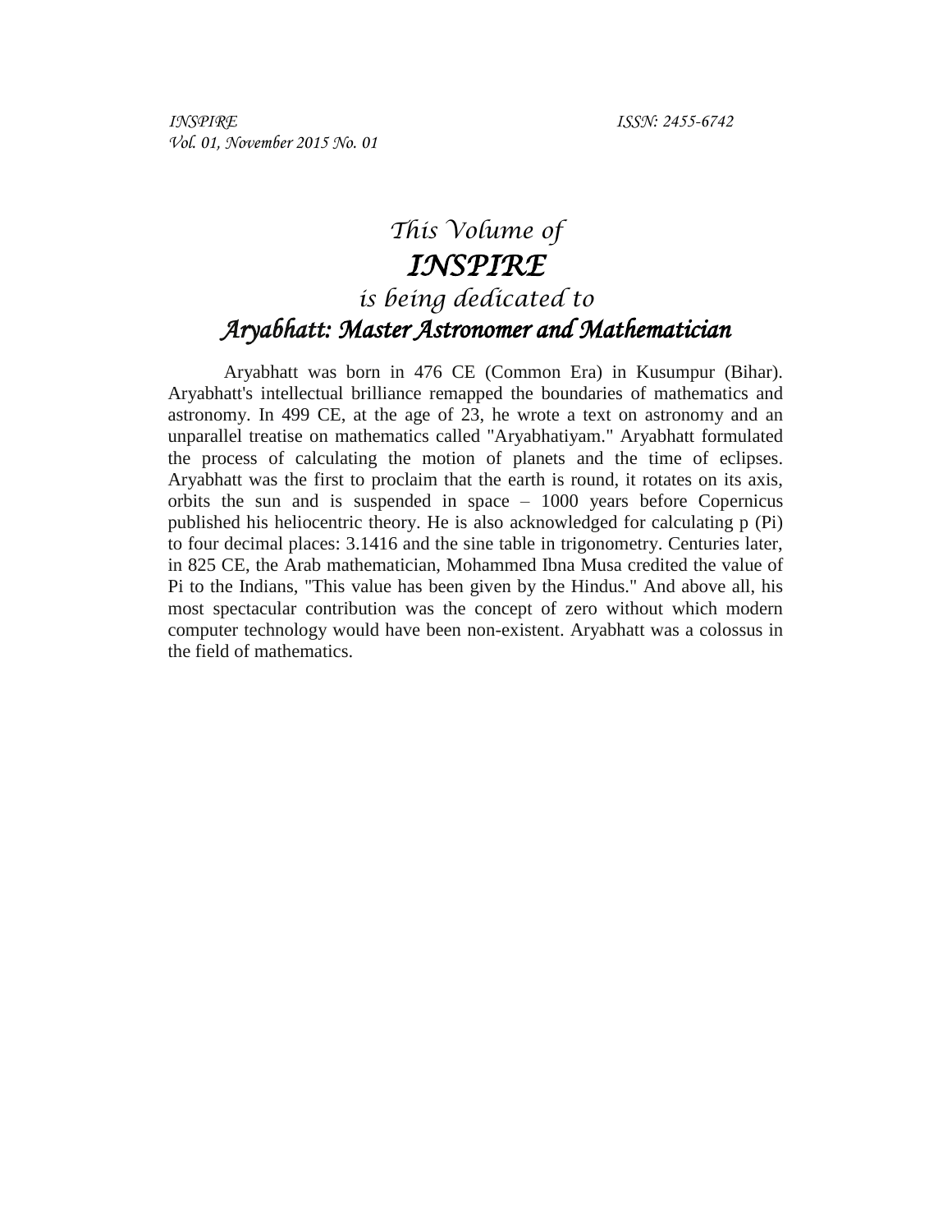*This Volume of*

# *INSPIRE*

*is being dedicated to*

## *Aryabhatt: Master Astronomer and Mathematician*

Aryabhatt was born in 476 CE (Common Era) in Kusumpur (Bihar). Aryabhatt's intellectual brilliance remapped the boundaries of mathematics and astronomy. In 499 CE, at the age of 23, he wrote a text on astronomy and an unparallel treatise on mathematics called "Aryabhatiyam." Aryabhatt formulated the process of calculating the motion of planets and the time of eclipses. Aryabhatt was the first to proclaim that the earth is round, it rotates on its axis, orbits the sun and is suspended in space – 1000 years before Copernicus published his heliocentric theory. He is also acknowledged for calculating p (Pi) to four decimal places: 3.1416 and the sine table in trigonometry. Centuries later, in 825 CE, the Arab mathematician, Mohammed Ibna Musa credited the value of Pi to the Indians, "This value has been given by the Hindus." And above all, his most spectacular contribution was the concept of zero without which modern computer technology would have been non-existent. Aryabhatt was a colossus in the field of mathematics.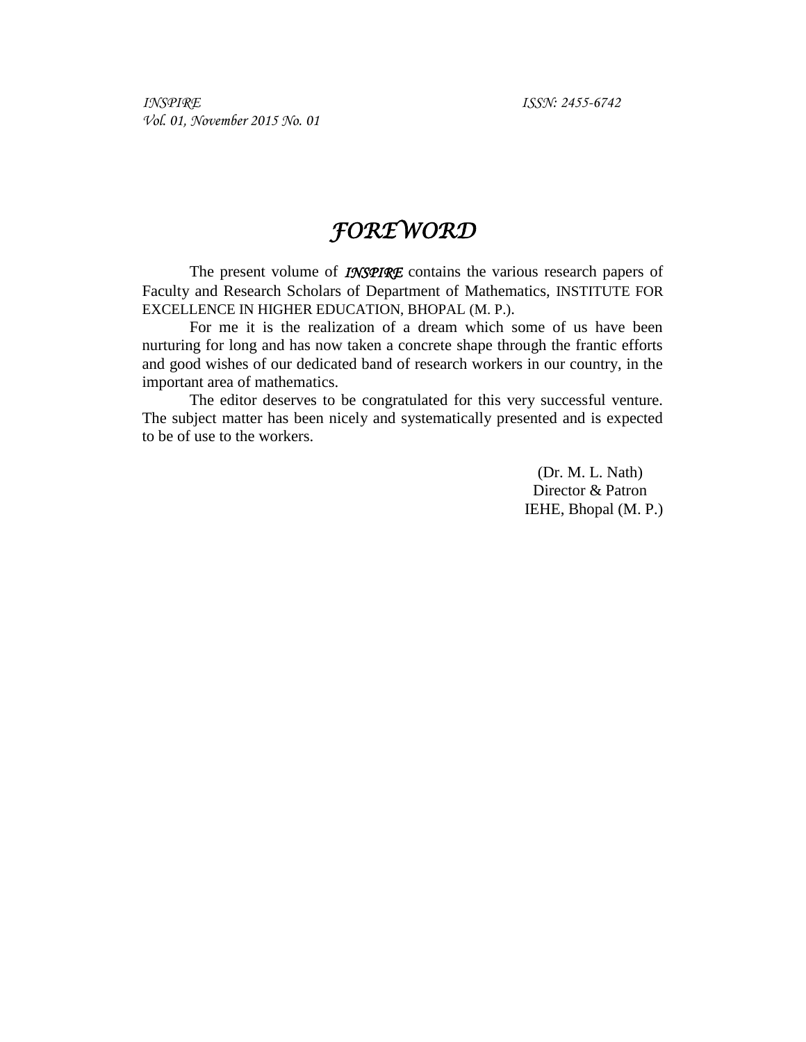# *FOREWORD*

The present volume of ***INSPIRE*** contains the various research papers of Faculty and Research Scholars of Department of Mathematics, INSTITUTE FOR EXCELLENCE IN HIGHER EDUCATION, BHOPAL (M. P.).

For me it is the realization of a dream which some of us have been nurturing for long and has now taken a concrete shape through the frantic efforts and good wishes of our dedicated band of research workers in our country, in the important area of mathematics.

The editor deserves to be congratulated for this very successful venture. The subject matter has been nicely and systematically presented and is expected to be of use to the workers.

(Dr. M. L. Nath)
Director & Patron
IEHE, Bhopal (M. P.)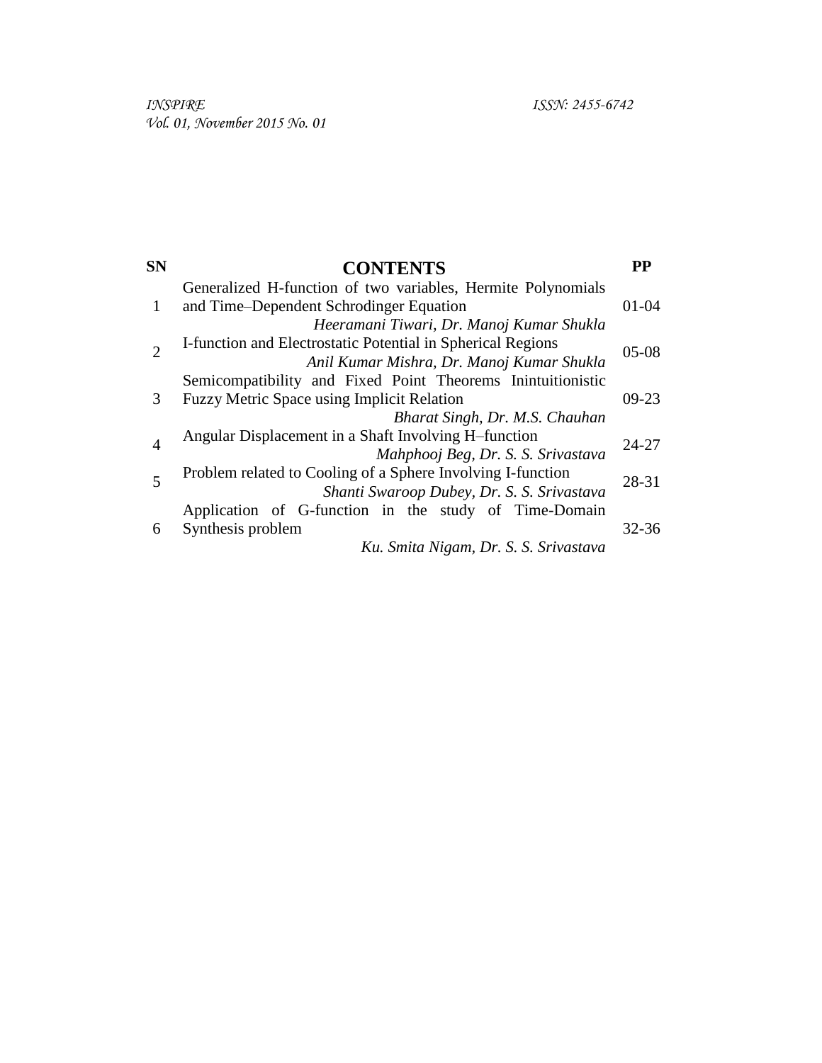| SN | CONTENTS | PP |
|---|---|---|
| 1 | Generalized H-function of two variables, Hermite Polynomials and Time–Dependent Schrodinger Equation<br>*Heeramani Tiwari, Dr. Manoj Kumar Shukla* | 01-04 |
| 2 | I-function and Electrostatic Potential in Spherical Regions<br>*Anil Kumar Mishra, Dr. Manoj Kumar Shukla* | 05-08 |
| 3 | Semicompatibility and Fixed Point Theorems Inintuitionistic Fuzzy Metric Space using Implicit Relation<br>*Bharat Singh, Dr. M.S. Chauhan* | 09-23 |
| 4 | Angular Displacement in a Shaft Involving H–function<br>*Mahphooj Beg, Dr. S. S. Srivastava* | 24-27 |
| 5 | Problem related to Cooling of a Sphere Involving I-function<br>*Shanti Swaroop Dubey, Dr. S. S. Srivastava* | 28-31 |
| 6 | Application of G-function in the study of Time-Domain Synthesis problem<br>*Ku. Smita Nigam, Dr. S. S. Srivastava* | 32-36 |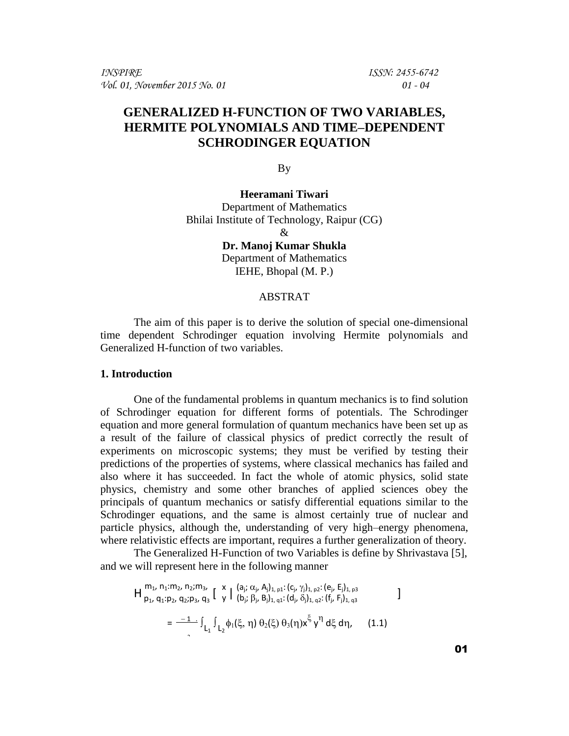# GENERALIZED H-FUNCTION OF TWO VARIABLES, HERMITE POLYNOMIALS AND TIME–DEPENDENT SCHRODINGER EQUATION

By

**Heeramani Tiwari**
Department of Mathematics
Bhilai Institute of Technology, Raipur (CG)
&
**Dr. Manoj Kumar Shukla**
Department of Mathematics
IEHE, Bhopal (M. P.)

ABSTRAT

The aim of this paper is to derive the solution of special one-dimensional time dependent Schrodinger equation involving Hermite polynomials and Generalized H-function of two variables.

## 1. Introduction

One of the fundamental problems in quantum mechanics is to find solution of Schrodinger equation for different forms of potentials. The Schrodinger equation and more general formulation of quantum mechanics have been set up as a result of the failure of classical physics of predict correctly the result of experiments on microscopic systems; they must be verified by testing their predictions of the properties of systems, where classical mechanics has failed and also where it has succeeded. In fact the whole of atomic physics, solid state physics, chemistry and some other branches of applied sciences obey the principals of quantum mechanics or satisfy differential equations similar to the Schrodinger equations, and the same is almost certainly true of nuclear and particle physics, although the, understanding of very high–energy phenomena, where relativistic effects are important, requires a further generalization of theory.

The Generalized H-Function of two Variables is define by Shrivastava [5], and we will represent here in the following manner

$$H^{m_1, n_1: m_2, n_2; m_3,}_{p_1, q_1: p_2, q_2; p_3, q_3}\left[\begin{matrix} x \\ y \end{matrix}\middle| \begin{matrix} (a_j; \alpha_j, A_j)_{1, p1}: (c_j, \gamma_j)_{1, p2}: (e_j, E_j)_{1, p3} \\ (b_j; \beta_j, B_j)_{1, q1}: (d_j, \delta_j)_{1, q2}: (f_j, F_j)_{1, q3} \end{matrix}\right]$$

$$= \frac{-1}{\cdot} \int_{L_1}\int_{L_2} \phi_1(\xi, \eta)\, \theta_2(\xi)\, \theta_3(\eta) x^{\xi} y^{\eta}\, d\xi\, d\eta, \qquad (1.1)$$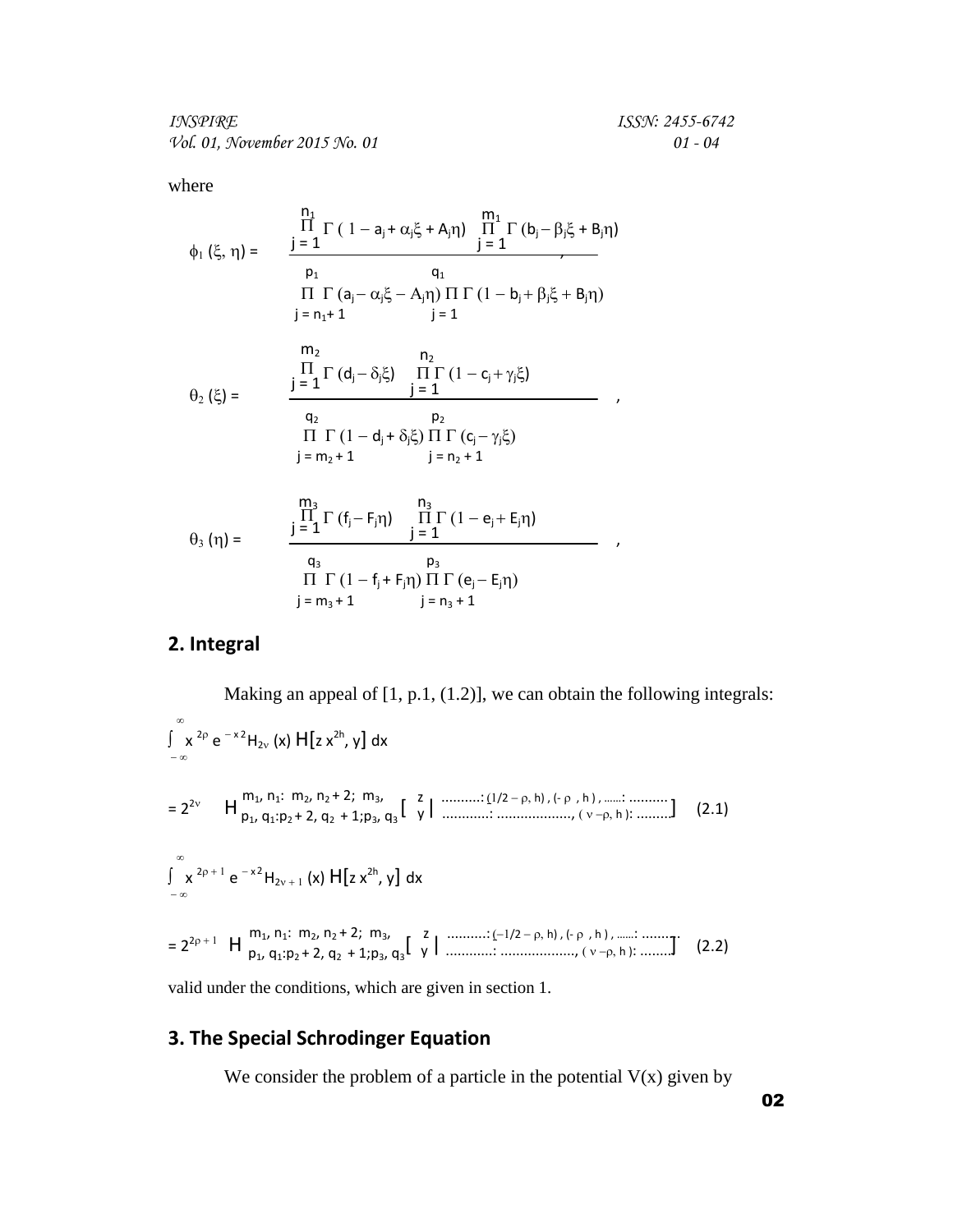where

$$\phi_1(\xi, \eta) = \frac{\prod_{j=1}^{n_1} \Gamma(1 - a_j + \alpha_j\xi + A_j\eta) \prod_{j=1}^{m_1} \Gamma(b_j - \beta_j\xi + B_j\eta)}{\prod_{j=n_1+1}^{p_1} \Gamma(a_j - \alpha_j\xi - A_j\eta) \prod_{j=1}^{q_1} \Gamma(1 - b_j + \beta_j\xi + B_j\eta)},$$

$$\theta_2(\xi) = \frac{\prod_{j=1}^{m_2} \Gamma(d_j - \delta_j\xi) \prod_{j=1}^{n_2} \Gamma(1 - c_j + \gamma_j\xi)}{\prod_{j=m_2+1}^{q_2} \Gamma(1 - d_j + \delta_j\xi) \prod_{j=n_2+1}^{p_2} \Gamma(c_j - \gamma_j\xi)},$$

$$\theta_3(\eta) = \frac{\prod_{j=1}^{m_3} \Gamma(f_j - F_j\eta) \prod_{j=1}^{n_3} \Gamma(1 - e_j + E_j\eta)}{\prod_{j=m_3+1}^{q_3} \Gamma(1 - f_j + F_j\eta) \prod_{j=n_3+1}^{p_3} \Gamma(e_j - E_j\eta)},$$

## 2. Integral

Making an appeal of [1, p.1, (1.2)], we can obtain the following integrals:

$$\int_{-\infty}^{\infty} x^{2\rho} e^{-x^2} H_{2\nu}(x)\, H[z\, x^{2h}, y]\, dx$$

$$= 2^{2\nu}\; H^{m_1, n_1:\; m_2, n_2+2;\; m_3,}_{p_1, q_1: p_2+2, q_2+1; p_3, q_3}\left[\begin{matrix} z \\ y \end{matrix} \left| \begin{matrix} \ldots\ldots\ldots\ldots : (1/2-\rho, h), (-\rho, h), \ldots\ldots : \ldots\ldots\ldots\ldots \\ \ldots\ldots\ldots\ldots : \ldots\ldots\ldots\ldots\ldots\ldots, (\nu-\rho, h) : \ldots\ldots\ldots \end{matrix} \right.\right] \quad (2.1)$$

$$\int_{-\infty}^{\infty} x^{2\rho+1} e^{-x^2} H_{2\nu+1}(x)\, H[z\, x^{2h}, y]\, dx$$

$$= 2^{2\rho+1}\; H^{m_1, n_1:\; m_2, n_2+2;\; m_3,}_{p_1, q_1: p_2+2, q_2+1; p_3, q_3}\left[\begin{matrix} z \\ y \end{matrix} \left| \begin{matrix} \ldots\ldots\ldots\ldots : (-1/2-\rho, h), (-\rho, h), \ldots\ldots : \ldots\ldots\ldots\ldots \\ \ldots\ldots\ldots\ldots : \ldots\ldots\ldots\ldots\ldots\ldots, (\nu-\rho, h) : \ldots\ldots\ldots \end{matrix} \right.\right] \quad (2.2)$$

valid under the conditions, which are given in section 1.

## 3. The Special Schrodinger Equation

We consider the problem of a particle in the potential $V(x)$ given by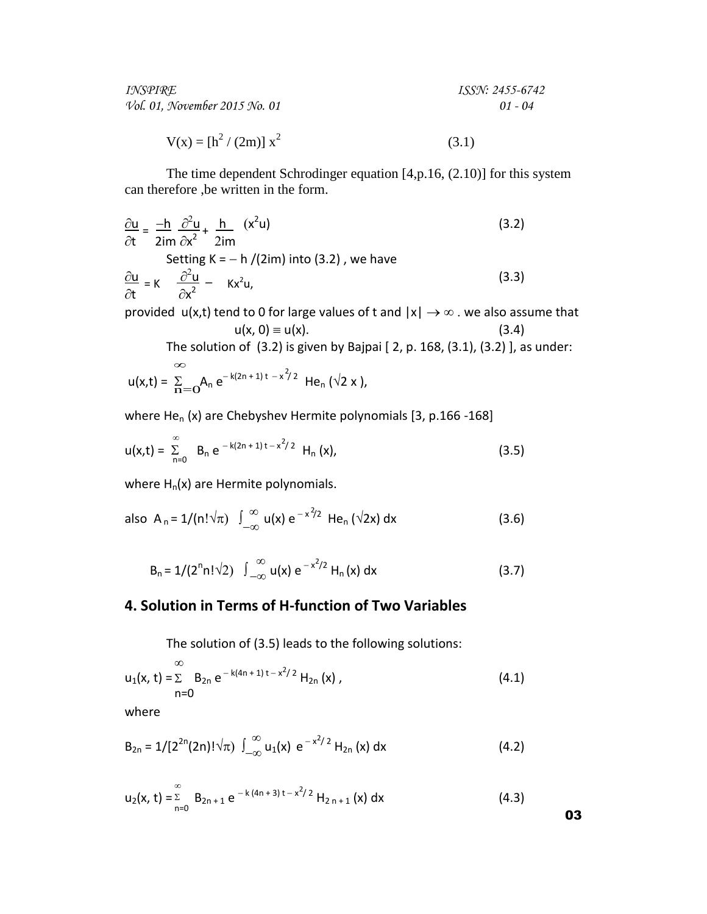$$V(x) = [h^2 / (2m)]\, x^2 \tag{3.1}$$

The time dependent Schrodinger equation [4,p.16, (2.10)] for this system can therefore ,be written in the form.

$$\frac{\partial u}{\partial t} = \frac{-h}{2im}\frac{\partial^2 u}{\partial x^2} + \frac{h}{2im}(x^2 u) \tag{3.2}$$

Setting $K = - h/(2im)$ into (3.2) , we have

$$\frac{\partial u}{\partial t} = K \frac{\partial^2 u}{\partial x^2} - Kx^2 u, \tag{3.3}$$

provided $u(x,t)$ tend to 0 for large values of t and $|x| \to \infty$ . we also assume that

$$u(x, 0) \equiv u(x). \tag{3.4}$$

The solution of (3.2) is given by Bajpai [ 2, p. 168, (3.1), (3.2) ], as under:

$$u(x,t) = \sum_{n=0}^{\infty} A_n\, e^{-k(2n+1)t - x^2/2}\, He_n(\sqrt{2}\, x),$$

where $He_n(x)$ are Chebyshev Hermite polynomials [3, p.166 -168]

$$u(x,t) = \sum_{n=0}^{\infty} B_n\, e^{-k(2n+1)t - x^2/2}\, H_n(x), \tag{3.5}$$

where $H_n(x)$ are Hermite polynomials.

$$\text{also } A_n = 1/(n!\sqrt{\pi}) \int_{-\infty}^{\infty} u(x)\, e^{-x^2/2}\, He_n(\sqrt{2}x)\, dx \tag{3.6}$$

$$B_n = 1/(2^n n!\sqrt{2}) \int_{-\infty}^{\infty} u(x)\, e^{-x^2/2}\, H_n(x)\, dx \tag{3.7}$$

## 4. Solution in Terms of H-function of Two Variables

The solution of (3.5) leads to the following solutions:

$$u_1(x, t) = \sum_{n=0}^{\infty} B_{2n}\, e^{-k(4n+1)t - x^2/2}\, H_{2n}(x), \tag{4.1}$$

where

$$B_{2n} = 1/[2^{2n}(2n)!\sqrt{\pi}) \int_{-\infty}^{\infty} u_1(x)\, e^{-x^2/2}\, H_{2n}(x)\, dx \tag{4.2}$$

$$u_2(x, t) = \sum_{n=0}^{\infty} B_{2n+1}\, e^{-k(4n+3)t - x^2/2}\, H_{2n+1}(x)\, dx \tag{4.3}$$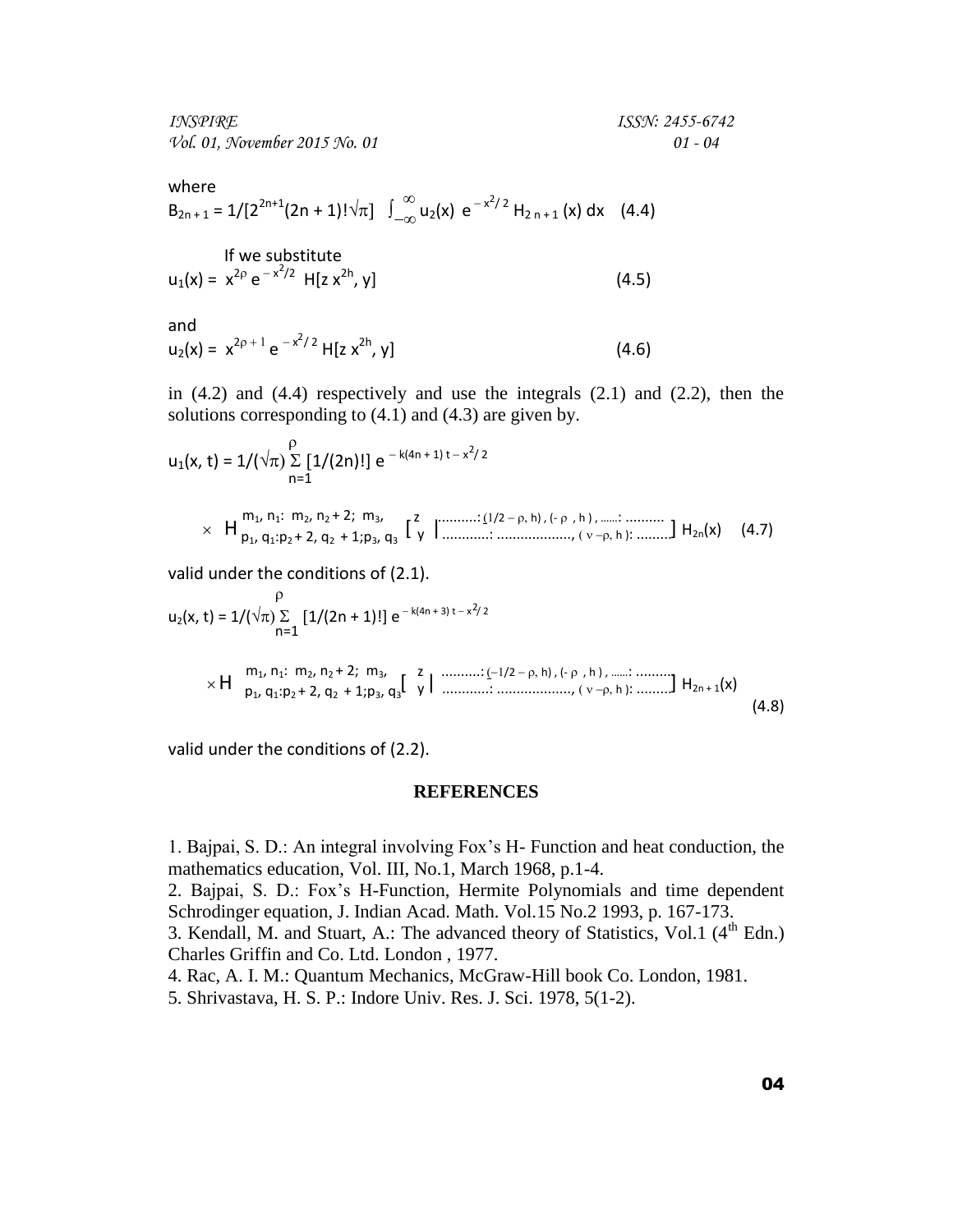where

$$B_{2n+1} = 1/[2^{2n+1}(2n+1)!\sqrt{\pi}] \int_{-\infty}^{\infty} u_2(x)\, e^{-x^2/2} H_{2n+1}(x)\, dx \quad (4.4)$$

If we substitute

$$u_1(x) = x^{2\rho} e^{-x^2/2} H[z x^{2h}, y] \quad (4.5)$$

and

$$u_2(x) = x^{2\rho+1} e^{-x^2/2} H[z x^{2h}, y] \quad (4.6)$$

in (4.2) and (4.4) respectively and use the integrals (2.1) and (2.2), then the solutions corresponding to (4.1) and (4.3) are given by.

$$u_1(x, t) = 1/(\sqrt{\pi}) \sum_{n=1}^{\rho} [1/(2n)!]\, e^{-k(4n+1)t - x^2/2}$$

$$\times\ H^{m_1, n_1:\ m_2, n_2+2;\ m_3,}_{p_1, q_1: p_2+2,\ q_2+1; p_3, q_3} \left[ \begin{matrix} z \\ y \end{matrix} \middle| \begin{matrix} \ldots\ldots\ldots: (1/2-\rho, h), (-\rho, h), \ldots\ldots: \ldots\ldots\ldots \\ \ldots\ldots\ldots: \ldots\ldots\ldots\ldots, (\nu-\rho, h): \ldots\ldots\ldots \end{matrix} \right] H_{2n}(x) \quad (4.7)$$

valid under the conditions of (2.1).

$$u_2(x, t) = 1/(\sqrt{\pi}) \sum_{n=1}^{\rho} [1/(2n+1)!]\, e^{-k(4n+3)t - x^2/2}$$

$$\times\ H^{m_1, n_1:\ m_2, n_2+2;\ m_3,}_{p_1, q_1: p_2+2,\ q_2+1; p_3, q_3} \left[ \begin{matrix} z \\ y \end{matrix} \middle| \begin{matrix} \ldots\ldots\ldots: (-1/2-\rho, h), (-\rho, h), \ldots\ldots: \ldots\ldots\ldots \\ \ldots\ldots\ldots: \ldots\ldots\ldots\ldots, (\nu-\rho, h): \ldots\ldots\ldots \end{matrix} \right] H_{2n+1}(x) \quad (4.8)$$

valid under the conditions of (2.2).

## REFERENCES

1. Bajpai, S. D.: An integral involving Fox's H- Function and heat conduction, the mathematics education, Vol. III, No.1, March 1968, p.1-4.
2. Bajpai, S. D.: Fox's H-Function, Hermite Polynomials and time dependent Schrodinger equation, J. Indian Acad. Math. Vol.15 No.2 1993, p. 167-173.
3. Kendall, M. and Stuart, A.: The advanced theory of Statistics, Vol.1 (4th Edn.) Charles Griffin and Co. Ltd. London , 1977.
4. Rac, A. I. M.: Quantum Mechanics, McGraw-Hill book Co. London, 1981.
5. Shrivastava, H. S. P.: Indore Univ. Res. J. Sci. 1978, 5(1-2).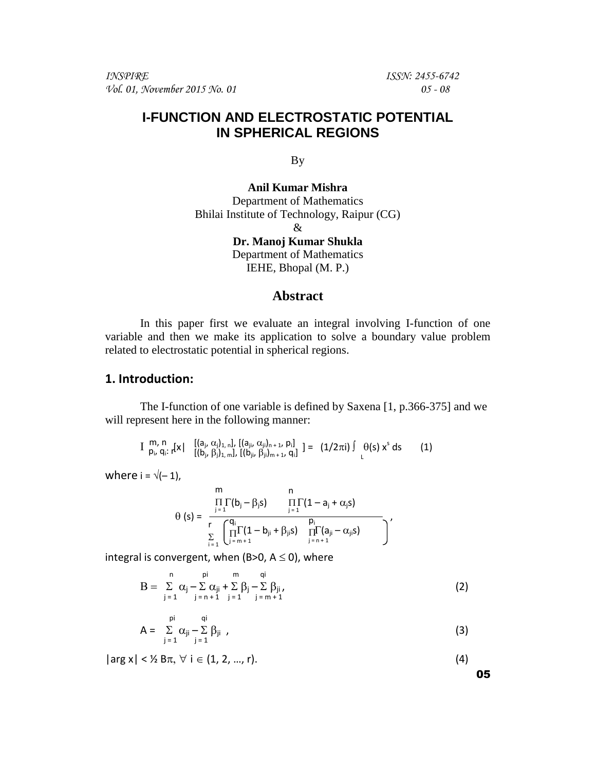# I-FUNCTION AND ELECTROSTATIC POTENTIAL IN SPHERICAL REGIONS

By

**Anil Kumar Mishra**
Department of Mathematics
Bhilai Institute of Technology, Raipur (CG)
&
**Dr. Manoj Kumar Shukla**
Department of Mathematics
IEHE, Bhopal (M. P.)

## Abstract

In this paper first we evaluate an integral involving I-function of one variable and then we make its application to solve a boundary value problem related to electrostatic potential in spherical regions.

## 1. Introduction:

The I-function of one variable is defined by Saxena [1, p.366-375] and we will represent here in the following manner:

$$I^{m,\,n}_{p_i,\,q_i:\,r}\left[x \,\middle|\, \begin{matrix} [(a_j,\alpha_j)_{1,\,n}],\ [(a_{ji},\alpha_{ji})_{n+1},\ p_i] \\ [(b_j,\beta_j)_{1,\,m}],\ [(b_{ji},\beta_{ji})_{m+1},\ q_i] \end{matrix}\right] = (1/2\pi i)\int_L \theta(s)\, x^s\, ds \qquad (1)$$

where $i = \sqrt{(-1)}$,

$$\theta(s) = \frac{\prod_{j=1}^{m}\Gamma(b_j - \beta_j s)\ \prod_{j=1}^{n}\Gamma(1 - a_j + \alpha_j s)}{\sum_{i=1}^{r}\left(\prod_{j=m+1}^{q_i}\Gamma(1 - b_{ji} + \beta_{ji} s)\ \prod_{j=n+1}^{p_i}\Gamma(a_{ji} - \alpha_{ji} s)\right)},$$

integral is convergent, when ($B>0$, $A \leq 0$), where

$$B = \sum_{j=1}^{n}\alpha_j - \sum_{j=n+1}^{p_i}\alpha_{ji} + \sum_{j=1}^{m}\beta_j - \sum_{j=m+1}^{q_i}\beta_{ji}, \qquad (2)$$

$$A = \sum_{j=1}^{p_i}\alpha_{ji} - \sum_{j=1}^{q_i}\beta_{ji}\ , \qquad (3)$$

$|\arg x| < \frac{1}{2} B\pi,\ \forall\ i \in (1, 2, \ldots, r)$. (4)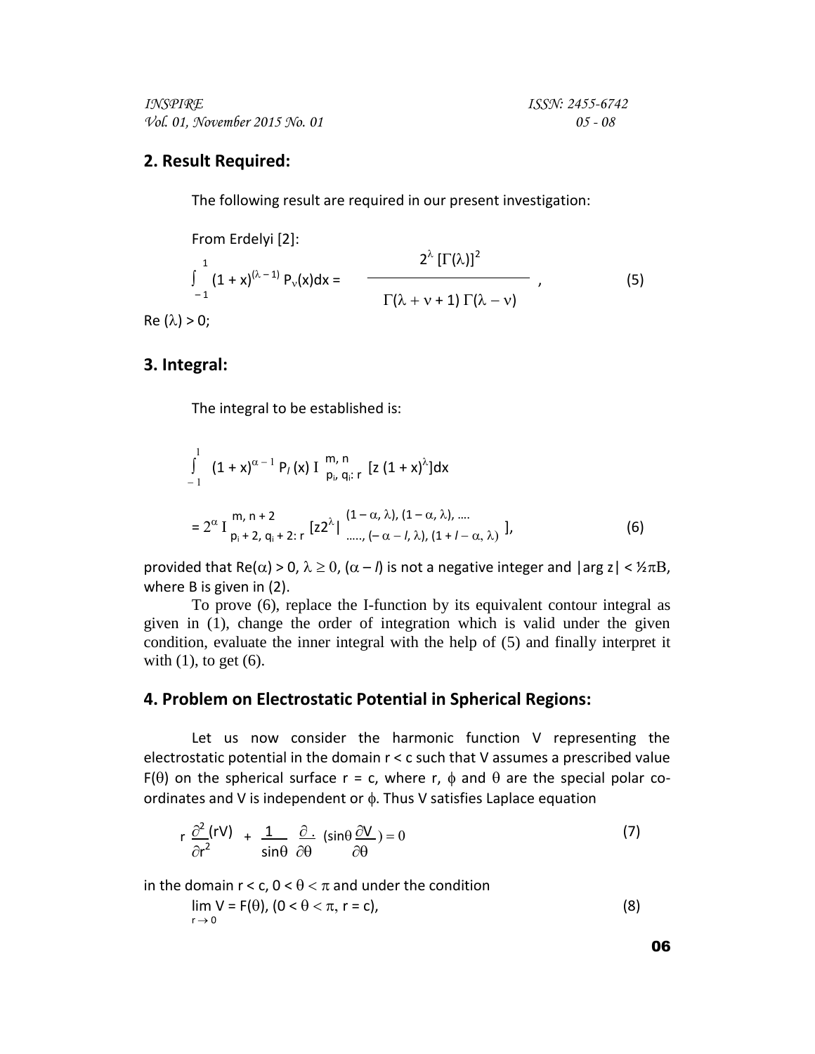## 2. Result Required:

The following result are required in our present investigation:

From Erdelyi [2]:

$$\int_{-1}^{1} (1+x)^{(\lambda-1)} P_{\nu}(x)dx = \frac{2^{\lambda}[\Gamma(\lambda)]^2}{\Gamma(\lambda+\nu+1)\,\Gamma(\lambda-\nu)}, \tag{5}$$

Re $(\lambda) > 0$;

## 3. Integral:

The integral to be established is:

$$\int_{-1}^{1} (1+x)^{\alpha-1} P_{l}(x)\, I^{m,n}_{p_i, q_i: r}\left[z(1+x)^{\lambda}\right]dx$$

$$= 2^{\alpha} I^{m, n+2}_{p_i+2, q_i+2: r}\left[z2^{\lambda}\Big|^{(1-\alpha, \lambda), (1-\alpha, \lambda), \ldots}_{\ldots, (-\alpha-l, \lambda), (1+l-\alpha, \lambda)}\right], \tag{6}$$

provided that Re$(\alpha) > 0$, $\lambda \geq 0$, $(\alpha - l)$ is not a negative integer and $|\arg z| < \frac{1}{2}\pi B$, where B is given in (2).

To prove (6), replace the I-function by its equivalent contour integral as given in (1), change the order of integration which is valid under the given condition, evaluate the inner integral with the help of (5) and finally interpret it with (1), to get (6).

## 4. Problem on Electrostatic Potential in Spherical Regions:

Let us now consider the harmonic function V representing the electrostatic potential in the domain $r < c$ such that V assumes a prescribed value $F(\theta)$ on the spherical surface $r = c$, where r, $\phi$ and $\theta$ are the special polar co-ordinates and V is independent or $\phi$. Thus V satisfies Laplace equation

$$r\frac{\partial^2}{\partial r^2}(rV) + \frac{1}{\sin\theta}\frac{\partial}{\partial\theta}\left(\sin\theta\frac{\partial V}{\partial\theta}\right) = 0 \tag{7}$$

in the domain $r < c$, $0 < \theta < \pi$ and under the condition

$$\lim_{r\to 0} V = F(\theta), \ (0 < \theta < \pi, \ r = c), \tag{8}$$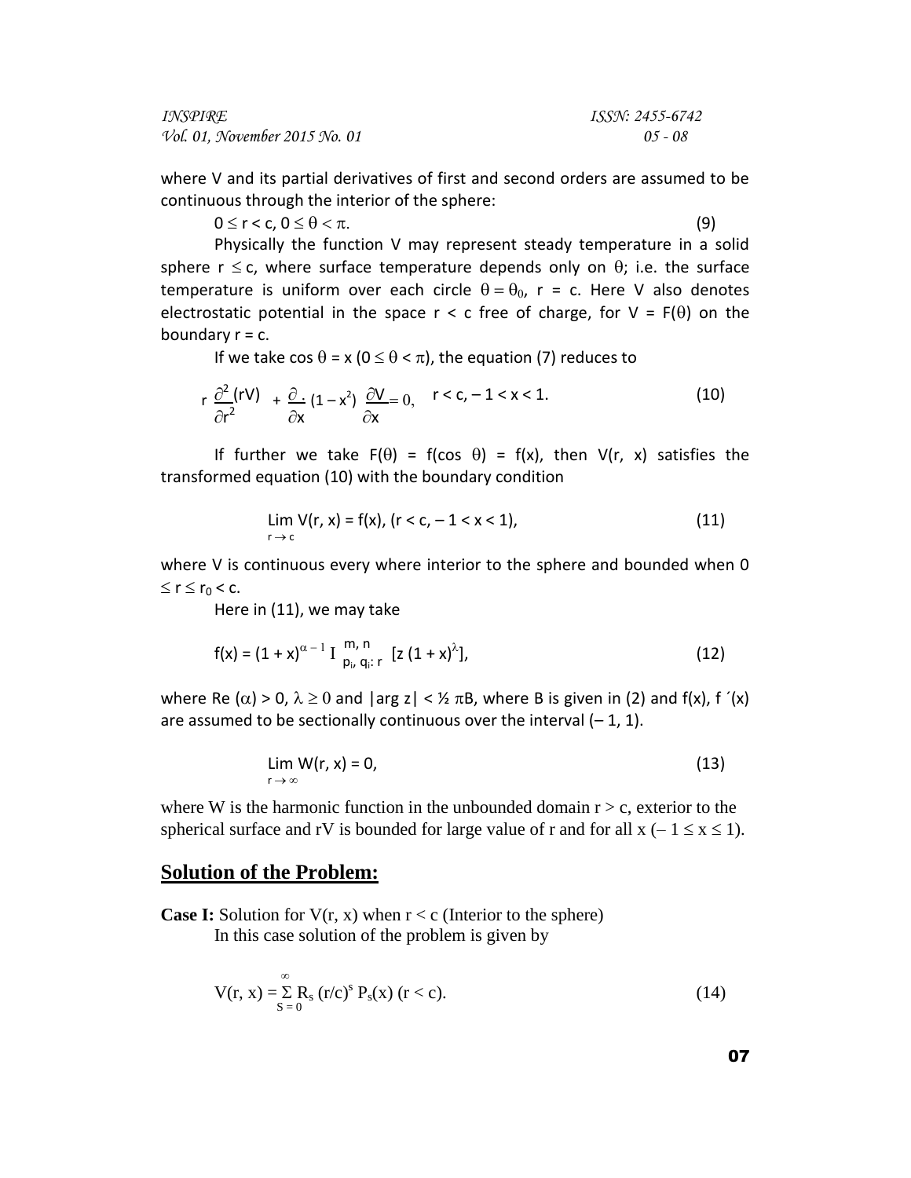where V and its partial derivatives of first and second orders are assumed to be continuous through the interior of the sphere:

$$0 \leq r < c, \ 0 \leq \theta < \pi. \tag{9}$$

Physically the function V may represent steady temperature in a solid sphere $r \leq c$, where surface temperature depends only on $\theta$; i.e. the surface temperature is uniform over each circle $\theta = \theta_0$, $r = c$. Here V also denotes electrostatic potential in the space $r < c$ free of charge, for $V = F(\theta)$ on the boundary $r = c$.

If we take $\cos \theta = x$ $(0 \leq \theta < \pi)$, the equation (7) reduces to

$$r \frac{\partial^2}{\partial r^2}(rV) + \frac{\partial}{\partial x}(1 - x^2) \frac{\partial V}{\partial x} = 0, \quad r < c, -1 < x < 1. \tag{10}$$

If further we take $F(\theta) = f(\cos \theta) = f(x)$, then $V(r, x)$ satisfies the transformed equation (10) with the boundary condition

$$\lim_{r \to c} V(r, x) = f(x), \ (r < c, -1 < x < 1), \tag{11}$$

where V is continuous every where interior to the sphere and bounded when $0 \leq r \leq r_0 < c$.

Here in (11), we may take

$$f(x) = (1 + x)^{\alpha - 1} I^{m, n}_{p_i, q_i : r} [z (1 + x)^{\lambda}], \tag{12}$$

where $\text{Re}(\alpha) > 0$, $\lambda \geq 0$ and $|\arg z| < \frac{1}{2} \pi B$, where B is given in (2) and $f(x)$, $f'(x)$ are assumed to be sectionally continuous over the interval $(-1, 1)$.

$$\lim_{r \to \infty} W(r, x) = 0, \tag{13}$$

where W is the harmonic function in the unbounded domain $r > c$, exterior to the spherical surface and rV is bounded for large value of r and for all x $(-1 \leq x \leq 1)$.

## Solution of the Problem:

**Case I:** Solution for $V(r, x)$ when $r < c$ (Interior to the sphere)

In this case solution of the problem is given by

$$V(r, x) = \sum_{S=0}^{\infty} R_s (r/c)^s P_s(x) \ (r < c). \tag{14}$$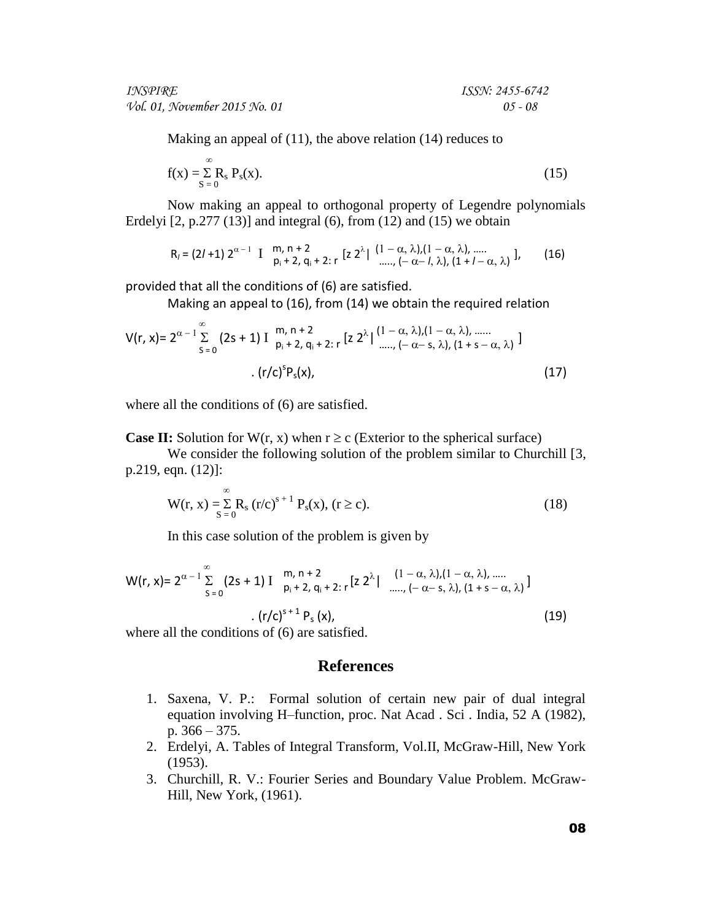Making an appeal of (11), the above relation (14) reduces to

$$f(x) = \sum_{S=0}^{\infty} R_s \, P_s(x). \tag{15}$$

Now making an appeal to orthogonal property of Legendre polynomials Erdelyi [2, p.277 (13)] and integral (6), from (12) and (15) we obtain

$$R_l = (2l+1)\, 2^{\alpha-1} \; I^{\,m,\, n+2}_{\,p_i+2,\, q_i+2:\, r} \left[ z\, 2^{\lambda} \,\middle|\, \begin{matrix} (1-\alpha, \lambda), (1-\alpha, \lambda), \ldots.. \\ \ldots.., (-\alpha - l, \lambda), (1 + l - \alpha, \lambda) \end{matrix} \right], \tag{16}$$

provided that all the conditions of (6) are satisfied.

Making an appeal to (16), from (14) we obtain the required relation

$$V(r, x) = 2^{\alpha-1} \sum_{S=0}^{\infty} (2s+1) \; I^{\,m,\, n+2}_{\,p_i+2,\, q_i+2:\, r} \left[ z\, 2^{\lambda} \,\middle|\, \begin{matrix} (1-\alpha, \lambda), (1-\alpha, \lambda), \ldots\ldots \\ \ldots.., (-\alpha - s, \lambda), (1 + s - \alpha, \lambda) \end{matrix} \right] . \, (r/c)^s P_s(x), \tag{17}$$

where all the conditions of (6) are satisfied.

**Case II:** Solution for $W(r, x)$ when $r \geq c$ (Exterior to the spherical surface)

We consider the following solution of the problem similar to Churchill [3, p.219, eqn. (12)]:

$$W(r, x) = \sum_{S=0}^{\infty} R_s \, (r/c)^{s+1} \, P_s(x), \; (r \geq c). \tag{18}$$

In this case solution of the problem is given by

$$W(r, x) = 2^{\alpha-1} \sum_{S=0}^{\infty} (2s+1) \; I^{\,m,\, n+2}_{\,p_i+2,\, q_i+2:\, r} \left[ z\, 2^{\lambda} \,\middle|\, \begin{matrix} (1-\alpha, \lambda), (1-\alpha, \lambda), \ldots.. \\ \ldots.., (-\alpha - s, \lambda), (1 + s - \alpha, \lambda) \end{matrix} \right] . \, (r/c)^{s+1} P_s(x), \tag{19}$$

where all the conditions of (6) are satisfied.

## References

1. Saxena, V. P.: Formal solution of certain new pair of dual integral equation involving H–function, proc. Nat Acad . Sci . India, 52 A (1982), p. 366 – 375.
2. Erdelyi, A. Tables of Integral Transform, Vol.II, McGraw-Hill, New York (1953).
3. Churchill, R. V.: Fourier Series and Boundary Value Problem. McGraw-Hill, New York, (1961).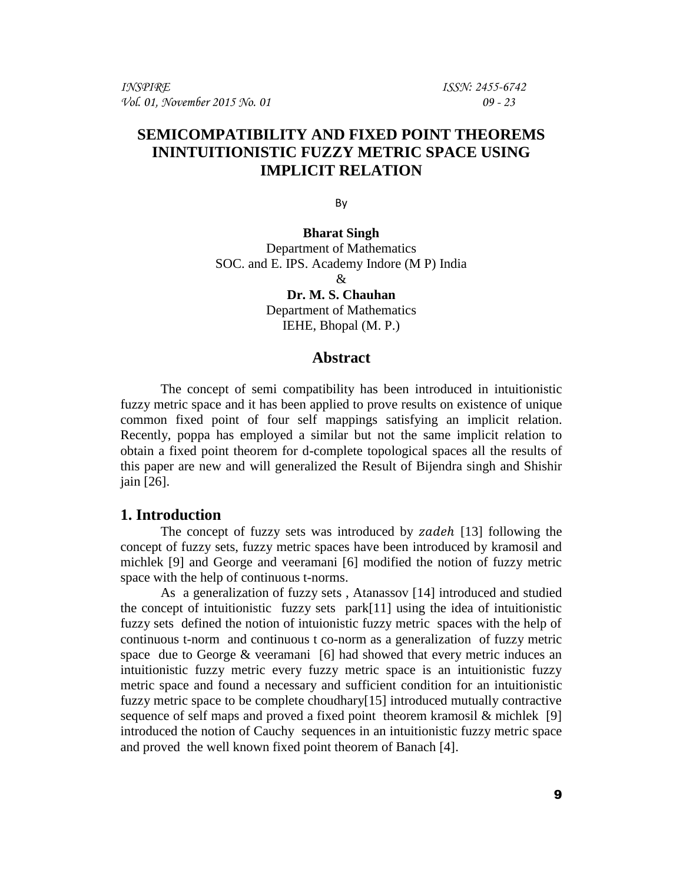# SEMICOMPATIBILITY AND FIXED POINT THEOREMS ININTUITIONISTIC FUZZY METRIC SPACE USING IMPLICIT RELATION

By

**Bharat Singh**
Department of Mathematics
SOC. and E. IPS. Academy Indore (M P) India
&
**Dr. M. S. Chauhan**
Department of Mathematics
IEHE, Bhopal (M. P.)

## Abstract

The concept of semi compatibility has been introduced in intuitionistic fuzzy metric space and it has been applied to prove results on existence of unique common fixed point of four self mappings satisfying an implicit relation. Recently, poppa has employed a similar but not the same implicit relation to obtain a fixed point theorem for d-complete topological spaces all the results of this paper are new and will generalized the Result of Bijendra singh and Shishir jain [26].

## 1. Introduction

The concept of fuzzy sets was introduced by $zadeh$ [13] following the concept of fuzzy sets, fuzzy metric spaces have been introduced by kramosil and michlek [9] and George and veeramani [6] modified the notion of fuzzy metric space with the help of continuous t-norms.

As a generalization of fuzzy sets , Atanassov [14] introduced and studied the concept of intuitionistic fuzzy sets park[11] using the idea of intuitionistic fuzzy sets defined the notion of intuionistic fuzzy metric spaces with the help of continuous t-norm and continuous t co-norm as a generalization of fuzzy metric space due to George & veeramani [6] had showed that every metric induces an intuitionistic fuzzy metric every fuzzy metric space is an intuitionistic fuzzy metric space and found a necessary and sufficient condition for an intuitionistic fuzzy metric space to be complete choudhary[15] introduced mutually contractive sequence of self maps and proved a fixed point theorem kramosil & michlek [9] introduced the notion of Cauchy sequences in an intuitionistic fuzzy metric space and proved the well known fixed point theorem of Banach [4].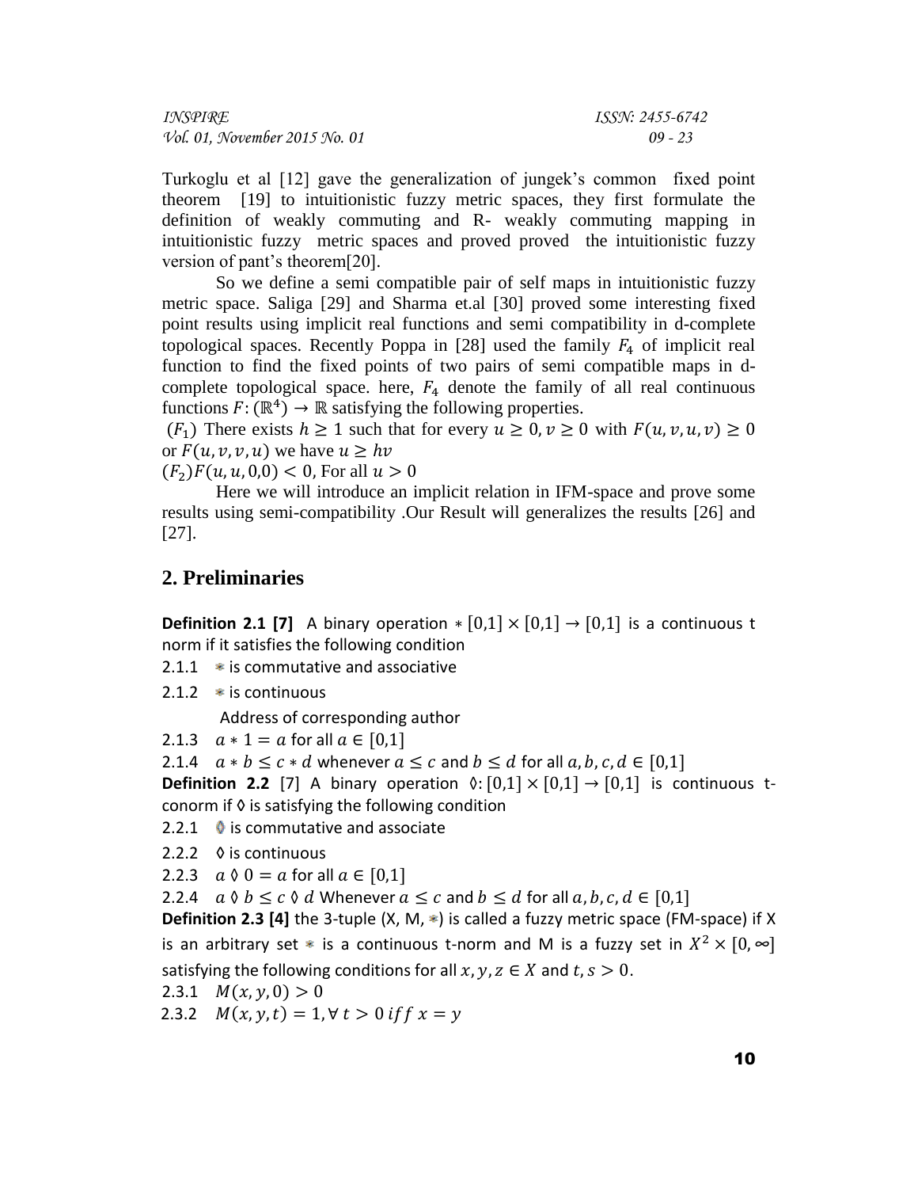Turkoglu et al [12] gave the generalization of jungek's common fixed point theorem [19] to intuitionistic fuzzy metric spaces, they first formulate the definition of weakly commuting and R- weakly commuting mapping in intuitionistic fuzzy metric spaces and proved proved the intuitionistic fuzzy version of pant's theorem[20].

So we define a semi compatible pair of self maps in intuitionistic fuzzy metric space. Saliga [29] and Sharma et.al [30] proved some interesting fixed point results using implicit real functions and semi compatibility in d-complete topological spaces. Recently Poppa in [28] used the family $F_4$ of implicit real function to find the fixed points of two pairs of semi compatible maps in d-complete topological space. here, $F_4$ denote the family of all real continuous functions $F: (\mathbb{R}^4) \to \mathbb{R}$ satisfying the following properties.

$(F_1)$ There exists $h \geq 1$ such that for every $u \geq 0, v \geq 0$ with $F(u, v, u, v) \geq 0$ or $F(u, v, v, u)$ we have $u \geq hv$

$(F_2) F(u, u, 0,0) < 0$, For all $u > 0$

Here we will introduce an implicit relation in IFM-space and prove some results using semi-compatibility .Our Result will generalizes the results [26] and [27].

## 2. Preliminaries

**Definition 2.1 [7]** A binary operation $* [0,1] \times [0,1] \to [0,1]$ is a continuous t norm if it satisfies the following condition

2.1.1 $*$ is commutative and associative

2.1.2 $*$ is continuous

Address of corresponding author

2.1.3 $a * 1 = a$ for all $a \in [0,1]$

2.1.4 $a * b \leq c * d$ whenever $a \leq c$ and $b \leq d$ for all $a, b, c, d \in [0,1]$

**Definition 2.2** [7] A binary operation $\lozenge: [0,1] \times [0,1] \to [0,1]$ is continuous t-conorm if $\lozenge$ is satisfying the following condition

2.2.1 $\lozenge$ is commutative and associate

2.2.2 $\lozenge$ is continuous

2.2.3 $a \lozenge 0 = a$ for all $a \in [0,1]$

2.2.4 $a \lozenge b \leq c \lozenge d$ Whenever $a \leq c$ and $b \leq d$ for all $a, b, c, d \in [0,1]$

**Definition 2.3 [4]** the 3-tuple (X, M, $*$) is called a fuzzy metric space (FM-space) if X is an arbitrary set $*$ is a continuous t-norm and M is a fuzzy set in $X^2 \times [0, \infty]$ satisfying the following conditions for all $x, y, z \in X$ and $t, s > 0$.

2.3.1 $M(x, y, 0) > 0$

2.3.2 $M(x, y, t) = 1, \forall\, t > 0 \; iff \; x = y$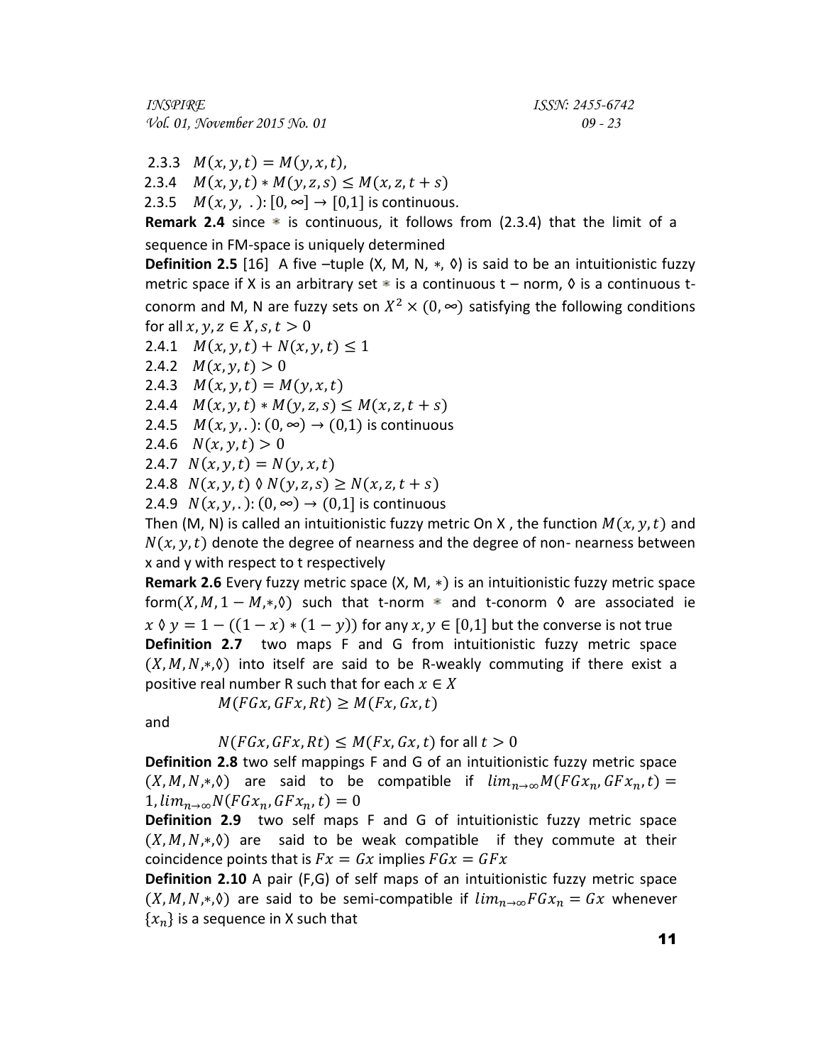2.3.3 $M(x, y, t) = M(y, x, t)$,

2.3.4 $M(x, y, t) * M(y, z, s) \leq M(x, z, t + s)$

2.3.5 $M(x, y, \ .): [0, \infty] \rightarrow [0,1]$ is continuous.

**Remark 2.4** since * is continuous, it follows from (2.3.4) that the limit of a sequence in FM-space is uniquely determined

**Definition 2.5** [16] A five –tuple (X, M, N, ∗, ◊) is said to be an intuitionistic fuzzy metric space if X is an arbitrary set * is a continuous t – norm, ◊ is a continuous t-conorm and M, N are fuzzy sets on $X^2 \times (0, \infty)$ satisfying the following conditions for all $x, y, z \in X, s, t > 0$

2.4.1 $M(x, y, t) + N(x, y, t) \leq 1$

2.4.2 $M(x, y, t) > 0$

2.4.3 $M(x, y, t) = M(y, x, t)$

2.4.4 $M(x, y, t) * M(y, z, s) \leq M(x, z, t + s)$

2.4.5 $M(x, y, .): (0, \infty) \rightarrow (0,1)$ is continuous

2.4.6 $N(x, y, t) > 0$

2.4.7 $N(x, y, t) = N(y, x, t)$

2.4.8 $N(x, y, t) \lozenge N(y, z, s) \geq N(x, z, t + s)$

2.4.9 $N(x, y, .): (0, \infty) \rightarrow (0,1]$ is continuous

Then (M, N) is called an intuitionistic fuzzy metric On X , the function $M(x, y, t)$ and $N(x, y, t)$ denote the degree of nearness and the degree of non- nearness between x and y with respect to t respectively

**Remark 2.6** Every fuzzy metric space (X, M, ∗) is an intuitionistic fuzzy metric space form$(X, M, 1 - M, *, \lozenge)$ such that t-norm * and t-conorm ◊ are associated ie $x \lozenge y = 1 - ((1 - x) * (1 - y))$ for any $x, y \in [0,1]$ but the converse is not true

**Definition 2.7** two maps F and G from intuitionistic fuzzy metric space $(X, M, N, *, \lozenge)$ into itself are said to be R-weakly commuting if there exist a positive real number R such that for each $x \in X$

$$M(FGx, GFx, Rt) \geq M(Fx, Gx, t)$$

and

$$N(FGx, GFx, Rt) \leq M(Fx, Gx, t) \text{ for all } t > 0$$

**Definition 2.8** two self mappings F and G of an intuitionistic fuzzy metric space $(X, M, N, *, \lozenge)$ are said to be compatible if $lim_{n \rightarrow \infty} M(FGx_n, GFx_n, t) = 1, lim_{n \rightarrow \infty} N(FGx_n, GFx_n, t) = 0$

**Definition 2.9** two self maps F and G of intuitionistic fuzzy metric space $(X, M, N, *, \lozenge)$ are said to be weak compatible if they commute at their coincidence points that is $Fx = Gx$ implies $FGx = GFx$

**Definition 2.10** A pair (F,G) of self maps of an intuitionistic fuzzy metric space $(X, M, N, *, \lozenge)$ are said to be semi-compatible if $lim_{n \rightarrow \infty} FGx_n = Gx$ whenever $\{x_n\}$ is a sequence in X such that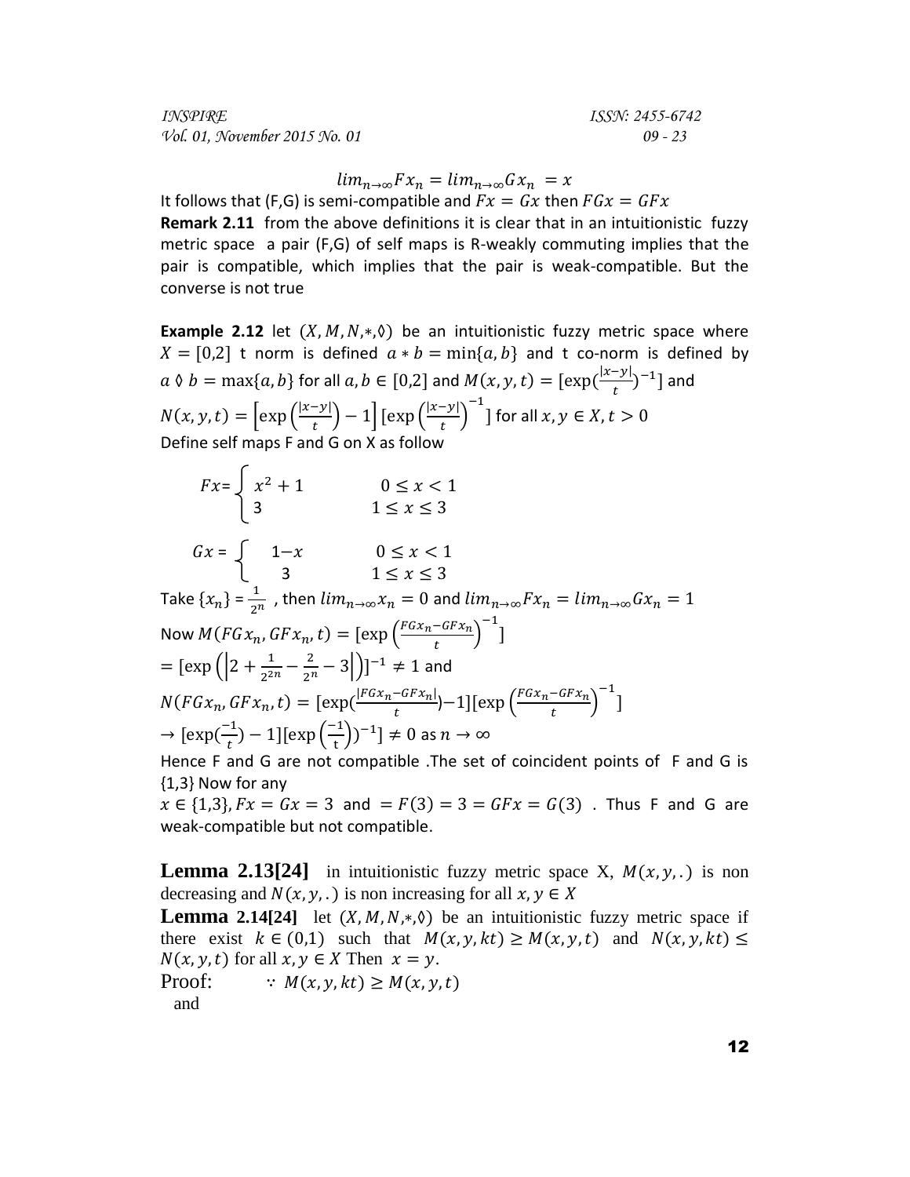$$lim_{n\to\infty} Fx_n = lim_{n\to\infty} Gx_n = x$$

It follows that (F,G) is semi-compatible and $Fx = Gx$ then $FGx = GFx$

**Remark 2.11** from the above definitions it is clear that in an intuitionistic fuzzy metric space a pair (F,G) of self maps is R-weakly commuting implies that the pair is compatible, which implies that the pair is weak-compatible. But the converse is not true

**Example 2.12** let $(X, M, N, *, \Diamond)$ be an intuitionistic fuzzy metric space where $X = [0,2]$ t norm is defined $a * b = \min\{a, b\}$ and t co-norm is defined by $a \Diamond b = \max\{a, b\}$ for all $a, b \in [0,2]$ and $M(x, y, t) = [\exp(\frac{|x-y|}{t})^{-1}]$ and $N(x, y, t) = \left[\exp\left(\frac{|x-y|}{t}\right) - 1\right]\left[\exp\left(\frac{|x-y|}{t}\right)^{-1}\right]$ for all $x, y \in X, t > 0$

Define self maps F and G on X as follow

$$Fx = \begin{cases} x^2 + 1 & 0 \le x < 1 \\ 3 & 1 \le x \le 3 \end{cases}$$

$$Gx = \begin{cases} 1-x & 0 \le x < 1 \\ 3 & 1 \le x \le 3 \end{cases}$$

Take $\{x_n\} = \frac{1}{2^n}$ , then $lim_{n\to\infty} x_n = 0$ and $lim_{n\to\infty} Fx_n = lim_{n\to\infty} Gx_n = 1$

Now $M(FGx_n, GFx_n, t) = [\exp\left(\frac{FGx_n - GFx_n}{t}\right)^{-1}]$

$= [\exp\left(\left|2 + \frac{1}{2^{2n}} - \frac{2}{2^n} - 3\right|\right)]^{-1} \neq 1$ and

$N(FGx_n, GFx_n, t) = [\exp(\frac{|FGx_n - GFx_n|}{t}) - 1][\exp\left(\frac{FGx_n - GFx_n}{t}\right)^{-1}]$

$\to [\exp(\frac{-1}{t}) - 1][\exp\left(\frac{-1}{t}\right))^{-1}] \neq 0$ as $n \to \infty$

Hence F and G are not compatible .The set of coincident points of F and G is {1,3} Now for any

$x \in \{1,3\}, Fx = Gx = 3$ and $= F(3) = 3 = GFx = G(3)$ . Thus F and G are weak-compatible but not compatible.

**Lemma 2.13[24]** in intuitionistic fuzzy metric space X, $M(x, y, .)$ is non decreasing and $N(x, y, .)$ is non increasing for all $x, y \in X$

**Lemma 2.14[24]** let $(X, M, N, *, \Diamond)$ be an intuitionistic fuzzy metric space if there exist $k \in (0,1)$ such that $M(x, y, kt) \ge M(x, y, t)$ and $N(x, y, kt) \le N(x, y, t)$ for all $x, y \in X$ Then $x = y$.

Proof: $\because M(x, y, kt) \ge M(x, y, t)$

and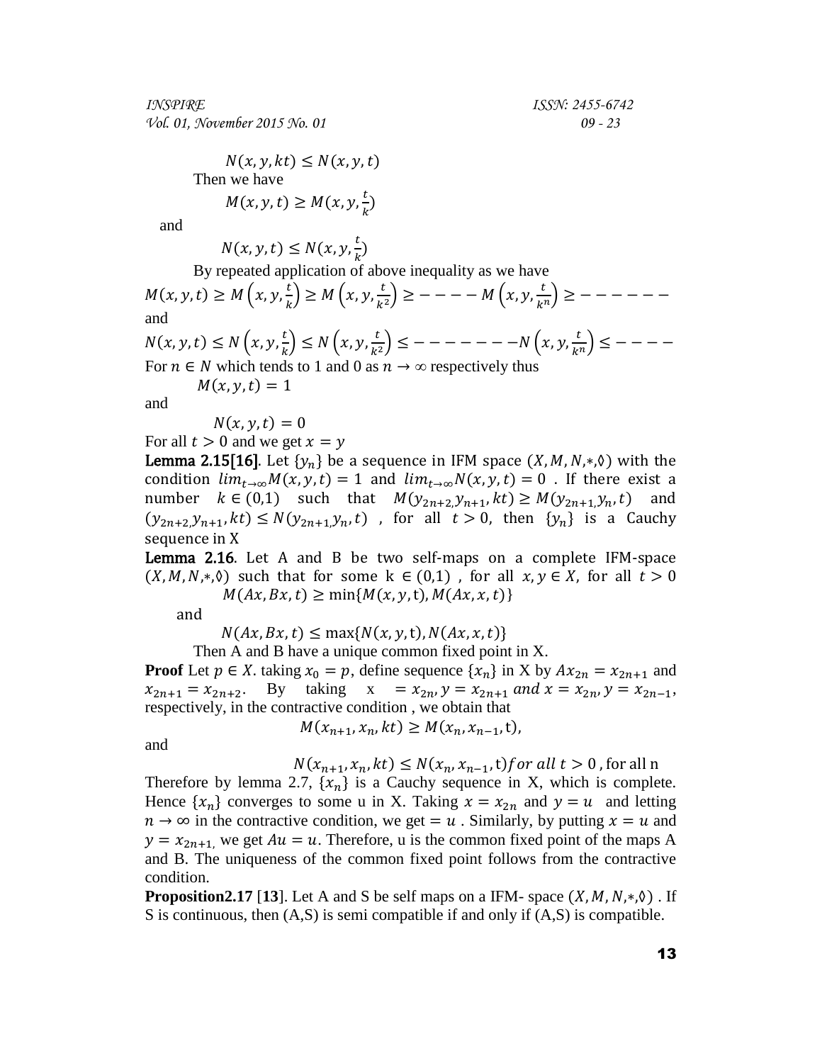$$N(x, y, kt) \leq N(x, y, t)$$

Then we have

$$M(x, y, t) \geq M(x, y, \frac{t}{k})$$

and

$$N(x, y, t) \leq N(x, y, \frac{t}{k})$$

By repeated application of above inequality as we have

$$M(x, y, t) \geq M\left(x, y, \frac{t}{k}\right) \geq M\left(x, y, \frac{t}{k^2}\right) \geq - - - - M\left(x, y, \frac{t}{k^n}\right) \geq - - - - - -$$

and

$$N(x, y, t) \leq N\left(x, y, \frac{t}{k}\right) \leq N\left(x, y, \frac{t}{k^2}\right) \leq - - - - - - - N\left(x, y, \frac{t}{k^n}\right) \leq - - - -$$

For $n \in N$ which tends to 1 and 0 as $n \to \infty$ respectively thus

$$M(x, y, t) = 1$$

and

$$N(x, y, t) = 0$$

For all $t > 0$ and we get $x = y$

**Lemma 2.15[16]**. Let $\{y_n\}$ be a sequence in IFM space $(X, M, N, *, \Diamond)$ with the condition $lim_{t\to\infty} M(x, y, t) = 1$ and $lim_{t\to\infty} N(x, y, t) = 0$ . If there exist a number $k \in (0,1)$ such that $M(y_{2n+2,} y_{n+1}, kt) \geq M(y_{2n+1,} y_n, t)$ and $(y_{2n+2,} y_{n+1}, kt) \leq N(y_{2n+1,} y_n, t)$ , for all $t > 0$, then $\{y_n\}$ is a Cauchy sequence in X

**Lemma 2.16**. Let A and B be two self-maps on a complete IFM-space $(X, M, N, *, \Diamond)$ such that for some $k \in (0,1)$ , for all $x, y \in X$, for all $t > 0$

$$M(Ax, Bx, t) \geq \min\{M(x, y, t), M(Ax, x, t)\}$$

and

$$N(Ax, Bx, t) \leq \max\{N(x, y, t), N(Ax, x, t)\}$$

Then A and B have a unique common fixed point in X.

**Proof** Let $p \in X$. taking $x_0 = p$, define sequence $\{x_n\}$ in X by $Ax_{2n} = x_{2n+1}$ and $x_{2n+1} = x_{2n+2}$. By taking $x = x_{2n}, y = x_{2n+1}$ $and$ $x = x_{2n}, y = x_{2n-1}$, respectively, in the contractive condition , we obtain that

$$M(x_{n+1}, x_n, kt) \geq M(x_n, x_{n-1}, t),$$

and

$$N(x_{n+1}, x_n, kt) \leq N(x_n, x_{n-1}, t) for\ all\ t > 0 \text{, for all n}$$

Therefore by lemma 2.7, $\{x_n\}$ is a Cauchy sequence in X, which is complete. Hence $\{x_n\}$ converges to some u in X. Taking $x = x_{2n}$ and $y = u$ and letting $n \to \infty$ in the contractive condition, we get $= u$ . Similarly, by putting $x = u$ and $y = x_{2n+1,}$ we get $Au = u$. Therefore, u is the common fixed point of the maps A and B. The uniqueness of the common fixed point follows from the contractive condition.

**Proposition2.17** [**13**]. Let A and S be self maps on a IFM- space $(X, M, N, *, \Diamond)$ . If S is continuous, then (A,S) is semi compatible if and only if (A,S) is compatible.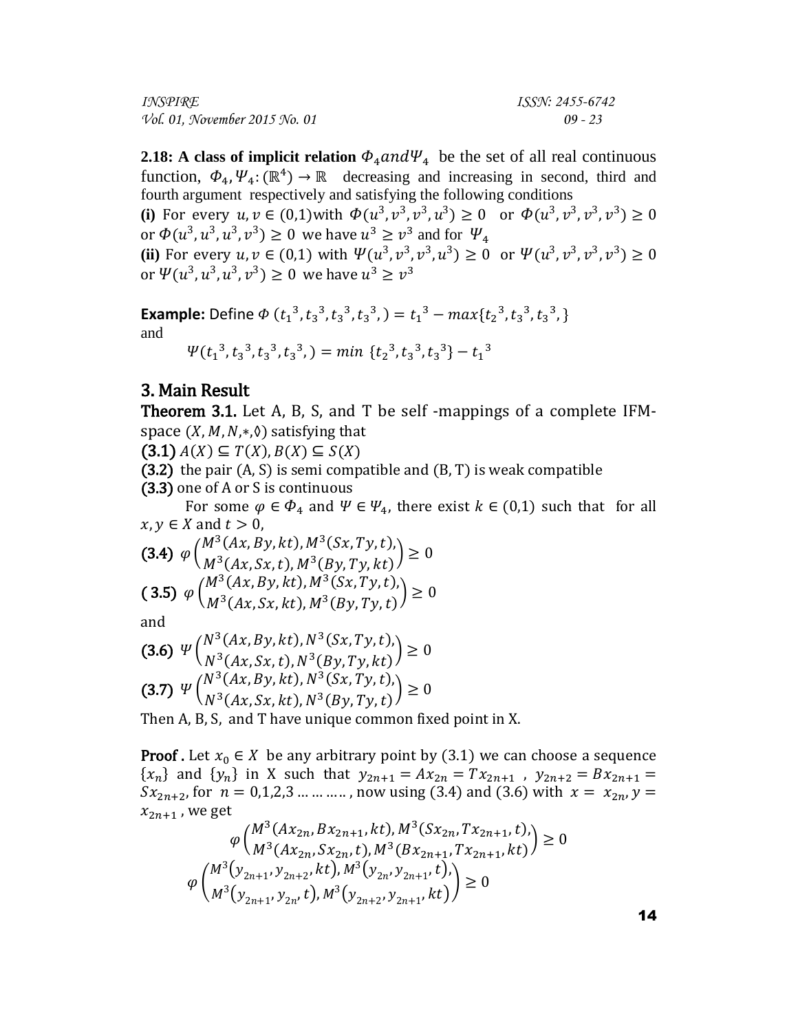**2.18: A class of implicit relation** $\Phi_4 and \Psi_4$ be the set of all real continuous function, $\Phi_4, \Psi_4 : (\mathbb{R}^4) \to \mathbb{R}$ decreasing and increasing in second, third and fourth argument respectively and satisfying the following conditions

**(i)** For every $u, v \in (0,1)$with $\Phi(u^3, v^3, v^3, u^3) \geq 0$ or $\Phi(u^3, v^3, v^3, v^3) \geq 0$ or $\Phi(u^3, u^3, u^3, v^3) \geq 0$ we have $u^3 \geq v^3$ and for $\Psi_4$

**(ii)** For every $u, v \in (0,1)$ with $\Psi(u^3, v^3, v^3, u^3) \geq 0$ or $\Psi(u^3, v^3, v^3, v^3) \geq 0$ or $\Psi(u^3, u^3, u^3, v^3) \geq 0$ we have $u^3 \geq v^3$

**Example:** Define $\Phi\,({t_1}^3, {t_3}^3, {t_3}^3, {t_3}^3,) = {t_1}^3 - max\{{t_2}^3, {t_3}^3, {t_3}^3,\}$
and

$$\Psi({t_1}^3, {t_3}^3, {t_3}^3, {t_3}^3,) = min\ \{{t_2}^3, {t_3}^3, {t_3}^3\} - {t_1}^3$$

## 3. Main Result

**Theorem 3.1.** Let A, B, S, and T be self -mappings of a complete IFM-space $(X, M, N, *, \lozenge)$ satisfying that

**(3.1)** $A(X) \subseteq T(X), B(X) \subseteq S(X)$

**(3.2)** the pair (A, S) is semi compatible and (B, T) is weak compatible

**(3.3)** one of A or S is continuous

For some $\varphi \in \Phi_4$ and $\Psi \in \Psi_4$, there exist $k \in (0,1)$ such that for all $x, y \in X$ and $t > 0$,

**(3.4)** $\varphi\begin{pmatrix} M^3(Ax, By, kt), M^3(Sx, Ty, t), \\ M^3(Ax, Sx, t), M^3(By, Ty, kt) \end{pmatrix} \geq 0$

**( 3.5)** $\varphi\begin{pmatrix} M^3(Ax, By, kt), M^3(Sx, Ty, t), \\ M^3(Ax, Sx, kt), M^3(By, Ty, t) \end{pmatrix} \geq 0$

and

**(3.6)** $\Psi\begin{pmatrix} N^3(Ax, By, kt), N^3(Sx, Ty, t), \\ N^3(Ax, Sx, t), N^3(By, Ty, kt) \end{pmatrix} \geq 0$

**(3.7)** $\Psi\begin{pmatrix} N^3(Ax, By, kt), N^3(Sx, Ty, t), \\ N^3(Ax, Sx, kt), N^3(By, Ty, t) \end{pmatrix} \geq 0$

Then A, B, S, and T have unique common fixed point in X.

**Proof .** Let $x_0 \in X$ be any arbitrary point by (3.1) we can choose a sequence $\{x_n\}$ and $\{y_n\}$ in X such that $y_{2n+1} = Ax_{2n} = Tx_{2n+1}$ , $y_{2n+2} = Bx_{2n+1} = Sx_{2n+2}$, for $n = 0,1,2,3 \dots \dots \dots$, now using (3.4) and (3.6) with $x = x_{2n}, y = x_{2n+1}$ , we get

$$\varphi\begin{pmatrix} M^3(Ax_{2n}, Bx_{2n+1}, kt), M^3(Sx_{2n}, Tx_{2n+1}, t), \\ M^3(Ax_{2n}, Sx_{2n}, t), M^3(Bx_{2n+1}, Tx_{2n+1}, kt) \end{pmatrix} \geq 0$$

$$\varphi\begin{pmatrix} M^3(y_{2n+1}, y_{2n+2}, kt), M^3(y_{2n}, y_{2n+1}, t), \\ M^3(y_{2n+1}, y_{2n}, t), M^3(y_{2n+2}, y_{2n+1}, kt) \end{pmatrix} \geq 0$$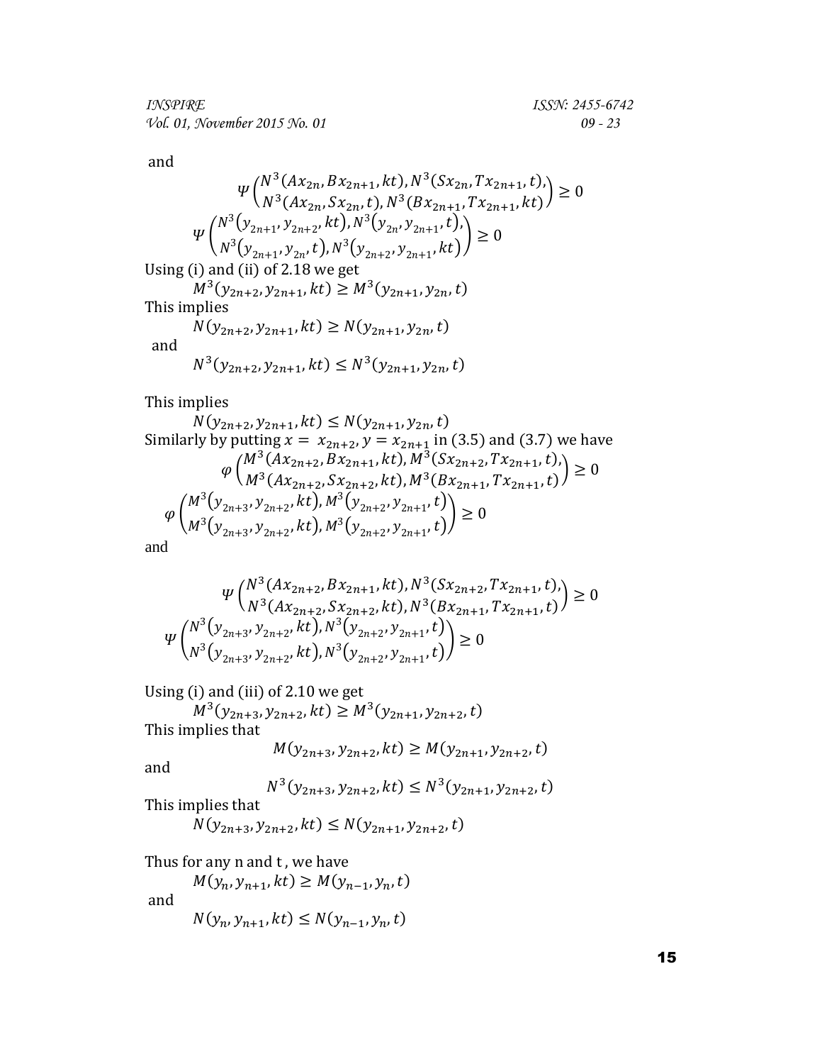and

$$\Psi\begin{pmatrix} N^3(Ax_{2n}, Bx_{2n+1}, kt), N^3(Sx_{2n}, Tx_{2n+1}, t), \\ N^3(Ax_{2n}, Sx_{2n}, t), N^3(Bx_{2n+1}, Tx_{2n+1}, kt) \end{pmatrix} \geq 0$$

$$\Psi\begin{pmatrix} N^3(y_{2n+1}, y_{2n+2}, kt), N^3(y_{2n}, y_{2n+1}, t), \\ N^3(y_{2n+1}, y_{2n}, t), N^3(y_{2n+2}, y_{2n+1}, kt) \end{pmatrix} \geq 0$$

Using (i) and (ii) of 2.18 we get

$$M^3(y_{2n+2}, y_{2n+1}, kt) \geq M^3(y_{2n+1}, y_{2n}, t)$$

This implies

$$N(y_{2n+2}, y_{2n+1}, kt) \geq N(y_{2n+1}, y_{2n}, t)$$

and

$$N^3(y_{2n+2}, y_{2n+1}, kt) \leq N^3(y_{2n+1}, y_{2n}, t)$$

This implies

$$N(y_{2n+2}, y_{2n+1}, kt) \leq N(y_{2n+1}, y_{2n}, t)$$

Similarly by putting $x = x_{2n+2}, y = x_{2n+1}$ in (3.5) and (3.7) we have

$$\varphi\begin{pmatrix} M^3(Ax_{2n+2}, Bx_{2n+1}, kt), M^3(Sx_{2n+2}, Tx_{2n+1}, t), \\ M^3(Ax_{2n+2}, Sx_{2n+2}, kt), M^3(Bx_{2n+1}, Tx_{2n+1}, t) \end{pmatrix} \geq 0$$

$$\varphi\begin{pmatrix} M^3(y_{2n+3}, y_{2n+2}, kt), M^3(y_{2n+2}, y_{2n+1}, t) \\ M^3(y_{2n+3}, y_{2n+2}, kt), M^3(y_{2n+2}, y_{2n+1}, t) \end{pmatrix} \geq 0$$

and

$$\Psi\begin{pmatrix} N^3(Ax_{2n+2}, Bx_{2n+1}, kt), N^3(Sx_{2n+2}, Tx_{2n+1}, t), \\ N^3(Ax_{2n+2}, Sx_{2n+2}, kt), N^3(Bx_{2n+1}, Tx_{2n+1}, t) \end{pmatrix} \geq 0$$

$$\Psi\begin{pmatrix} N^3(y_{2n+3}, y_{2n+2}, kt), N^3(y_{2n+2}, y_{2n+1}, t) \\ N^3(y_{2n+3}, y_{2n+2}, kt), N^3(y_{2n+2}, y_{2n+1}, t) \end{pmatrix} \geq 0$$

Using (i) and (iii) of 2.10 we get

$$M^3(y_{2n+3}, y_{2n+2}, kt) \geq M^3(y_{2n+1}, y_{2n+2}, t)$$

This implies that

$$M(y_{2n+3}, y_{2n+2}, kt) \geq M(y_{2n+1}, y_{2n+2}, t)$$

and

$$N^3(y_{2n+3}, y_{2n+2}, kt) \leq N^3(y_{2n+1}, y_{2n+2}, t)$$

This implies that

$$N(y_{2n+3}, y_{2n+2}, kt) \leq N(y_{2n+1}, y_{2n+2}, t)$$

Thus for any n and t , we have

$$M(y_n, y_{n+1}, kt) \geq M(y_{n-1}, y_n, t)$$

and

$$N(y_n, y_{n+1}, kt) \leq N(y_{n-1}, y_n, t)$$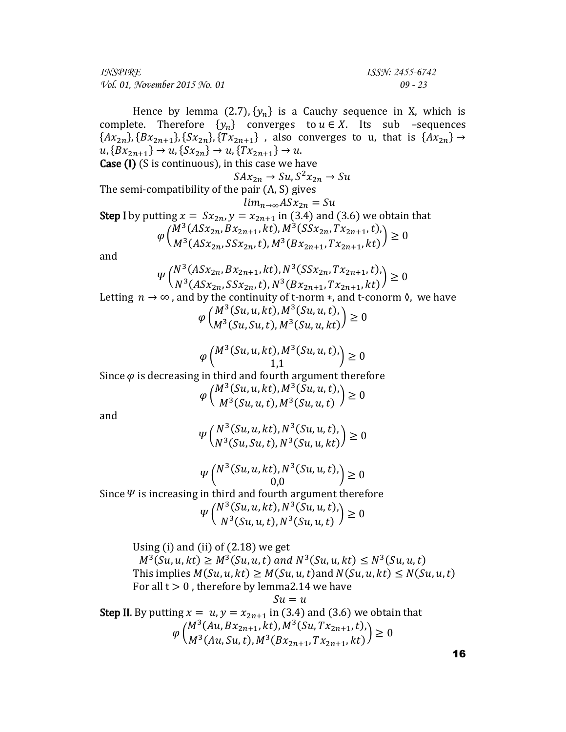Hence by lemma (2.7), $\{y_n\}$ is a Cauchy sequence in X, which is complete. Therefore $\{y_n\}$ converges to $u \in X$. Its sub –sequences $\{Ax_{2n}\}, \{Bx_{2n+1}\}, \{Sx_{2n}\}, \{Tx_{2n+1}\}$ , also converges to u, that is $\{Ax_{2n}\} \to u, \{Bx_{2n+1}\} \to u, \{Sx_{2n}\} \to u, \{Tx_{2n+1}\} \to u$.

**Case (I)** (S is continuous), in this case we have

$$SAx_{2n} \to Su, S^2x_{2n} \to Su$$

The semi-compatibility of the pair (A, S) gives

$$lim_{n\to\infty} ASx_{2n} = Su$$

**Step I** by putting $x = Sx_{2n}, y = x_{2n+1}$ in (3.4) and (3.6) we obtain that

$$\varphi\begin{pmatrix} M^3(ASx_{2n}, Bx_{2n+1}, kt), M^3(SSx_{2n}, Tx_{2n+1}, t), \\ M^3(ASx_{2n}, SSx_{2n}, t), M^3(Bx_{2n+1}, Tx_{2n+1}, kt) \end{pmatrix} \geq 0$$

and

$$\Psi\begin{pmatrix} N^3(ASx_{2n}, Bx_{2n+1}, kt), N^3(SSx_{2n}, Tx_{2n+1}, t), \\ N^3(ASx_{2n}, SSx_{2n}, t), N^3(Bx_{2n+1}, Tx_{2n+1}, kt) \end{pmatrix} \geq 0$$

Letting $n \to \infty$ , and by the continuity of t-norm $*$, and t-conorm $\Diamond$, we have

$$\varphi\begin{pmatrix} M^3(Su, u, kt), M^3(Su, u, t), \\ M^3(Su, Su, t), M^3(Su, u, kt) \end{pmatrix} \geq 0$$

$$\varphi\begin{pmatrix} M^3(Su, u, kt), M^3(Su, u, t), \\ 1,1 \end{pmatrix} \geq 0$$

Since $\varphi$ is decreasing in third and fourth argument therefore

$$\varphi\begin{pmatrix} M^3(Su, u, kt), M^3(Su, u, t), \\ M^3(Su, u, t), M^3(Su, u, t) \end{pmatrix} \geq 0$$

and

$$\Psi\begin{pmatrix} N^3(Su, u, kt), N^3(Su, u, t), \\ N^3(Su, Su, t), N^3(Su, u, kt) \end{pmatrix} \geq 0$$

$$\Psi\begin{pmatrix} N^3(Su, u, kt), N^3(Su, u, t), \\ 0,0 \end{pmatrix} \geq 0$$

Since $\Psi$ is increasing in third and fourth argument therefore

$$\Psi\begin{pmatrix} N^3(Su, u, kt), N^3(Su, u, t), \\ N^3(Su, u, t), N^3(Su, u, t) \end{pmatrix} \geq 0$$

Using (i) and (ii) of (2.18) we get

$M^3(Su, u, kt) \geq M^3(Su, u, t)$ *and* $N^3(Su, u, kt) \leq N^3(Su, u, t)$

This implies $M(Su, u, kt) \geq M(Su, u, t)$ and $N(Su, u, kt) \leq N(Su, u, t)$

For all $t > 0$ , therefore by lemma2.14 we have

$$Su = u$$

**Step II**. By putting $x = u, y = x_{2n+1}$ in (3.4) and (3.6) we obtain that

$$\varphi\begin{pmatrix} M^3(Au, Bx_{2n+1}, kt), M^3(Su, Tx_{2n+1}, t), \\ M^3(Au, Su, t), M^3(Bx_{2n+1}, Tx_{2n+1}, kt) \end{pmatrix} \geq 0$$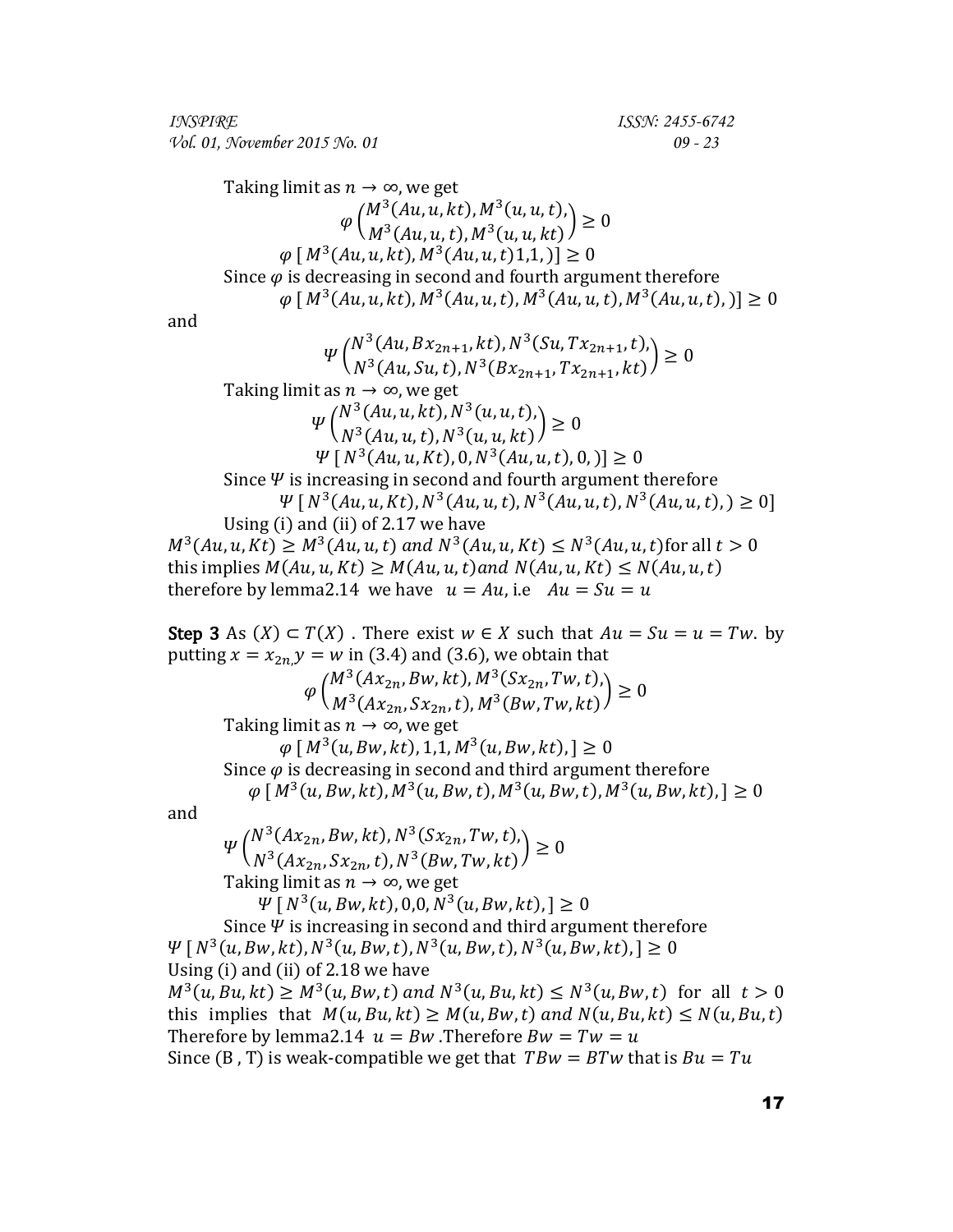Taking limit as $n \to \infty$, we get

$$\varphi \begin{pmatrix} M^3(Au, u, kt), M^3(u, u, t), \\ M^3(Au, u, t), M^3(u, u, kt) \end{pmatrix} \geq 0$$

$$\varphi \, [\, M^3(Au, u, kt), M^3(Au, u, t)1,1, )] \geq 0$$

Since $\varphi$ is decreasing in second and fourth argument therefore

$$\varphi \, [\, M^3(Au, u, kt), M^3(Au, u, t), M^3(Au, u, t), M^3(Au, u, t), )] \geq 0$$

and

$$\Psi \begin{pmatrix} N^3(Au, Bx_{2n+1}, kt), N^3(Su, Tx_{2n+1}, t), \\ N^3(Au, Su, t), N^3(Bx_{2n+1}, Tx_{2n+1}, kt) \end{pmatrix} \geq 0$$

Taking limit as $n \to \infty$, we get

$$\Psi \begin{pmatrix} N^3(Au, u, kt), N^3(u, u, t), \\ N^3(Au, u, t), N^3(u, u, kt) \end{pmatrix} \geq 0$$

$$\Psi \, [\, N^3(Au, u, Kt), 0, N^3(Au, u, t), 0, )] \geq 0$$

Since $\Psi$ is increasing in second and fourth argument therefore

$$\Psi \, [\, N^3(Au, u, Kt), N^3(Au, u, t), N^3(Au, u, t), N^3(Au, u, t), ) \geq 0]$$

Using (i) and (ii) of 2.17 we have

$M^3(Au, u, Kt) \geq M^3(Au, u, t)$ and $N^3(Au, u, Kt) \leq N^3(Au, u, t)$ for all $t > 0$

this implies $M(Au, u, Kt) \geq M(Au, u, t)$ and $N(Au, u, Kt) \leq N(Au, u, t)$

therefore by lemma2.14 we have $u = Au$, i.e $Au = Su = u$

**Step 3** As $(X) \subset T(X)$ . There exist $w \in X$ such that $Au = Su = u = Tw$. by putting $x = x_{2n,} y = w$ in (3.4) and (3.6), we obtain that

$$\varphi \begin{pmatrix} M^3(Ax_{2n}, Bw, kt), M^3(Sx_{2n}, Tw, t), \\ M^3(Ax_{2n}, Sx_{2n}, t), M^3(Bw, Tw, kt) \end{pmatrix} \geq 0$$

Taking limit as $n \to \infty$, we get

$$\varphi \, [\, M^3(u, Bw, kt), 1,1, M^3(u, Bw, kt), ] \geq 0$$

Since $\varphi$ is decreasing in second and third argument therefore

$$\varphi \, [\, M^3(u, Bw, kt), M^3(u, Bw, t), M^3(u, Bw, t), M^3(u, Bw, kt), ] \geq 0$$

and

$$\Psi \begin{pmatrix} N^3(Ax_{2n}, Bw, kt), N^3(Sx_{2n}, Tw, t), \\ N^3(Ax_{2n}, Sx_{2n}, t), N^3(Bw, Tw, kt) \end{pmatrix} \geq 0$$

Taking limit as $n \to \infty$, we get

$$\Psi \, [\, N^3(u, Bw, kt), 0,0, N^3(u, Bw, kt), ] \geq 0$$

Since $\Psi$ is increasing in second and third argument therefore

$$\Psi \, [\, N^3(u, Bw, kt), N^3(u, Bw, t), N^3(u, Bw, t), N^3(u, Bw, kt), ] \geq 0$$

Using (i) and (ii) of 2.18 we have

$M^3(u, Bu, kt) \geq M^3(u, Bw, t)$ and $N^3(u, Bu, kt) \leq N^3(u, Bw, t)$ for all $t > 0$

this implies that $M(u, Bu, kt) \geq M(u, Bw, t)$ and $N(u, Bu, kt) \leq N(u, Bu, t)$

Therefore by lemma2.14 $u = Bw$ .Therefore $Bw = Tw = u$

Since (B , T) is weak-compatible we get that $TBw = BTw$ that is $Bu = Tu$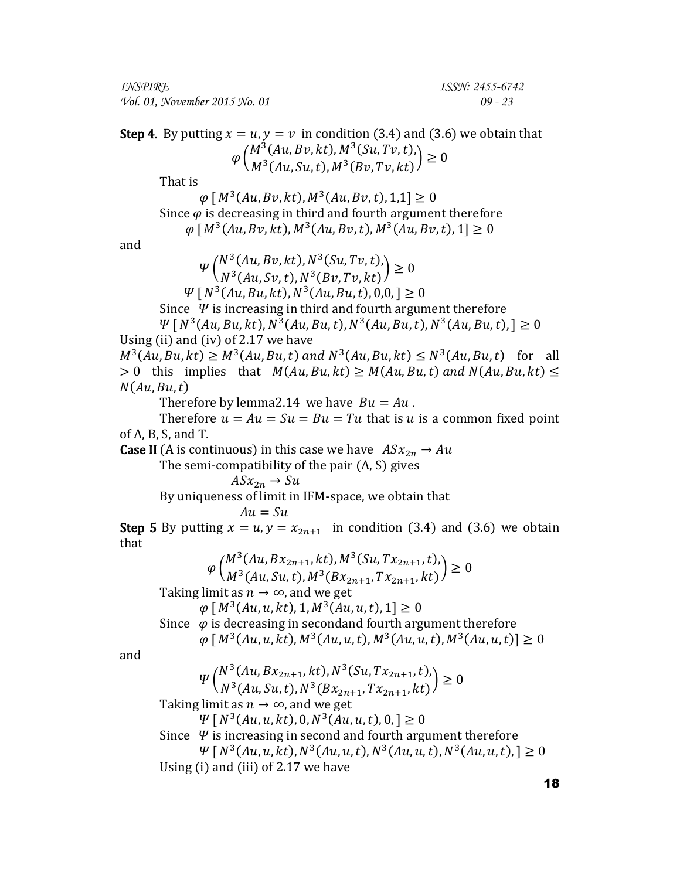**Step 4.** By putting $x = u, y = v$ in condition (3.4) and (3.6) we obtain that

$$\varphi\begin{pmatrix} M^3(Au, Bv, kt), M^3(Su, Tv, t), \\ M^3(Au, Su, t), M^3(Bv, Tv, kt) \end{pmatrix} \geq 0$$

That is

$$\varphi\,[\,M^3(Au, Bv, kt), M^3(Au, Bv, t), 1{,}1] \geq 0$$

Since $\varphi$ is decreasing in third and fourth argument therefore

$$\varphi\,[\,M^3(Au, Bv, kt), M^3(Au, Bv, t), M^3(Au, Bv, t), 1] \geq 0$$

and

$$\Psi\begin{pmatrix} N^3(Au, Bv, kt), N^3(Su, Tv, t), \\ N^3(Au, Sv, t), N^3(Bv, Tv, kt) \end{pmatrix} \geq 0$$

$$\Psi\,[\,N^3(Au, Bu, kt), N^3(Au, Bu, t), 0{,}0, ] \geq 0$$

Since $\Psi$ is increasing in third and fourth argument therefore

$$\Psi\,[\,N^3(Au, Bu, kt), N^3(Au, Bu, t), N^3(Au, Bu, t), N^3(Au, Bu, t), ] \geq 0$$

Using (ii) and (iv) of 2.17 we have

$M^3(Au, Bu, kt) \geq M^3(Au, Bu, t)$ and $N^3(Au, Bu, kt) \leq N^3(Au, Bu, t)$ for all $> 0$ this implies that $M(Au, Bu, kt) \geq M(Au, Bu, t)$ and $N(Au, Bu, kt) \leq N(Au, Bu, t)$

Therefore by lemma2.14 we have $Bu = Au$.

Therefore $u = Au = Su = Bu = Tu$ that is $u$ is a common fixed point of A, B, S, and T.

**Case II** (A is continuous) in this case we have $ASx_{2n} \rightarrow Au$

The semi-compatibility of the pair (A, S) gives

$$ASx_{2n} \rightarrow Su$$

By uniqueness of limit in IFM-space, we obtain that

$$Au = Su$$

**Step 5** By putting $x = u, y = x_{2n+1}$ in condition (3.4) and (3.6) we obtain that

$$\varphi\begin{pmatrix} M^3(Au, Bx_{2n+1}, kt), M^3(Su, Tx_{2n+1}, t), \\ M^3(Au, Su, t), M^3(Bx_{2n+1}, Tx_{2n+1}, kt) \end{pmatrix} \geq 0$$

Taking limit as $n \rightarrow \infty$, and we get

$$\varphi\,[\,M^3(Au, u, kt), 1, M^3(Au, u, t), 1] \geq 0$$

Since $\varphi$ is decreasing in secondand fourth argument therefore

$$\varphi\,[\,M^3(Au, u, kt), M^3(Au, u, t), M^3(Au, u, t), M^3(Au, u, t)] \geq 0$$

and

$$\Psi\begin{pmatrix} N^3(Au, Bx_{2n+1}, kt), N^3(Su, Tx_{2n+1}, t), \\ N^3(Au, Su, t), N^3(Bx_{2n+1}, Tx_{2n+1}, kt) \end{pmatrix} \geq 0$$

Taking limit as $n \rightarrow \infty$, and we get

$$\Psi\,[\,N^3(Au, u, kt), 0, N^3(Au, u, t), 0, ] \geq 0$$

Since $\Psi$ is increasing in second and fourth argument therefore

$$\Psi\,[\,N^3(Au, u, kt), N^3(Au, u, t), N^3(Au, u, t), N^3(Au, u, t), ] \geq 0$$

Using (i) and (iii) of 2.17 we have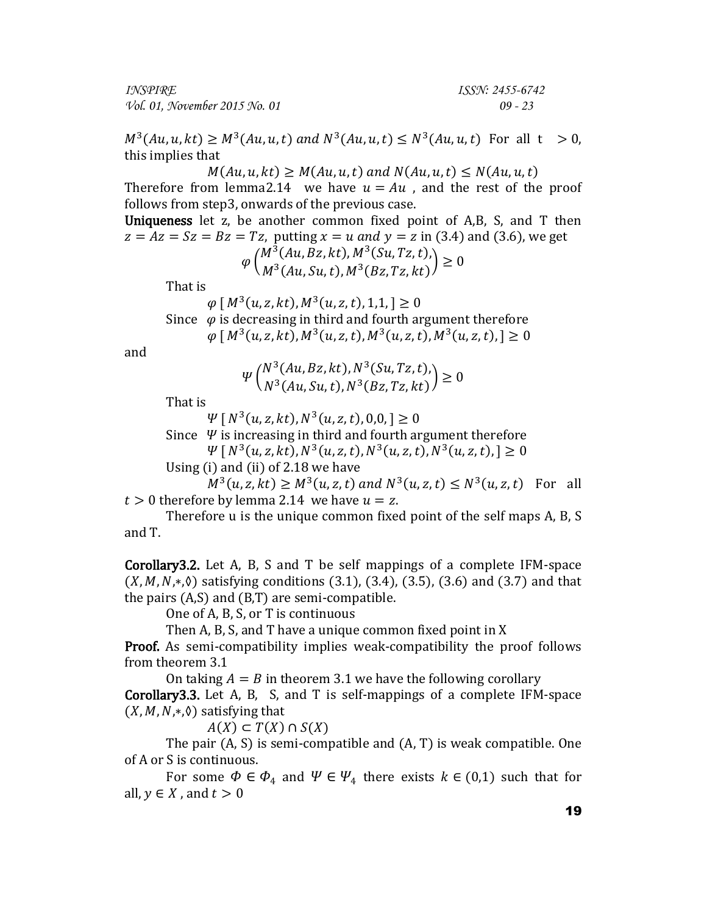$M^3(Au, u, kt) \geq M^3(Au, u, t)$ and $N^3(Au, u, t) \leq N^3(Au, u, t)$ For all $t > 0$, this implies that

$$M(Au, u, kt) \geq M(Au, u, t) \text{ and } N(Au, u, t) \leq N(Au, u, t)$$

Therefore from lemma2.14 we have $u = Au$ , and the rest of the proof follows from step3, onwards of the previous case.

**Uniqueness** let z, be another common fixed point of A,B, S, and T then $z = Az = Sz = Bz = Tz$, putting $x = u$ and $y = z$ in (3.4) and (3.6), we get

$$\varphi \begin{pmatrix} M^3(Au, Bz, kt), M^3(Su, Tz, t), \\ M^3(Au, Su, t), M^3(Bz, Tz, kt) \end{pmatrix} \geq 0$$

That is

$$\varphi\, [\, M^3(u, z, kt), M^3(u, z, t), 1, 1, ] \geq 0$$

Since $\varphi$ is decreasing in third and fourth argument therefore

$$\varphi\, [\, M^3(u, z, kt), M^3(u, z, t), M^3(u, z, t), M^3(u, z, t), ] \geq 0$$

and

$$\Psi \begin{pmatrix} N^3(Au, Bz, kt), N^3(Su, Tz, t), \\ N^3(Au, Su, t), N^3(Bz, Tz, kt) \end{pmatrix} \geq 0$$

That is

$$\Psi\, [\, N^3(u, z, kt), N^3(u, z, t), 0, 0, ] \geq 0$$

Since $\Psi$ is increasing in third and fourth argument therefore

$$\Psi\, [\, N^3(u, z, kt), N^3(u, z, t), N^3(u, z, t), N^3(u, z, t), ] \geq 0$$

Using (i) and (ii) of 2.18 we have

$$M^3(u, z, kt) \geq M^3(u, z, t) \text{ and } N^3(u, z, t) \leq N^3(u, z, t)$$ For all $t > 0$ therefore by lemma 2.14 we have $u = z$.

Therefore u is the unique common fixed point of the self maps A, B, S and T.

**Corollary3.2.** Let A, B, S and T be self mappings of a complete IFM-space $(X, M, N, *, \Diamond)$ satisfying conditions (3.1), (3.4), (3.5), (3.6) and (3.7) and that the pairs (A,S) and (B,T) are semi-compatible.

One of A, B, S, or T is continuous

Then A, B, S, and T have a unique common fixed point in X

**Proof.** As semi-compatibility implies weak-compatibility the proof follows from theorem 3.1

On taking $A = B$ in theorem 3.1 we have the following corollary

**Corollary3.3.** Let A, B, S, and T is self-mappings of a complete IFM-space $(X, M, N, *, \Diamond)$ satisfying that

$$A(X) \subset T(X) \cap S(X)$$

The pair (A, S) is semi-compatible and (A, T) is weak compatible. One of A or S is continuous.

For some $\Phi \in \Phi_4$ and $\Psi \in \Psi_4$ there exists $k \in (0,1)$ such that for all, $y \in X$ , and $t > 0$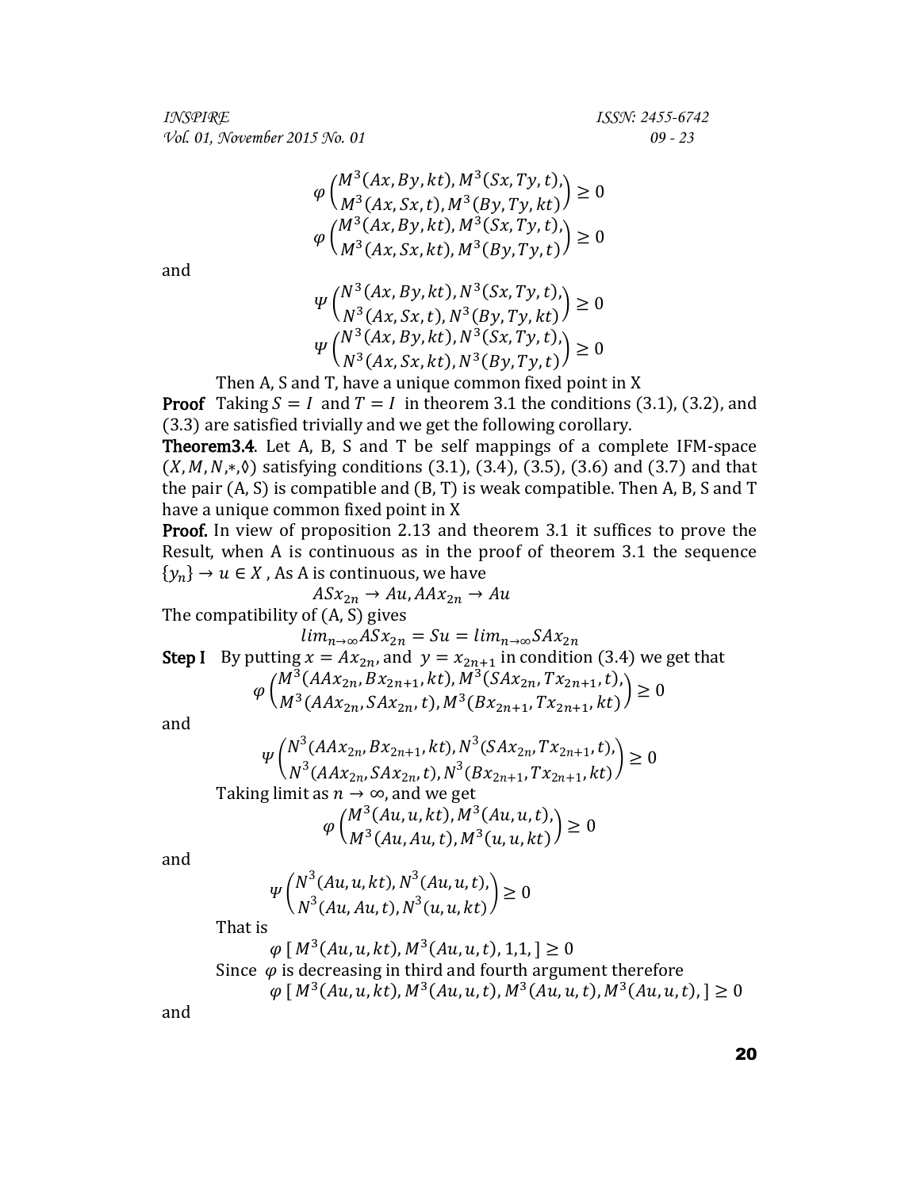$$\varphi\begin{pmatrix} M^3(Ax, By, kt), M^3(Sx, Ty, t), \\ M^3(Ax, Sx, t), M^3(By, Ty, kt) \end{pmatrix} \geq 0$$

$$\varphi\begin{pmatrix} M^3(Ax, By, kt), M^3(Sx, Ty, t), \\ M^3(Ax, Sx, kt), M^3(By, Ty, t) \end{pmatrix} \geq 0$$

and

$$\Psi\begin{pmatrix} N^3(Ax, By, kt), N^3(Sx, Ty, t), \\ N^3(Ax, Sx, t), N^3(By, Ty, kt) \end{pmatrix} \geq 0$$

$$\Psi\begin{pmatrix} N^3(Ax, By, kt), N^3(Sx, Ty, t), \\ N^3(Ax, Sx, kt), N^3(By, Ty, t) \end{pmatrix} \geq 0$$

Then A, S and T, have a unique common fixed point in X

**Proof** Taking $S = I$ and $T = I$ in theorem 3.1 the conditions (3.1), (3.2), and (3.3) are satisfied trivially and we get the following corollary.

**Theorem3.4**. Let A, B, S and T be self mappings of a complete IFM-space $(X, M, N, *, \Diamond)$ satisfying conditions (3.1), (3.4), (3.5), (3.6) and (3.7) and that the pair (A, S) is compatible and (B, T) is weak compatible. Then A, B, S and T have a unique common fixed point in X

**Proof.** In view of proposition 2.13 and theorem 3.1 it suffices to prove the Result, when A is continuous as in the proof of theorem 3.1 the sequence $\{y_n\} \to u \in X$ , As A is continuous, we have

$$ASx_{2n} \to Au, AAx_{2n} \to Au$$

The compatibility of (A, S) gives

$$lim_{n\to\infty} ASx_{2n} = Su = lim_{n\to\infty} SAx_{2n}$$

**Step I** By putting $x = Ax_{2n}$, and $y = x_{2n+1}$ in condition (3.4) we get that

$$\varphi\begin{pmatrix} M^3(AAx_{2n}, Bx_{2n+1}, kt), M^3(SAx_{2n}, Tx_{2n+1}, t), \\ M^3(AAx_{2n}, SAx_{2n}, t), M^3(Bx_{2n+1}, Tx_{2n+1}, kt) \end{pmatrix} \geq 0$$

and

$$\Psi\begin{pmatrix} N^3(AAx_{2n}, Bx_{2n+1}, kt), N^3(SAx_{2n}, Tx_{2n+1}, t), \\ N^3(AAx_{2n}, SAx_{2n}, t), N^3(Bx_{2n+1}, Tx_{2n+1}, kt) \end{pmatrix} \geq 0$$

Taking limit as $n \to \infty$, and we get

$$\varphi\begin{pmatrix} M^3(Au, u, kt), M^3(Au, u, t), \\ M^3(Au, Au, t), M^3(u, u, kt) \end{pmatrix} \geq 0$$

and

$$\Psi\begin{pmatrix} N^3(Au, u, kt), N^3(Au, u, t), \\ N^3(Au, Au, t), N^3(u, u, kt) \end{pmatrix} \geq 0$$

That is

$$\varphi\,[\, M^3(Au, u, kt), M^3(Au, u, t), 1, 1, ] \geq 0$$

Since $\varphi$ is decreasing in third and fourth argument therefore

$$\varphi\,[\, M^3(Au, u, kt), M^3(Au, u, t), M^3(Au, u, t), M^3(Au, u, t), ] \geq 0$$

and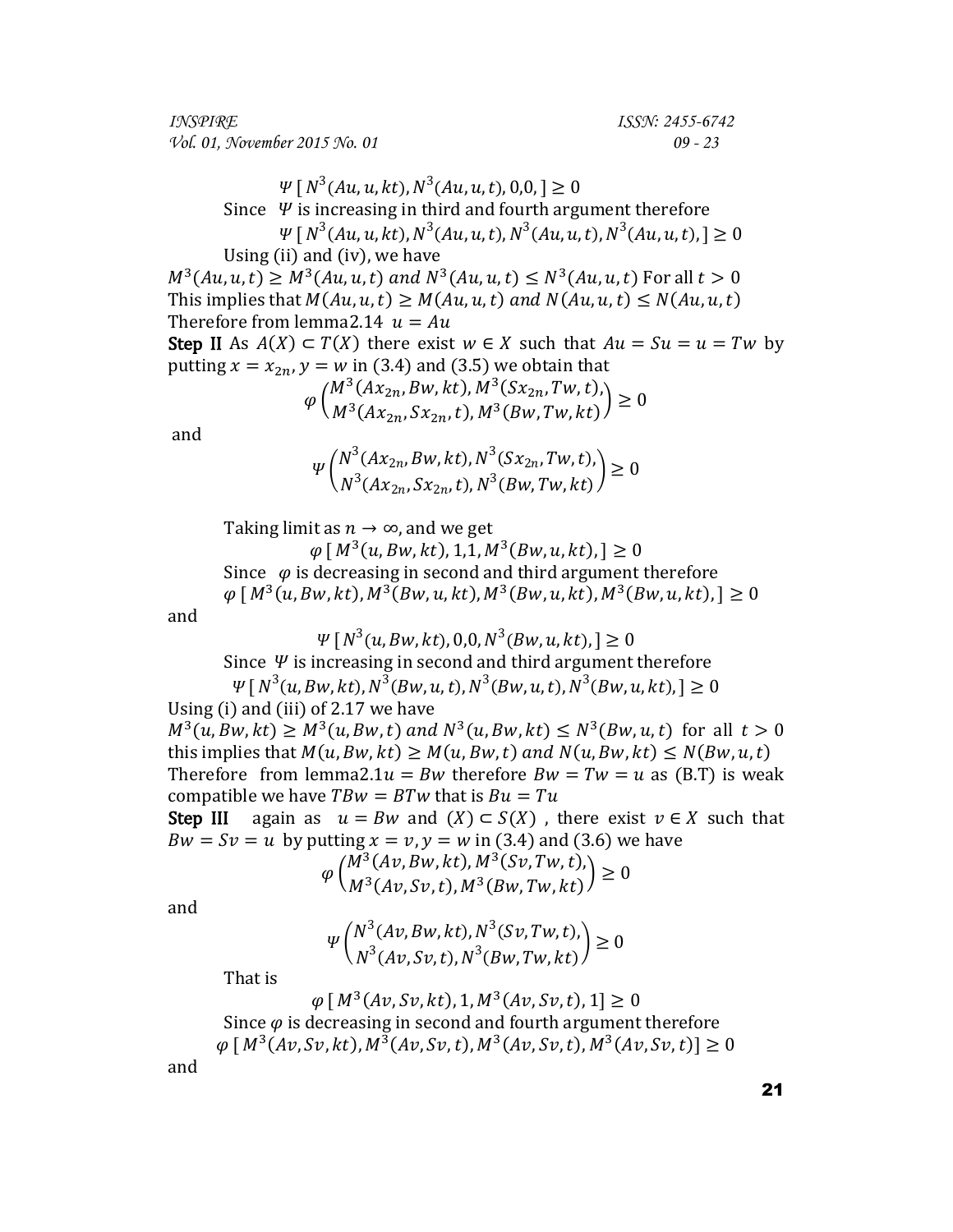$$\Psi\,[\,N^3(Au,u,kt),N^3(Au,u,t),0,0,]\geq 0$$

Since $\Psi$ is increasing in third and fourth argument therefore

$$\Psi\,[\,N^3(Au,u,kt),N^3(Au,u,t),N^3(Au,u,t),N^3(Au,u,t),]\geq 0$$

Using (ii) and (iv), we have

$M^3(Au,u,t)\geq M^3(Au,u,t)$ *and* $N^3(Au,u,t)\leq N^3(Au,u,t)$ For all $t>0$

This implies that $M(Au,u,t)\geq M(Au,u,t)$ *and* $N(Au,u,t)\leq N(Au,u,t)$

Therefore from lemma2.14 $u=Au$

**Step II** As $A(X)\subset T(X)$ there exist $w\in X$ such that $Au=Su=u=Tw$ by putting $x=x_{2n}, y=w$ in (3.4) and (3.5) we obtain that

$$\varphi\begin{pmatrix}M^3(Ax_{2n},Bw,kt),M^3(Sx_{2n},Tw,t),\\ M^3(Ax_{2n},Sx_{2n},t),M^3(Bw,Tw,kt)\end{pmatrix}\geq 0$$

and

$$\Psi\begin{pmatrix}N^3(Ax_{2n},Bw,kt),N^3(Sx_{2n},Tw,t),\\ N^3(Ax_{2n},Sx_{2n},t),N^3(Bw,Tw,kt)\end{pmatrix}\geq 0$$

Taking limit as $n\to\infty$, and we get

$$\varphi\,[\,M^3(u,Bw,kt),1,1,M^3(Bw,u,kt),]\geq 0$$

Since $\varphi$ is decreasing in second and third argument therefore

$$\varphi\,[\,M^3(u,Bw,kt),M^3(Bw,u,kt),M^3(Bw,u,kt),M^3(Bw,u,kt),]\geq 0$$

and

$$\Psi\,[\,N^3(u,Bw,kt),0,0,N^3(Bw,u,kt),]\geq 0$$

Since $\Psi$ is increasing in second and third argument therefore

$$\Psi\,[\,N^3(u,Bw,kt),N^3(Bw,u,t),N^3(Bw,u,t),N^3(Bw,u,kt),]\geq 0$$

Using (i) and (iii) of 2.17 we have

$M^3(u,Bw,kt)\geq M^3(u,Bw,t)$ *and* $N^3(u,Bw,kt)\leq N^3(Bw,u,t)$ for all $t>0$

this implies that $M(u,Bw,kt)\geq M(u,Bw,t)$ *and* $N(u,Bw,kt)\leq N(Bw,u,t)$

Therefore from lemma2.1$u=Bw$ therefore $Bw=Tw=u$ as (B.T) is weak compatible we have $TBw=BTw$ that is $Bu=Tu$

**Step III** again as $u=Bw$ and $(X)\subset S(X)$ , there exist $v\in X$ such that $Bw=Sv=u$ by putting $x=v, y=w$ in (3.4) and (3.6) we have

$$\varphi\begin{pmatrix}M^3(Av,Bw,kt),M^3(Sv,Tw,t),\\ M^3(Av,Sv,t),M^3(Bw,Tw,kt)\end{pmatrix}\geq 0$$

and

$$\Psi\begin{pmatrix}N^3(Av,Bw,kt),N^3(Sv,Tw,t),\\ N^3(Av,Sv,t),N^3(Bw,Tw,kt)\end{pmatrix}\geq 0$$

That is

$$\varphi\,[\,M^3(Av,Sv,kt),1,M^3(Av,Sv,t),1]\geq 0$$

Since $\varphi$ is decreasing in second and fourth argument therefore

$$\varphi\,[\,M^3(Av,Sv,kt),M^3(Av,Sv,t),M^3(Av,Sv,t),M^3(Av,Sv,t)]\geq 0$$

and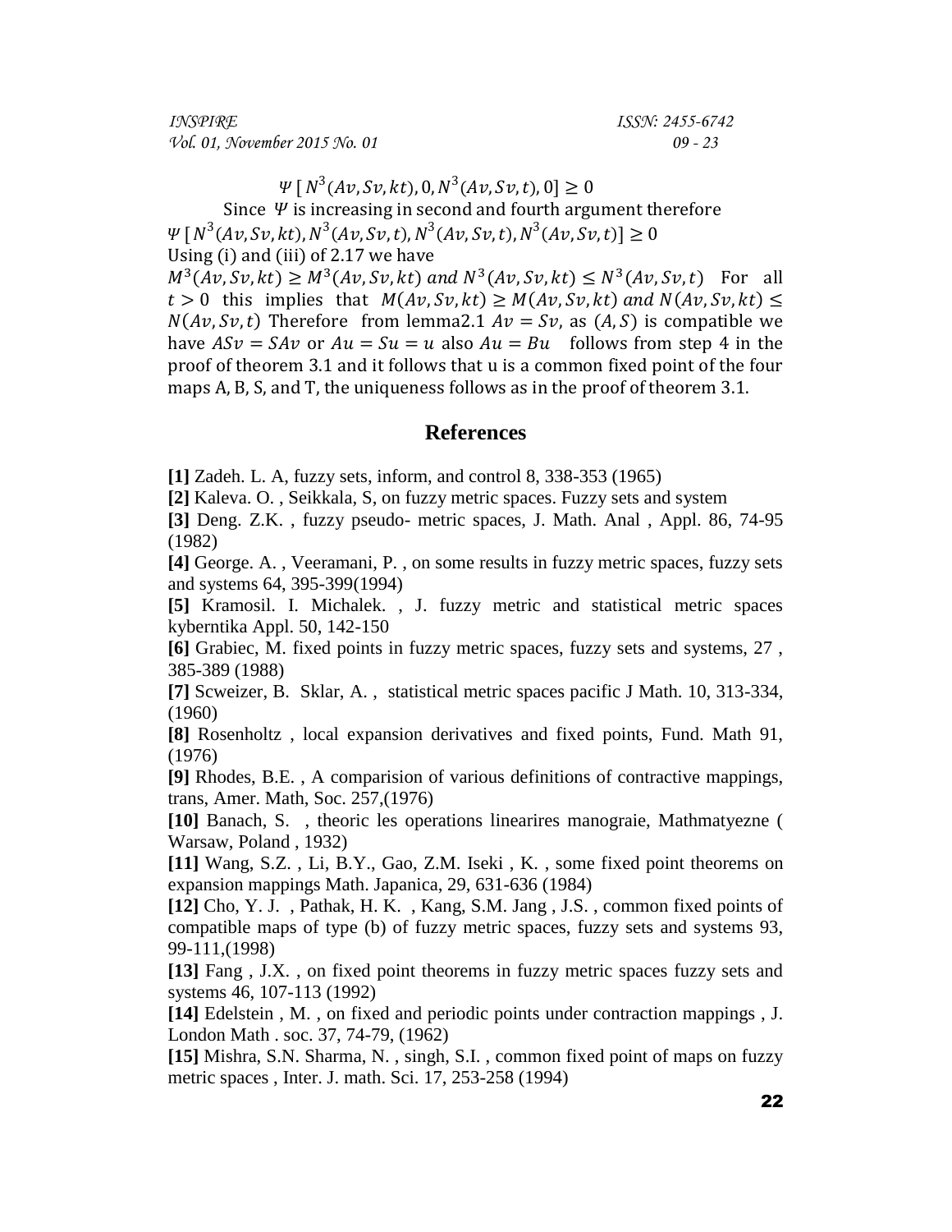$$\Psi\,[\,N^3(Av,Sv,kt),0,N^3(Av,Sv,t),0] \geq 0$$

Since $\Psi$ is increasing in second and fourth argument therefore

$\Psi\,[\,N^3(Av,Sv,kt),N^3(Av,Sv,t),N^3(Av,Sv,t),N^3(Av,Sv,t)] \geq 0$

Using (i) and (iii) of 2.17 we have

$M^3(Av,Sv,kt) \geq M^3(Av,Sv,kt)$ *and* $N^3(Av,Sv,kt) \leq N^3(Av,Sv,t)$ For all $t > 0$ this implies that $M(Av,Sv,kt) \geq M(Av,Sv,kt)$ *and* $N(Av,Sv,kt) \leq N(Av,Sv,t)$ Therefore from lemma2.1 $Av = Sv$, as $(A,S)$ is compatible we have $ASv = SAv$ or $Au = Su = u$ also $Au = Bu$ follows from step 4 in the proof of theorem 3.1 and it follows that u is a common fixed point of the four maps A, B, S, and T, the uniqueness follows as in the proof of theorem 3.1.

## References

**[1]** Zadeh. L. A, fuzzy sets, inform, and control 8, 338-353 (1965)

**[2]** Kaleva. O. , Seikkala, S, on fuzzy metric spaces. Fuzzy sets and system

**[3]** Deng. Z.K. , fuzzy pseudo- metric spaces, J. Math. Anal , Appl. 86, 74-95 (1982)

**[4]** George. A. , Veeramani, P. , on some results in fuzzy metric spaces, fuzzy sets and systems 64, 395-399(1994)

**[5]** Kramosil. I. Michalek. , J. fuzzy metric and statistical metric spaces kyberntika Appl. 50, 142-150

**[6]** Grabiec, M. fixed points in fuzzy metric spaces, fuzzy sets and systems, 27 , 385-389 (1988)

**[7]** Scweizer, B. Sklar, A. , statistical metric spaces pacific J Math. 10, 313-334, (1960)

**[8]** Rosenholtz , local expansion derivatives and fixed points, Fund. Math 91, (1976)

**[9]** Rhodes, B.E. , A comparision of various definitions of contractive mappings, trans, Amer. Math, Soc. 257,(1976)

**[10]** Banach, S. , theoric les operations linearires manograie, Mathmatyezne ( Warsaw, Poland , 1932)

**[11]** Wang, S.Z. , Li, B.Y., Gao, Z.M. Iseki , K. , some fixed point theorems on expansion mappings Math. Japanica, 29, 631-636 (1984)

**[12]** Cho, Y. J. , Pathak, H. K. , Kang, S.M. Jang , J.S. , common fixed points of compatible maps of type (b) of fuzzy metric spaces, fuzzy sets and systems 93, 99-111,(1998)

**[13]** Fang , J.X. , on fixed point theorems in fuzzy metric spaces fuzzy sets and systems 46, 107-113 (1992)

**[14]** Edelstein , M. , on fixed and periodic points under contraction mappings , J. London Math . soc. 37, 74-79, (1962)

**[15]** Mishra, S.N. Sharma, N. , singh, S.I. , common fixed point of maps on fuzzy metric spaces , Inter. J. math. Sci. 17, 253-258 (1994)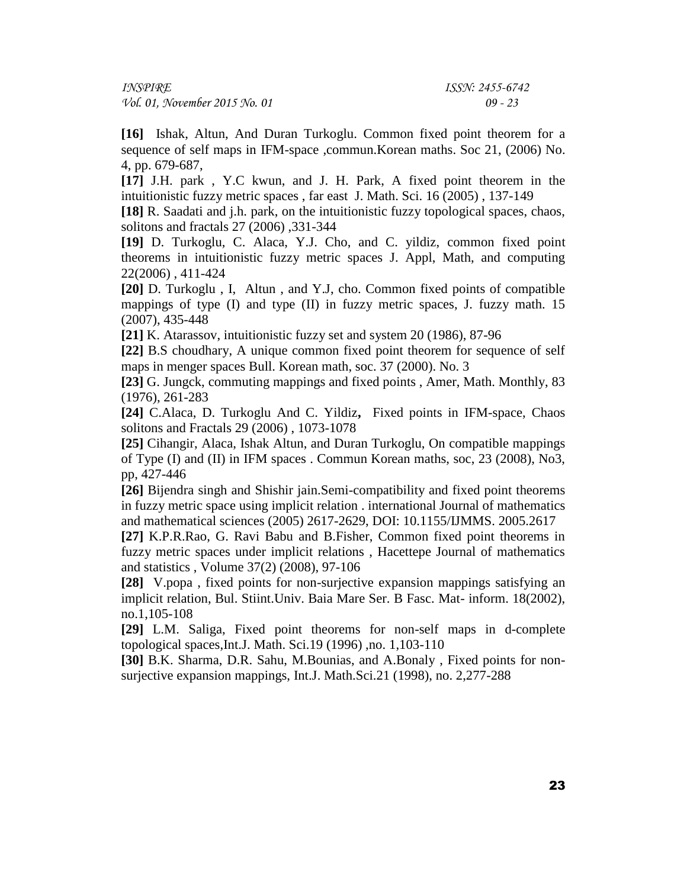**[16]** Ishak, Altun, And Duran Turkoglu. Common fixed point theorem for a sequence of self maps in IFM-space ,commun.Korean maths. Soc 21, (2006) No. 4, pp. 679-687,

**[17]** J.H. park , Y.C kwun, and J. H. Park, A fixed point theorem in the intuitionistic fuzzy metric spaces , far east J. Math. Sci. 16 (2005) , 137-149

**[18]** R. Saadati and j.h. park, on the intuitionistic fuzzy topological spaces, chaos, solitons and fractals 27 (2006) ,331-344

**[19]** D. Turkoglu, C. Alaca, Y.J. Cho, and C. yildiz, common fixed point theorems in intuitionistic fuzzy metric spaces J. Appl, Math, and computing 22(2006) , 411-424

**[20]** D. Turkoglu , I, Altun , and Y.J, cho. Common fixed points of compatible mappings of type (I) and type (II) in fuzzy metric spaces, J. fuzzy math. 15 (2007), 435-448

**[21]** K. Atarassov, intuitionistic fuzzy set and system 20 (1986), 87-96

**[22]** B.S choudhary, A unique common fixed point theorem for sequence of self maps in menger spaces Bull. Korean math, soc. 37 (2000). No. 3

**[23]** G. Jungck, commuting mappings and fixed points , Amer, Math. Monthly, 83 (1976), 261-283

**[24]** C.Alaca, D. Turkoglu And C. Yildiz**,** Fixed points in IFM-space, Chaos solitons and Fractals 29 (2006) , 1073-1078

**[25]** Cihangir, Alaca, Ishak Altun, and Duran Turkoglu, On compatible mappings of Type (I) and (II) in IFM spaces . Commun Korean maths, soc, 23 (2008), No3, pp, 427-446

**[26]** Bijendra singh and Shishir jain.Semi-compatibility and fixed point theorems in fuzzy metric space using implicit relation . international Journal of mathematics and mathematical sciences (2005) 2617-2629, DOI: 10.1155/IJMMS. 2005.2617

**[27]** K.P.R.Rao, G. Ravi Babu and B.Fisher, Common fixed point theorems in fuzzy metric spaces under implicit relations , Hacettepe Journal of mathematics and statistics , Volume 37(2) (2008), 97-106

**[28]** V.popa , fixed points for non-surjective expansion mappings satisfying an implicit relation, Bul. Stiint.Univ. Baia Mare Ser. B Fasc. Mat- inform. 18(2002), no.1,105-108

**[29]** L.M. Saliga, Fixed point theorems for non-self maps in d-complete topological spaces,Int.J. Math. Sci.19 (1996) ,no. 1,103-110

**[30]** B.K. Sharma, D.R. Sahu, M.Bounias, and A.Bonaly , Fixed points for non-surjective expansion mappings, Int.J. Math.Sci.21 (1998), no. 2,277-288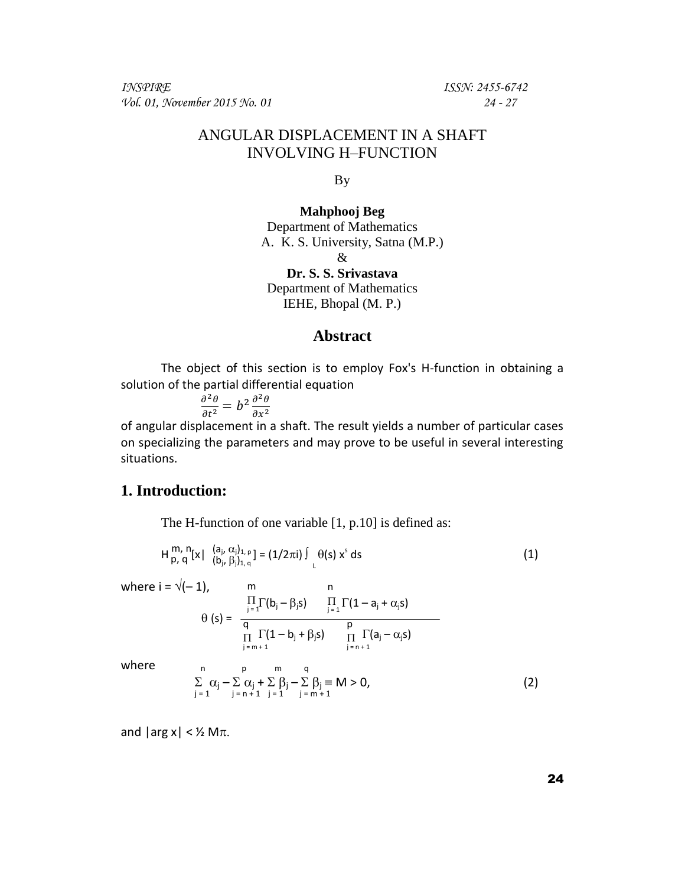# ANGULAR DISPLACEMENT IN A SHAFT INVOLVING H–FUNCTION

By

**Mahphooj Beg**
Department of Mathematics
A. K. S. University, Satna (M.P.)

&

**Dr. S. S. Srivastava**
Department of Mathematics
IEHE, Bhopal (M. P.)

## Abstract

The object of this section is to employ Fox's H-function in obtaining a solution of the partial differential equation

$$\frac{\partial^2 \theta}{\partial t^2} = b^2 \frac{\partial^2 \theta}{\partial x^2}$$

of angular displacement in a shaft. The result yields a number of particular cases on specializing the parameters and may prove to be useful in several interesting situations.

## 1. Introduction:

The H-function of one variable [1, p.10] is defined as:

$$H_{p,\,q}^{m,\,n}\left[x \,\middle|\, \begin{matrix} (a_j, \alpha_j)_{1,\,p} \\ (b_j, \beta_j)_{1,\,q} \end{matrix}\right] = (1/2\pi i) \int_L \theta(s)\, x^s\, ds \tag{1}$$

where $i = \sqrt{(-1)}$,

$$\theta(s) = \frac{\prod_{j=1}^{m} \Gamma(b_j - \beta_j s) \prod_{j=1}^{n} \Gamma(1 - a_j + \alpha_j s)}{\prod_{j=m+1}^{q} \Gamma(1 - b_j + \beta_j s) \prod_{j=n+1}^{p} \Gamma(a_j - \alpha_j s)}$$

where

$$\sum_{j=1}^{n} \alpha_j - \sum_{j=n+1}^{p} \alpha_j + \sum_{j=1}^{m} \beta_j - \sum_{j=m+1}^{q} \beta_j \equiv M > 0, \tag{2}$$

and $|\arg x| < \frac{1}{2} M\pi$.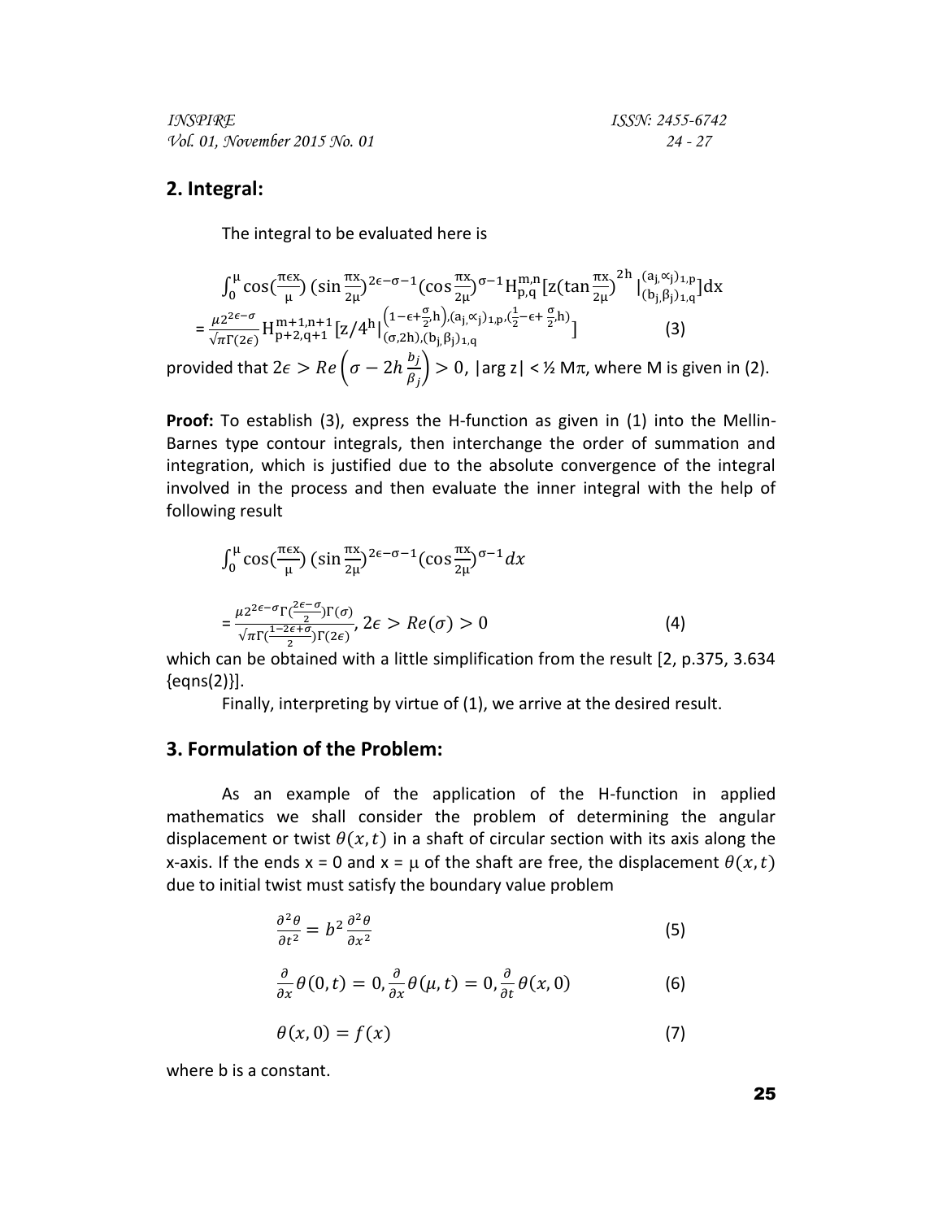## 2. Integral:

The integral to be evaluated here is

$$\int_0^{\mu} \cos(\tfrac{\pi \epsilon x}{\mu}) (\sin \tfrac{\pi x}{2\mu})^{2\epsilon-\sigma-1} (\cos \tfrac{\pi x}{2\mu})^{\sigma-1} H_{p,q}^{m,n}\left[z(\tan \tfrac{\pi x}{2\mu})^{2h} \Big|_{(b_j,\beta_j)_{1,q}}^{(a_j,\alpha_j)_{1,p}}\right] dx$$

$$= \frac{\mu 2^{2\epsilon-\sigma}}{\sqrt{\pi}\Gamma(2\epsilon)} H_{p+2,q+1}^{m+1,n+1}\left[z/4^h \Big|_{(\sigma,2h),(b_j,\beta_j)_{1,q}}^{\left(1-\epsilon+\frac{\sigma}{2},h\right),(a_j,\alpha_j)_{1,p},\left(\frac{1}{2}-\epsilon+\frac{\sigma}{2},h\right)}\right] \quad (3)$$

provided that $2\epsilon > Re\left(\sigma - 2h\frac{b_j}{\beta_j}\right) > 0$, $|\arg z| < ½ M\pi$, where M is given in (2).

**Proof:** To establish (3), express the H-function as given in (1) into the Mellin-Barnes type contour integrals, then interchange the order of summation and integration, which is justified due to the absolute convergence of the integral involved in the process and then evaluate the inner integral with the help of following result

$$\int_0^{\mu} \cos(\tfrac{\pi \epsilon x}{\mu}) (\sin \tfrac{\pi x}{2\mu})^{2\epsilon-\sigma-1} (\cos \tfrac{\pi x}{2\mu})^{\sigma-1} dx$$

$$= \frac{\mu 2^{2\epsilon-\sigma}\Gamma(\frac{2\epsilon-\sigma}{2})\Gamma(\sigma)}{\sqrt{\pi}\Gamma(\frac{1-2\epsilon+\sigma}{2})\Gamma(2\epsilon)}, \; 2\epsilon > Re(\sigma) > 0 \quad (4)$$

which can be obtained with a little simplification from the result [2, p.375, 3.634 {eqns(2)}].

Finally, interpreting by virtue of (1), we arrive at the desired result.

## 3. Formulation of the Problem:

As an example of the application of the H-function in applied mathematics we shall consider the problem of determining the angular displacement or twist $\theta(x,t)$ in a shaft of circular section with its axis along the x-axis. If the ends x = 0 and x = $\mu$ of the shaft are free, the displacement $\theta(x,t)$ due to initial twist must satisfy the boundary value problem

$$\frac{\partial^2 \theta}{\partial t^2} = b^2 \frac{\partial^2 \theta}{\partial x^2} \quad (5)$$

$$\frac{\partial}{\partial x}\theta(0,t) = 0, \frac{\partial}{\partial x}\theta(\mu,t) = 0, \frac{\partial}{\partial t}\theta(x,0) \quad (6)$$

$$\theta(x,0) = f(x) \quad (7)$$

where b is a constant.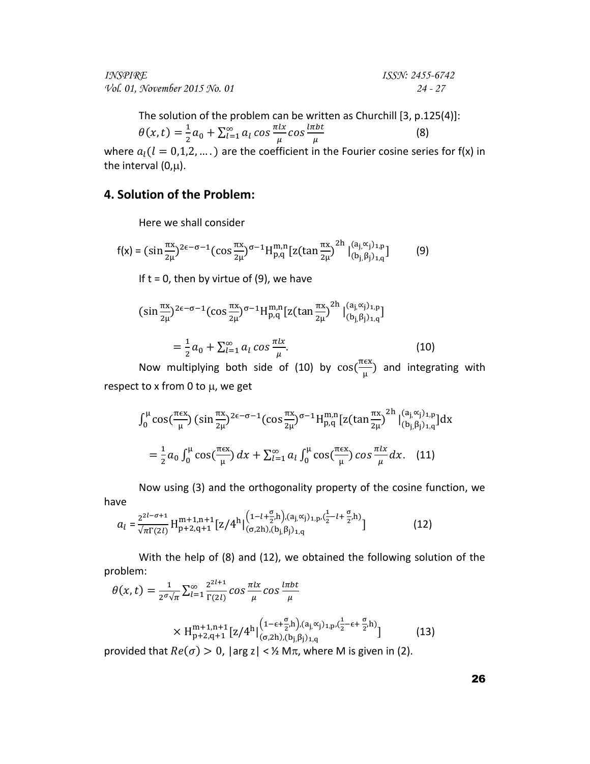The solution of the problem can be written as Churchill [3, p.125(4)]:

$$\theta(x,t) = \frac{1}{2}a_0 + \sum_{l=1}^{\infty} a_l \cos\frac{\pi l x}{\mu} \cos\frac{l\pi b t}{\mu} \tag{8}$$

where $a_l (l = 0,1,2, \ldots.)$ are the coefficient in the Fourier cosine series for f(x) in the interval (0,μ).

## 4. Solution of the Problem:

Here we shall consider

$$f(x) = (\sin\frac{\pi x}{2\mu})^{2\epsilon-\sigma-1}(\cos\frac{\pi x}{2\mu})^{\sigma-1} H_{p,q}^{m,n}\left[z(\tan\frac{\pi x}{2\mu})^{2h} \Big|_{(b_j,\beta_j)_{1,q}}^{(a_j,\propto_j)_{1,p}}\right] \tag{9}$$

If t = 0, then by virtue of (9), we have

$$(\sin\frac{\pi x}{2\mu})^{2\epsilon-\sigma-1}(\cos\frac{\pi x}{2\mu})^{\sigma-1} H_{p,q}^{m,n}\left[z(\tan\frac{\pi x}{2\mu})^{2h} \Big|_{(b_j,\beta_j)_{1,q}}^{(a_j,\propto_j)_{1,p}}\right]$$

$$= \frac{1}{2}a_0 + \sum_{l=1}^{\infty} a_l \cos\frac{\pi l x}{\mu}. \tag{10}$$

Now multiplying both side of (10) by $\cos(\frac{\pi\epsilon x}{\mu})$ and integrating with respect to x from 0 to μ, we get

$$\int_0^{\mu} \cos(\frac{\pi\epsilon x}{\mu}) (\sin\frac{\pi x}{2\mu})^{2\epsilon-\sigma-1}(\cos\frac{\pi x}{2\mu})^{\sigma-1} H_{p,q}^{m,n}\left[z(\tan\frac{\pi x}{2\mu})^{2h} \Big|_{(b_j,\beta_j)_{1,q}}^{(a_j,\propto_j)_{1,p}}\right]dx$$

$$= \frac{1}{2}a_0 \int_0^{\mu} \cos(\frac{\pi\epsilon x}{\mu})\, dx + \sum_{l=1}^{\infty} a_l \int_0^{\mu} \cos(\frac{\pi\epsilon x}{\mu}) \cos\frac{\pi l x}{\mu} dx. \tag{11}$$

Now using (3) and the orthogonality property of the cosine function, we have

$$a_l = \frac{2^{2l-\sigma+1}}{\sqrt{\pi}\Gamma(2l)} H_{p+2,q+1}^{m+1,n+1}\left[z/4^h \Big|_{(\sigma,2h),(b_j,\beta_j)_{1,q}}^{\left(1-l+\frac{\sigma}{2},h\right),(a_j,\propto_j)_{1,p},\left(\frac{1}{2}-l+\frac{\sigma}{2},h\right)}\right] \tag{12}$$

With the help of (8) and (12), we obtained the following solution of the problem:

$$\theta(x,t) = \frac{1}{2^{\sigma}\sqrt{\pi}} \sum_{l=1}^{\infty} \frac{2^{2l+1}}{\Gamma(2l)} \cos\frac{\pi l x}{\mu} \cos\frac{l\pi b t}{\mu}$$

$$\times H_{p+2,q+1}^{m+1,n+1}\left[z/4^h \Big|_{(\sigma,2h),(b_j,\beta_j)_{1,q}}^{\left(1-\epsilon+\frac{\sigma}{2},h\right),(a_j,\propto_j)_{1,p},\left(\frac{1}{2}-\epsilon+\frac{\sigma}{2},h\right)}\right] \tag{13}$$

provided that $Re(\sigma) > 0$, $|\arg z| < \frac{1}{2} M\pi$, where M is given in (2).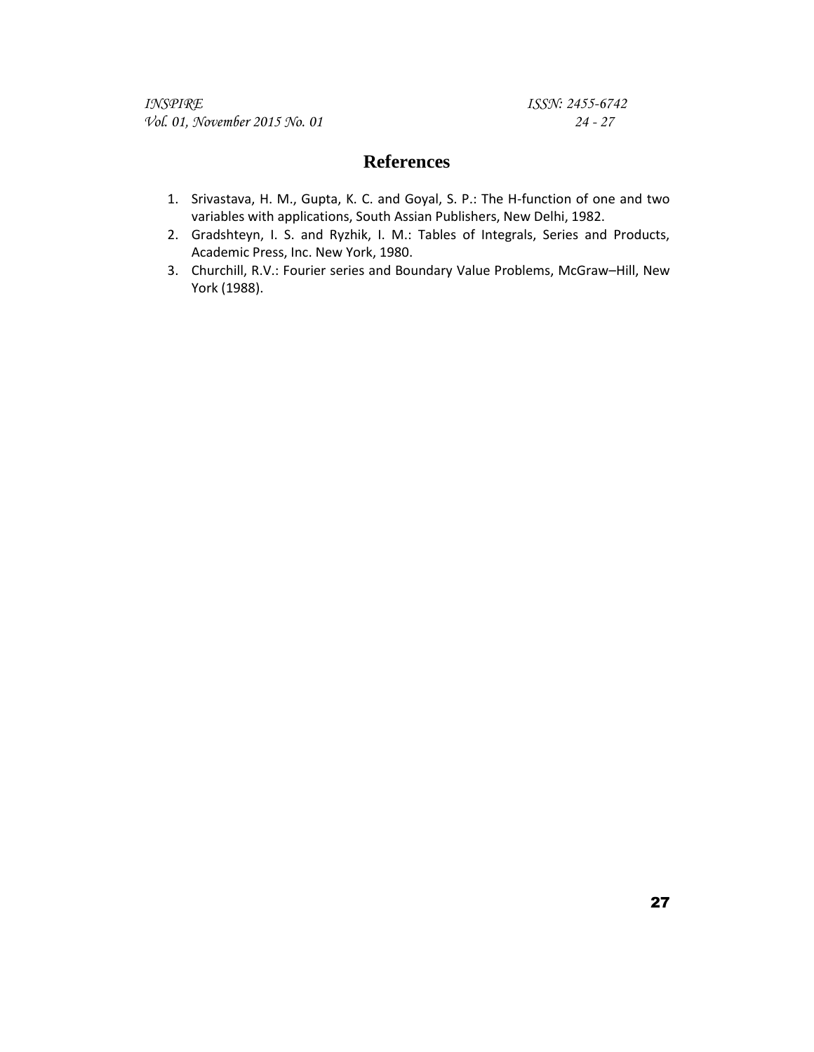## References

1. Srivastava, H. M., Gupta, K. C. and Goyal, S. P.: The H-function of one and two variables with applications, South Assian Publishers, New Delhi, 1982.
2. Gradshteyn, I. S. and Ryzhik, I. M.: Tables of Integrals, Series and Products, Academic Press, Inc. New York, 1980.
3. Churchill, R.V.: Fourier series and Boundary Value Problems, McGraw–Hill, New York (1988).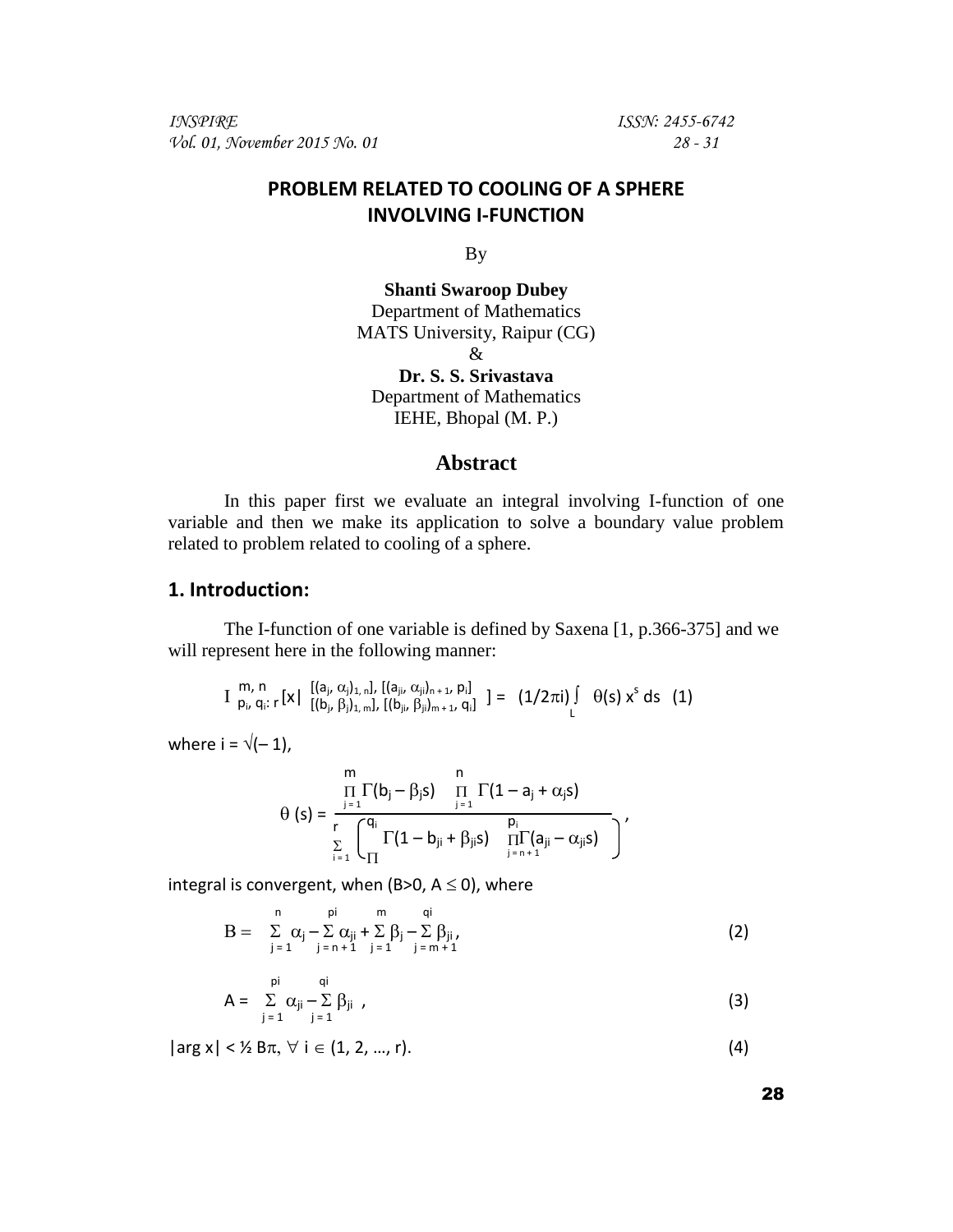# PROBLEM RELATED TO COOLING OF A SPHERE INVOLVING I-FUNCTION

By

**Shanti Swaroop Dubey**
Department of Mathematics
MATS University, Raipur (CG)
&
**Dr. S. S. Srivastava**
Department of Mathematics
IEHE, Bhopal (M. P.)

## Abstract

In this paper first we evaluate an integral involving I-function of one variable and then we make its application to solve a boundary value problem related to problem related to cooling of a sphere.

## 1. Introduction:

The I-function of one variable is defined by Saxena [1, p.366-375] and we will represent here in the following manner:

$$I^{m,\,n}_{p_i,\,q_i:\,r}\left[x\,\middle|\,\begin{matrix}[(a_j,\alpha_j)_{1,n}],\,[(a_{ji},\alpha_{ji})_{n+1},\,p_i]\\ [(b_j,\beta_j)_{1,m}],\,[(b_{ji},\beta_{ji})_{m+1},\,q_i]\end{matrix}\right] = (1/2\pi i)\int_L \theta(s)\,x^s\,ds \quad (1)$$

where $i = \sqrt{(-1)}$,

$$\theta(s) = \frac{\prod_{j=1}^{m}\Gamma(b_j - \beta_j s)\ \prod_{j=1}^{n}\Gamma(1 - a_j + \alpha_j s)}{\sum_{i=1}^{r}\left(\prod^{q_i}\Gamma(1 - b_{ji} + \beta_{ji} s)\ \prod_{j=n+1}^{p_i}\Gamma(a_{ji} - \alpha_{ji} s)\right)},$$

integral is convergent, when ($B>0$, $A \leq 0$), where

$$B = \sum_{j=1}^{n}\alpha_j - \sum_{j=n+1}^{pi}\alpha_{ji} + \sum_{j=1}^{m}\beta_j - \sum_{j=m+1}^{qi}\beta_{ji}, \quad (2)$$

$$A = \sum_{j=1}^{pi}\alpha_{ji} - \sum_{j=1}^{qi}\beta_{ji}\ , \quad (3)$$

$$|\arg x| < \tfrac{1}{2}B\pi,\ \forall\ i \in (1, 2, \ldots, r). \quad (4)$$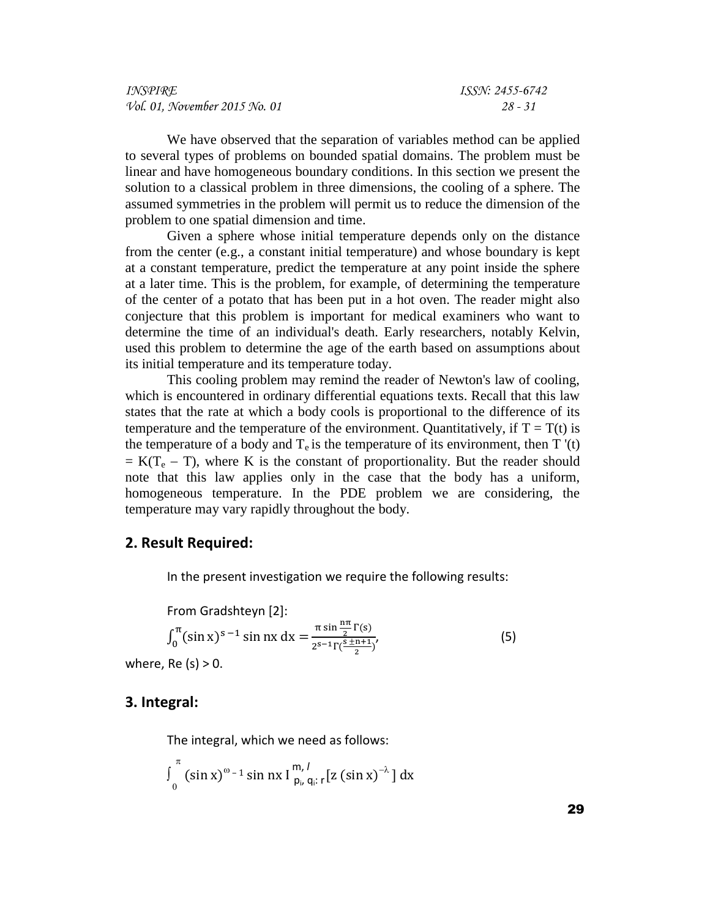We have observed that the separation of variables method can be applied to several types of problems on bounded spatial domains. The problem must be linear and have homogeneous boundary conditions. In this section we present the solution to a classical problem in three dimensions, the cooling of a sphere. The assumed symmetries in the problem will permit us to reduce the dimension of the problem to one spatial dimension and time.

Given a sphere whose initial temperature depends only on the distance from the center (e.g., a constant initial temperature) and whose boundary is kept at a constant temperature, predict the temperature at any point inside the sphere at a later time. This is the problem, for example, of determining the temperature of the center of a potato that has been put in a hot oven. The reader might also conjecture that this problem is important for medical examiners who want to determine the time of an individual's death. Early researchers, notably Kelvin, used this problem to determine the age of the earth based on assumptions about its initial temperature and its temperature today.

This cooling problem may remind the reader of Newton's law of cooling, which is encountered in ordinary differential equations texts. Recall that this law states that the rate at which a body cools is proportional to the difference of its temperature and the temperature of the environment. Quantitatively, if $T = T(t)$ is the temperature of a body and $T_e$ is the temperature of its environment, then $T'(t) = K(T_e - T)$, where K is the constant of proportionality. But the reader should note that this law applies only in the case that the body has a uniform, homogeneous temperature. In the PDE problem we are considering, the temperature may vary rapidly throughout the body.

## 2. Result Required:

In the present investigation we require the following results:

From Gradshteyn [2]:

$$\int_0^{\pi} (\sin x)^{s-1} \sin nx \, dx = \frac{\pi \sin \frac{n\pi}{2} \Gamma(s)}{2^{s-1} \Gamma\left(\frac{s \pm n+1}{2}\right)}, \tag{5}$$

where, Re (s) > 0.

## 3. Integral:

The integral, which we need as follows:

$$\int_0^{\pi} (\sin x)^{\omega - 1} \sin nx \, I^{m,\, l}_{p_i,\, q_i:\, r}[z (\sin x)^{-\lambda}] \, dx$$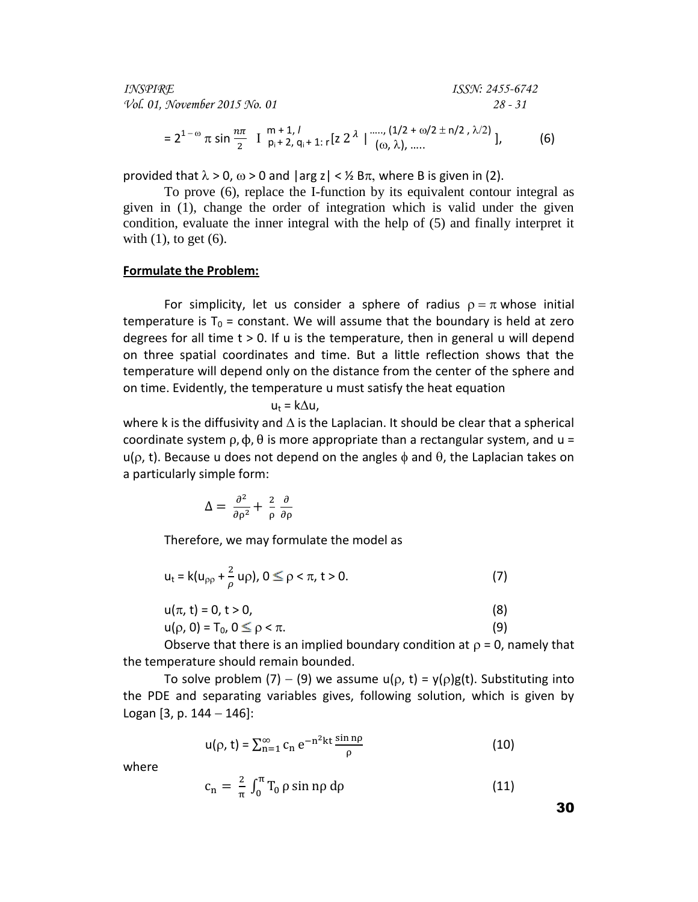$$= 2^{1-\omega}\, \pi \sin\frac{n\pi}{2}\; I^{\,m+1,\,l}_{p_i+2,\,q_i+1:\,r}\left[z\, 2^{\lambda} \,\middle|\, \begin{matrix} \ldots\ldots, (1/2+\omega/2 \pm n/2\,,\, \lambda/2) \\ (\omega, \lambda), \ldots\ldots \end{matrix}\right], \tag{6}$$

provided that $\lambda > 0$, $\omega > 0$ and $|\arg z| < \frac{1}{2} B\pi$, where B is given in (2).

To prove (6), replace the I-function by its equivalent contour integral as given in (1), change the order of integration which is valid under the given condition, evaluate the inner integral with the help of (5) and finally interpret it with (1), to get (6).

**Formulate the Problem:**

For simplicity, let us consider a sphere of radius $\rho = \pi$ whose initial temperature is $T_0$ = constant. We will assume that the boundary is held at zero degrees for all time $t > 0$. If u is the temperature, then in general u will depend on three spatial coordinates and time. But a little reflection shows that the temperature will depend only on the distance from the center of the sphere and on time. Evidently, the temperature u must satisfy the heat equation

$$u_t = k\Delta u,$$

where k is the diffusivity and $\Delta$ is the Laplacian. It should be clear that a spherical coordinate system $\rho, \phi, \theta$ is more appropriate than a rectangular system, and $u = u(\rho, t)$. Because u does not depend on the angles $\phi$ and $\theta$, the Laplacian takes on a particularly simple form:

$$\Delta = \frac{\partial^2}{\partial \rho^2} + \frac{2}{\rho}\frac{\partial}{\partial \rho}$$

Therefore, we may formulate the model as

$$u_t = k\left(u_{\rho\rho} + \frac{2}{\rho} u\rho\right),\ 0 \leq \rho < \pi,\ t > 0. \tag{7}$$

$$u(\pi, t) = 0,\ t > 0, \tag{8}$$

$$u(\rho, 0) = T_0,\ 0 \leq \rho < \pi. \tag{9}$$

Observe that there is an implied boundary condition at $\rho = 0$, namely that the temperature should remain bounded.

To solve problem (7) – (9) we assume $u(\rho, t) = y(\rho)g(t)$. Substituting into the PDE and separating variables gives, following solution, which is given by Logan [3, p. 144 – 146]:

$$u(\rho, t) = \sum_{n=1}^{\infty} c_n\, e^{-n^2 kt} \frac{\sin n\rho}{\rho} \tag{10}$$

where

$$c_n = \frac{2}{\pi}\int_0^{\pi} T_0\, \rho \sin n\rho \, d\rho \tag{11}$$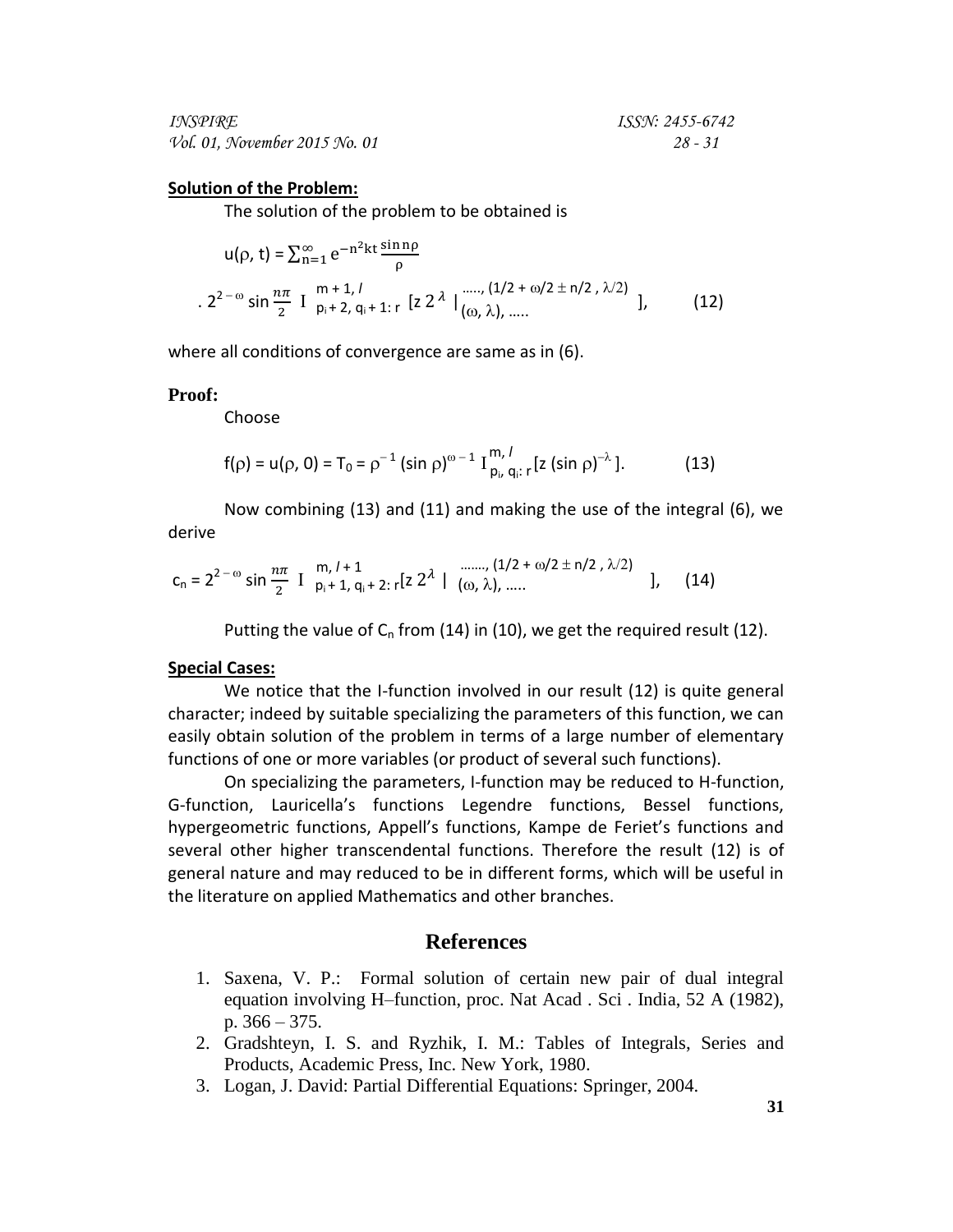**Solution of the Problem:**

The solution of the problem to be obtained is

$$u(\rho, t) = \sum_{n=1}^{\infty} e^{-n^2kt} \frac{\sin n\rho}{\rho}$$

$$. \, 2^{2-\omega} \sin \frac{n\pi}{2} \; I^{\,m+1,\, l}_{\,p_i+2,\, q_i+1:\, r} \left[ z\, 2^{\lambda} \,\Big|\, \begin{matrix} \ldots.., (1/2 + \omega/2 \pm n/2 , \lambda/2) \\ (\omega, \lambda), \ldots.. \end{matrix} \right], \qquad (12)$$

where all conditions of convergence are same as in (6).

**Proof:**

Choose

$$f(\rho) = u(\rho, 0) = T_0 = \rho^{-1} (\sin \rho)^{\omega - 1} \, I^{\,m,\, l}_{\,p_i,\, q_i:\, r} [z (\sin \rho)^{-\lambda} ]. \qquad (13)$$

Now combining (13) and (11) and making the use of the integral (6), we derive

$$c_n = 2^{2-\omega} \sin \frac{n\pi}{2} \; I^{\,m,\, l+1}_{\,p_i+1,\, q_i+2:\, r} [z\, 2^{\lambda} \,\Big|\, \begin{matrix} \ldots\ldots., (1/2 + \omega/2 \pm n/2 , \lambda/2) \\ (\omega, \lambda), \ldots.. \end{matrix} ], \qquad (14)$$

Putting the value of $C_n$ from (14) in (10), we get the required result (12).

**Special Cases:**

We notice that the I-function involved in our result (12) is quite general character; indeed by suitable specializing the parameters of this function, we can easily obtain solution of the problem in terms of a large number of elementary functions of one or more variables (or product of several such functions).

On specializing the parameters, I-function may be reduced to H-function, G-function, Lauricella's functions Legendre functions, Bessel functions, hypergeometric functions, Appell's functions, Kampe de Feriet's functions and several other higher transcendental functions. Therefore the result (12) is of general nature and may reduced to be in different forms, which will be useful in the literature on applied Mathematics and other branches.

## References

1. Saxena, V. P.: Formal solution of certain new pair of dual integral equation involving H–function, proc. Nat Acad . Sci . India, 52 A (1982), p. 366 – 375.
2. Gradshteyn, I. S. and Ryzhik, I. M.: Tables of Integrals, Series and Products, Academic Press, Inc. New York, 1980.
3. Logan, J. David: Partial Differential Equations: Springer, 2004.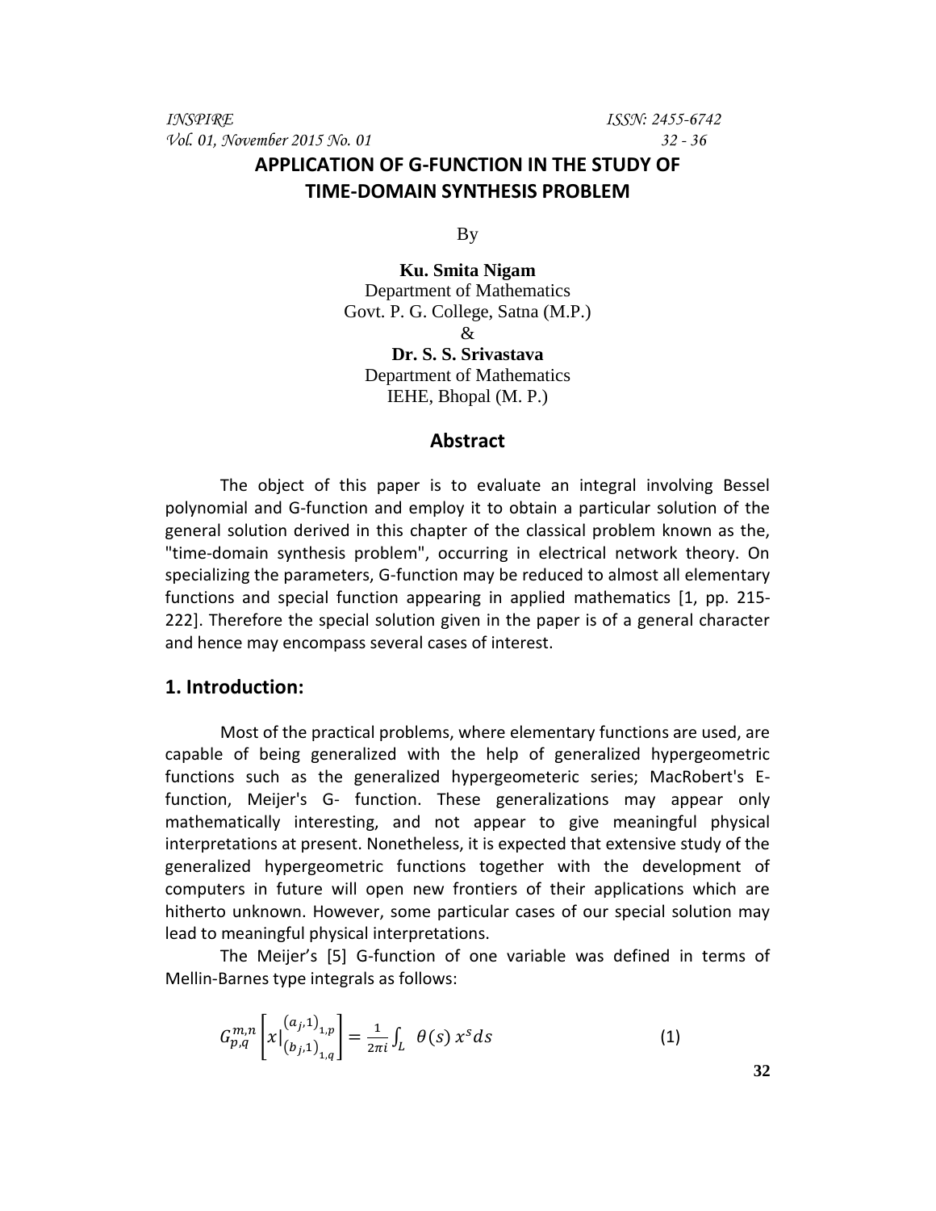# APPLICATION OF G-FUNCTION IN THE STUDY OF TIME-DOMAIN SYNTHESIS PROBLEM

By

**Ku. Smita Nigam**
Department of Mathematics
Govt. P. G. College, Satna (M.P.)
&
**Dr. S. S. Srivastava**
Department of Mathematics
IEHE, Bhopal (M. P.)

## Abstract

The object of this paper is to evaluate an integral involving Bessel polynomial and G-function and employ it to obtain a particular solution of the general solution derived in this chapter of the classical problem known as the, "time-domain synthesis problem", occurring in electrical network theory. On specializing the parameters, G-function may be reduced to almost all elementary functions and special function appearing in applied mathematics [1, pp. 215-222]. Therefore the special solution given in the paper is of a general character and hence may encompass several cases of interest.

## 1. Introduction:

Most of the practical problems, where elementary functions are used, are capable of being generalized with the help of generalized hypergeometric functions such as the generalized hypergeometeric series; MacRobert's E-function, Meijer's G- function. These generalizations may appear only mathematically interesting, and not appear to give meaningful physical interpretations at present. Nonetheless, it is expected that extensive study of the generalized hypergeometric functions together with the development of computers in future will open new frontiers of their applications which are hitherto unknown. However, some particular cases of our special solution may lead to meaningful physical interpretations.

The Meijer's [5] G-function of one variable was defined in terms of Mellin-Barnes type integrals as follows:

$$G_{p,q}^{m,n}\left[x\left|\begin{matrix}(a_j,1)_{1,p}\\(b_j,1)_{1,q}\end{matrix}\right.\right] = \frac{1}{2\pi i}\int_L \theta(s)\, x^s ds \tag{1}$$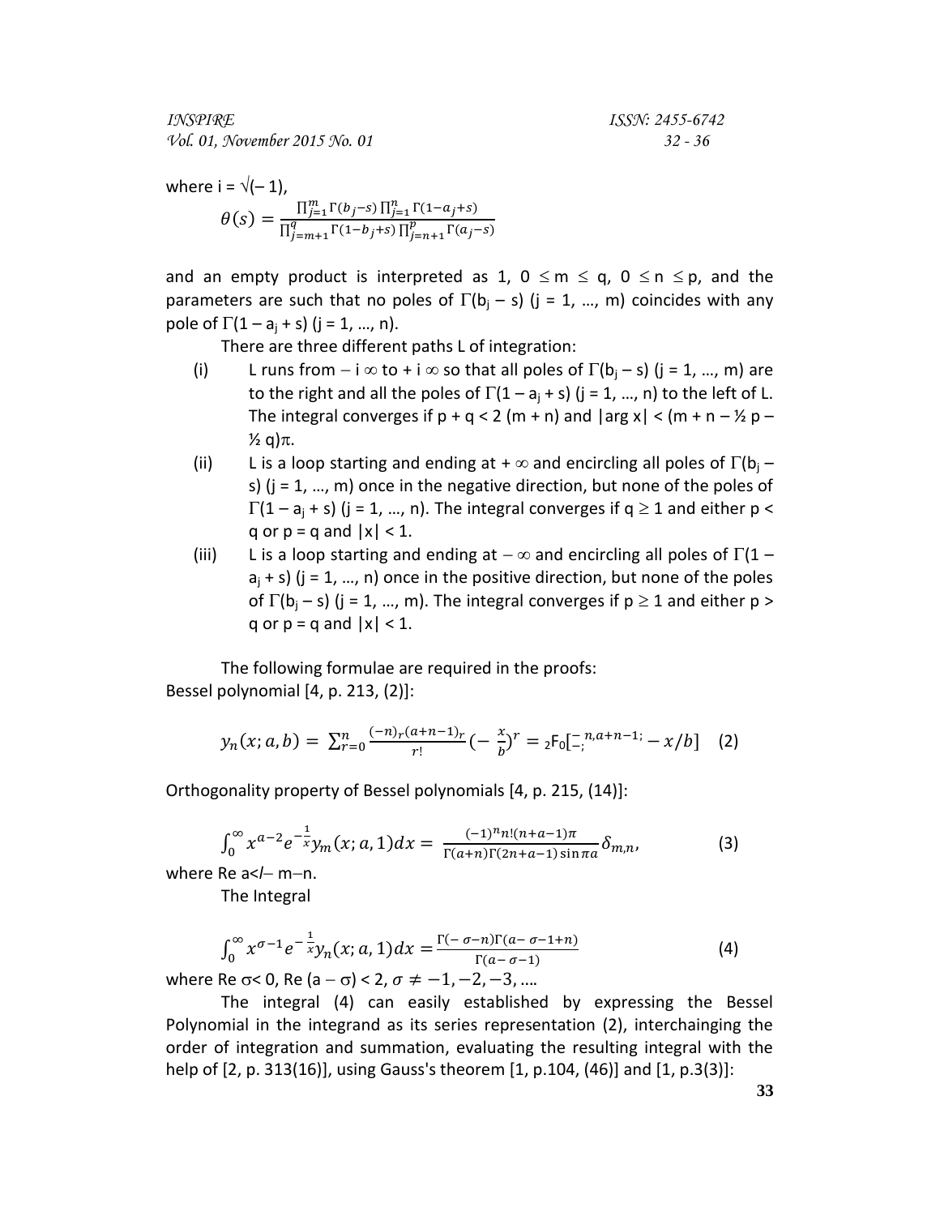where $i = \sqrt{(-1)}$,

$$\theta(s) = \frac{\prod_{j=1}^{m}\Gamma(b_j - s)\prod_{j=1}^{n}\Gamma(1 - a_j + s)}{\prod_{j=m+1}^{q}\Gamma(1 - b_j + s)\prod_{j=n+1}^{p}\Gamma(a_j - s)}$$

and an empty product is interpreted as 1, $0 \le m \le q$, $0 \le n \le p$, and the parameters are such that no poles of $\Gamma(b_j - s)$ $(j = 1, \ldots, m)$ coincides with any pole of $\Gamma(1 - a_j + s)$ $(j = 1, \ldots, n)$.

There are three different paths L of integration:

(i) L runs from $-i\infty$ to $+i\infty$ so that all poles of $\Gamma(b_j - s)$ $(j = 1, \ldots, m)$ are to the right and all the poles of $\Gamma(1 - a_j + s)$ $(j = 1, \ldots, n)$ to the left of L. The integral converges if $p + q < 2(m + n)$ and $|\arg x| < (m + n - \frac{1}{2}p - \frac{1}{2}q)\pi$.

(ii) L is a loop starting and ending at $+\infty$ and encircling all poles of $\Gamma(b_j - s)$ $(j = 1, \ldots, m)$ once in the negative direction, but none of the poles of $\Gamma(1 - a_j + s)$ $(j = 1, \ldots, n)$. The integral converges if $q \ge 1$ and either $p < q$ or $p = q$ and $|x| < 1$.

(iii) L is a loop starting and ending at $-\infty$ and encircling all poles of $\Gamma(1 - a_j + s)$ $(j = 1, \ldots, n)$ once in the positive direction, but none of the poles of $\Gamma(b_j - s)$ $(j = 1, \ldots, m)$. The integral converges if $p \ge 1$ and either $p > q$ or $p = q$ and $|x| < 1$.

The following formulae are required in the proofs:
Bessel polynomial [4, p. 213, (2)]:

$$y_n(x; a, b) = \sum_{r=0}^{n} \frac{(-n)_r (a+n-1)_r}{r!}\left(-\frac{x}{b}\right)^r = {}_2F_0\left[{}^{-n, a+n-1;}_{-;} - x/b\right] \quad (2)$$

Orthogonality property of Bessel polynomials [4, p. 215, (14)]:

$$\int_0^\infty x^{a-2} e^{-\frac{1}{x}} y_m(x; a, 1)\,dx = \frac{(-1)^n n!(n+a-1)\pi}{\Gamma(a+n)\Gamma(2n+a-1)\sin \pi a}\delta_{m,n}, \quad (3)$$

where Re $a < l - m - n$.

The Integral

$$\int_0^\infty x^{\sigma-1} e^{-\frac{1}{x}} y_n(x; a, 1)\,dx = \frac{\Gamma(-\sigma-n)\Gamma(a-\sigma-1+n)}{\Gamma(a-\sigma-1)} \quad (4)$$

where Re $\sigma < 0$, Re $(a - \sigma) < 2$, $\sigma \ne -1, -2, -3, \ldots$

The integral (4) can easily established by expressing the Bessel Polynomial in the integrand as its series representation (2), interchainging the order of integration and summation, evaluating the resulting integral with the help of [2, p. 313(16)], using Gauss's theorem [1, p.104, (46)] and [1, p.3(3)]: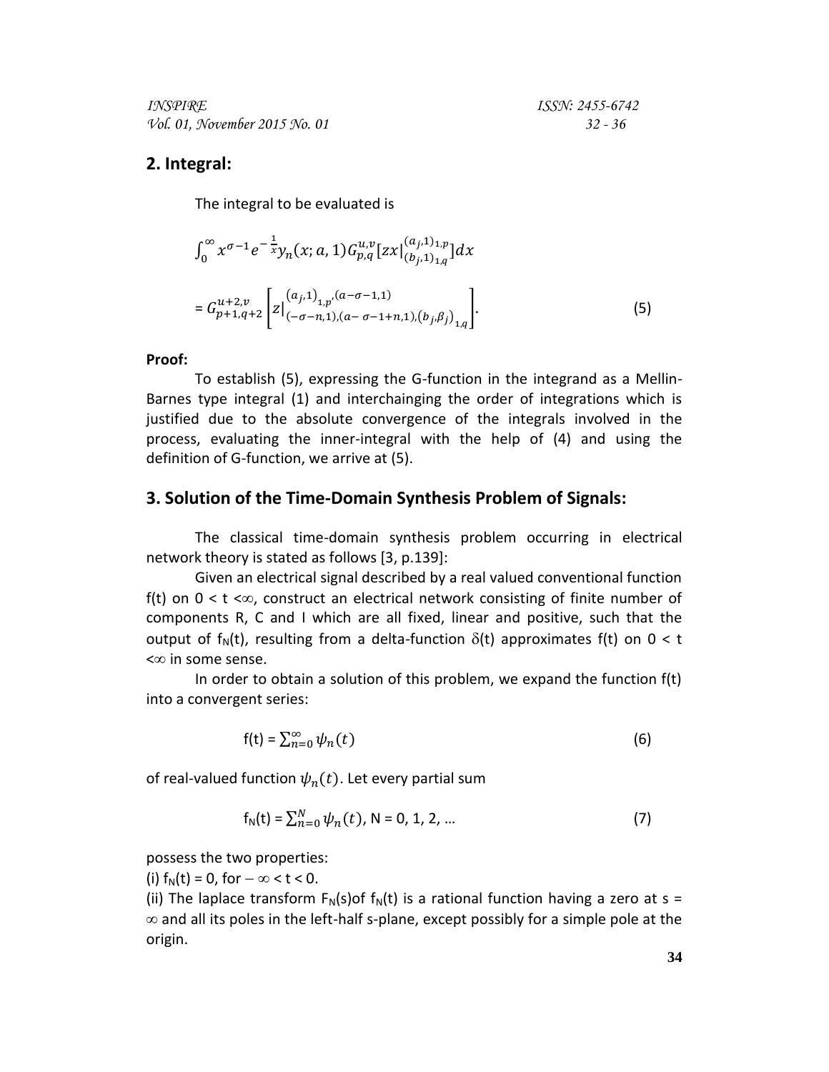## 2. Integral:

The integral to be evaluated is

$$\int_0^\infty x^{\sigma-1} e^{-\frac{1}{x}} y_n(x; a, 1) G_{p,q}^{u,v}\left[zx\Big|_{(b_j,1)_{1,q}}^{(a_j,1)_{1,p}}\right] dx$$

$$= G_{p+1,q+2}^{u+2,v}\left[z\Big|_{(-\sigma-n,1),(a-\sigma-1+n,1),\left(b_j,\beta_j\right)_{1,q}}^{\left(a_j,1\right)_{1,p},(a-\sigma-1,1)}\right]. \tag{5}$$

**Proof:**

To establish (5), expressing the G-function in the integrand as a Mellin-Barnes type integral (1) and interchainging the order of integrations which is justified due to the absolute convergence of the integrals involved in the process, evaluating the inner-integral with the help of (4) and using the definition of G-function, we arrive at (5).

## 3. Solution of the Time-Domain Synthesis Problem of Signals:

The classical time-domain synthesis problem occurring in electrical network theory is stated as follows [3, p.139]:

Given an electrical signal described by a real valued conventional function f(t) on $0 < t < \infty$, construct an electrical network consisting of finite number of components R, C and I which are all fixed, linear and positive, such that the output of $f_N(t)$, resulting from a delta-function $\delta(t)$ approximates f(t) on $0 < t < \infty$ in some sense.

In order to obtain a solution of this problem, we expand the function f(t) into a convergent series:

$$f(t) = \sum_{n=0}^{\infty} \psi_n(t) \tag{6}$$

of real-valued function $\psi_n(t)$. Let every partial sum

$$f_N(t) = \sum_{n=0}^{N} \psi_n(t),\ N = 0, 1, 2, \ldots \tag{7}$$

possess the two properties:

(i) $f_N(t) = 0$, for $-\infty < t < 0$.

(ii) The laplace transform $F_N(s)$ of $f_N(t)$ is a rational function having a zero at $s = \infty$ and all its poles in the left-half s-plane, except possibly for a simple pole at the origin.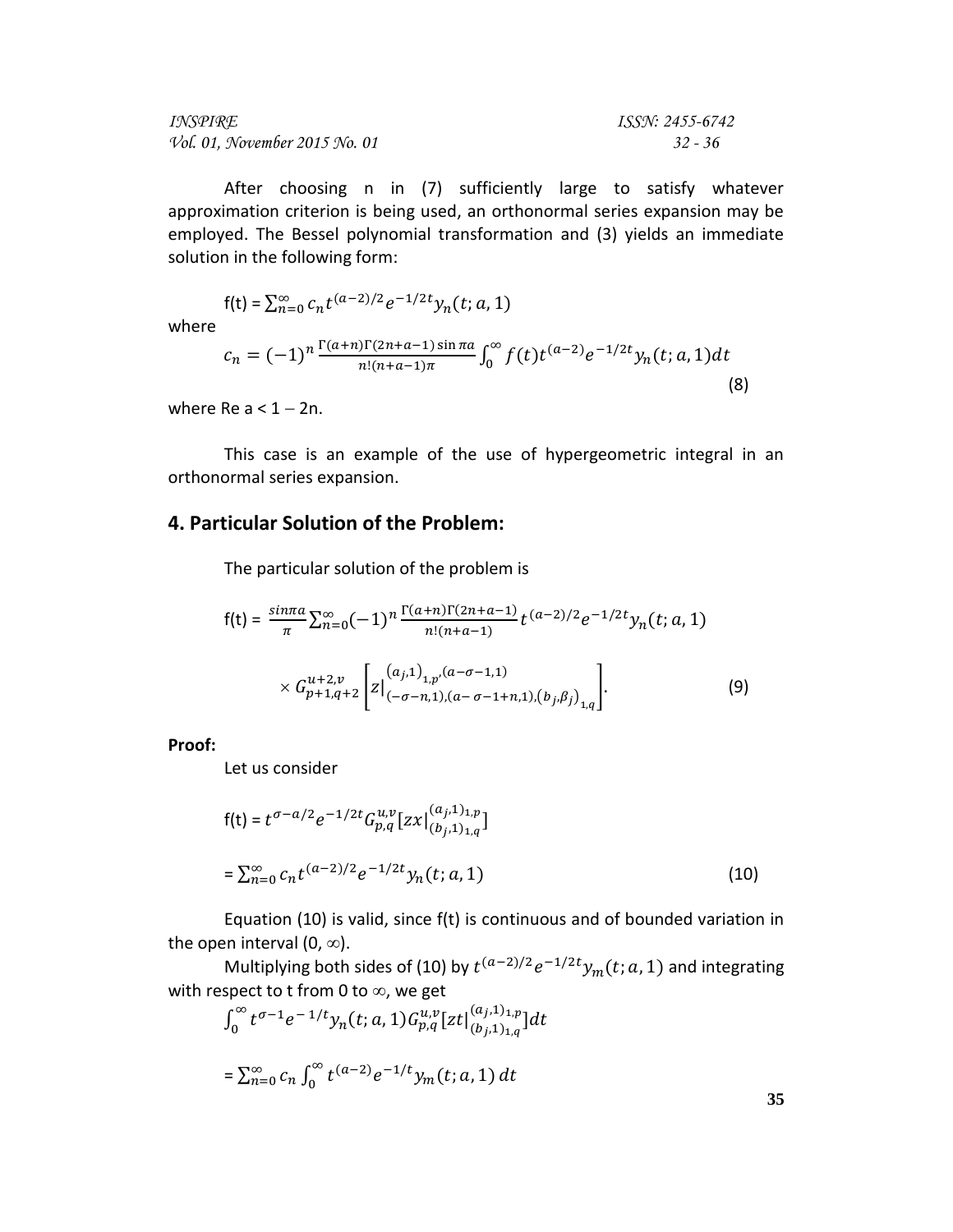After choosing n in (7) sufficiently large to satisfy whatever approximation criterion is being used, an orthonormal series expansion may be employed. The Bessel polynomial transformation and (3) yields an immediate solution in the following form:

$$f(t) = \sum_{n=0}^{\infty} c_n t^{(a-2)/2} e^{-1/2t} y_n(t; a, 1)$$

where

$$c_n = (-1)^n \frac{\Gamma(a+n)\Gamma(2n+a-1)\sin \pi a}{n!(n+a-1)\pi} \int_0^{\infty} f(t) t^{(a-2)} e^{-1/2t} y_n(t; a, 1) dt \tag{8}$$

where Re $a < 1 - 2n$.

This case is an example of the use of hypergeometric integral in an orthonormal series expansion.

## 4. Particular Solution of the Problem:

The particular solution of the problem is

$$f(t) = \frac{\sin \pi a}{\pi} \sum_{n=0}^{\infty} (-1)^n \frac{\Gamma(a+n)\Gamma(2n+a-1)}{n!(n+a-1)} t^{(a-2)/2} e^{-1/2t} y_n(t; a, 1)$$

$$\times G_{p+1,q+2}^{u+2,v}\left[z\Big|_{(-\sigma-n,1),(a-\sigma-1+n,1),(b_j,\beta_j)_{1,q}}^{(a_j,1)_{1,p},(a-\sigma-1,1)}\right]. \tag{9}$$

**Proof:**

Let us consider

$$f(t) = t^{\sigma-a/2} e^{-1/2t} G_{p,q}^{u,v}\left[zx\Big|_{(b_j,1)_{1,q}}^{(a_j,1)_{1,p}}\right]$$

$$= \sum_{n=0}^{\infty} c_n t^{(a-2)/2} e^{-1/2t} y_n(t; a, 1) \tag{10}$$

Equation (10) is valid, since f(t) is continuous and of bounded variation in the open interval $(0, \infty)$.

Multiplying both sides of (10) by $t^{(a-2)/2} e^{-1/2t} y_m(t; a, 1)$ and integrating with respect to t from 0 to $\infty$, we get

$$\int_0^{\infty} t^{\sigma-1} e^{-1/t} y_n(t; a, 1) G_{p,q}^{u,v}\left[zt\Big|_{(b_j,1)_{1,q}}^{(a_j,1)_{1,p}}\right] dt$$

$$= \sum_{n=0}^{\infty} c_n \int_0^{\infty} t^{(a-2)} e^{-1/t} y_m(t; a, 1)\, dt$$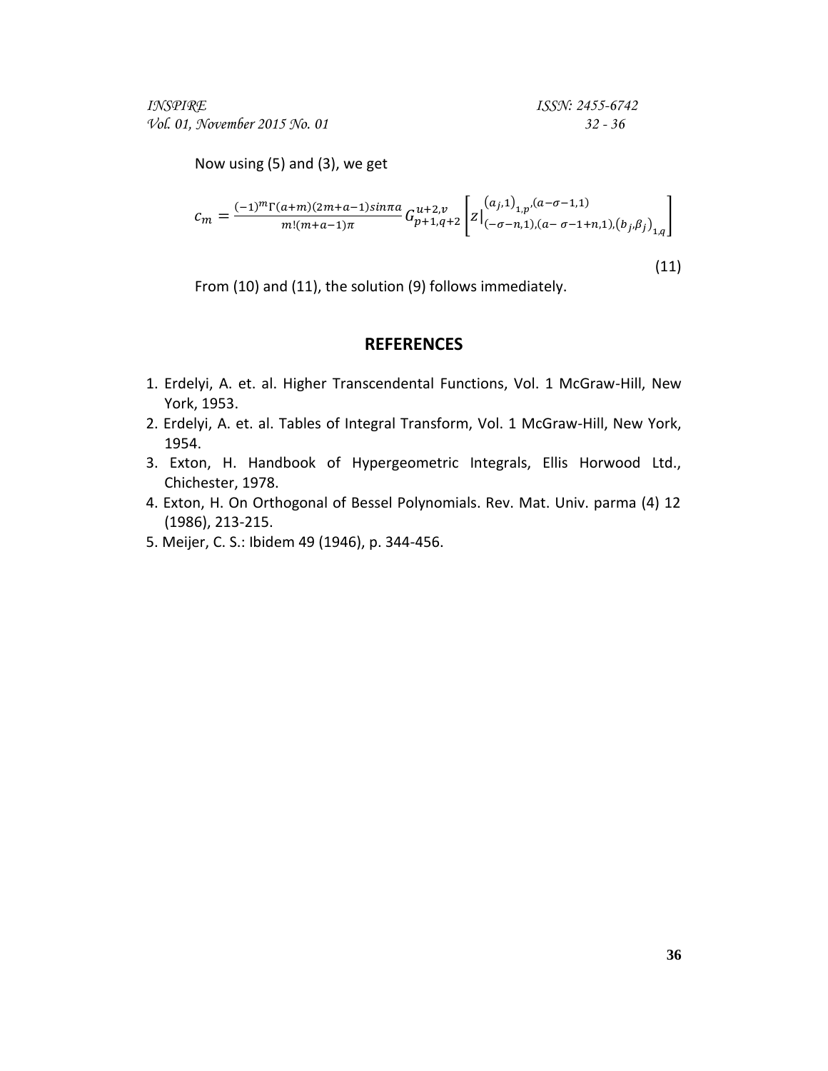Now using (5) and (3), we get

$$c_m = \frac{(-1)^m \Gamma(a+m)(2m+a-1) \sin \pi a}{m!(m+a-1)\pi} G^{u+2,v}_{p+1,q+2}\left[ z \Big|^{(a_j,1)_{1,p},(a-\sigma-1,1)}_{(-\sigma-n,1),(a-\sigma-1+n,1),(b_j,\beta_j)_{1,q}} \right] \tag{11}$$

From (10) and (11), the solution (9) follows immediately.

## REFERENCES

1. Erdelyi, A. et. al. Higher Transcendental Functions, Vol. 1 McGraw-Hill, New York, 1953.
2. Erdelyi, A. et. al. Tables of Integral Transform, Vol. 1 McGraw-Hill, New York, 1954.
3. Exton, H. Handbook of Hypergeometric Integrals, Ellis Horwood Ltd., Chichester, 1978.
4. Exton, H. On Orthogonal of Bessel Polynomials. Rev. Mat. Univ. parma (4) 12 (1986), 213-215.
5. Meijer, C. S.: Ibidem 49 (1946), p. 344-456.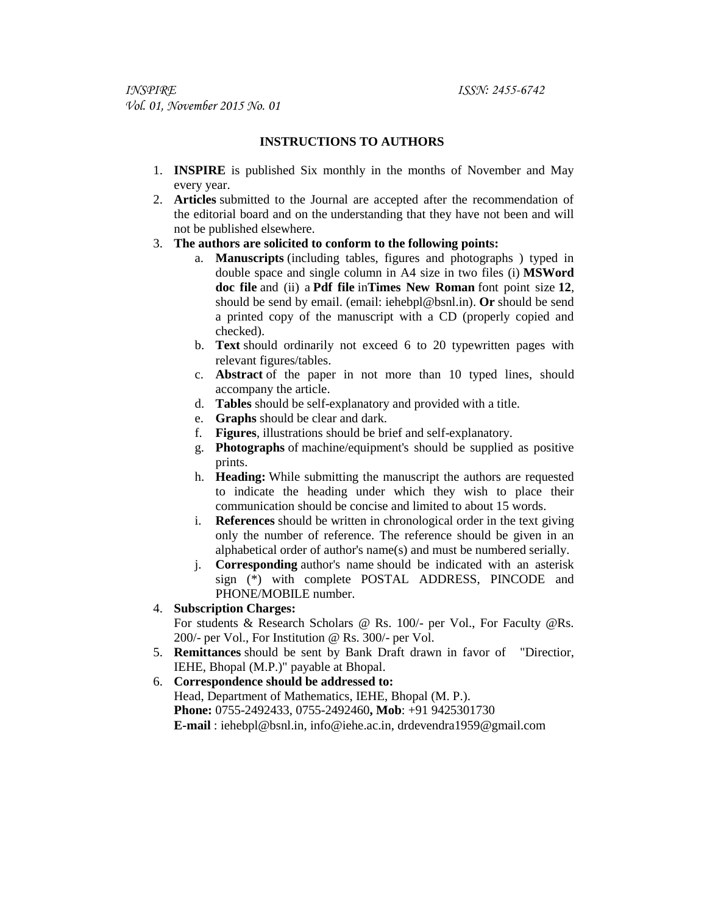## INSTRUCTIONS TO AUTHORS

1. **INSPIRE** is published Six monthly in the months of November and May every year.
2. **Articles** submitted to the Journal are accepted after the recommendation of the editorial board and on the understanding that they have not been and will not be published elsewhere.
3. **The authors are solicited to conform to the following points:**
   a. **Manuscripts** (including tables, figures and photographs ) typed in double space and single column in A4 size in two files (i) **MSWord doc file** and (ii) a **Pdf file** in**Times New Roman** font point size **12**, should be send by email. (email: iehebpl@bsnl.in). **Or** should be send a printed copy of the manuscript with a CD (properly copied and checked).
   b. **Text** should ordinarily not exceed 6 to 20 typewritten pages with relevant figures/tables.
   c. **Abstract** of the paper in not more than 10 typed lines, should accompany the article.
   d. **Tables** should be self-explanatory and provided with a title.
   e. **Graphs** should be clear and dark.
   f. **Figures**, illustrations should be brief and self-explanatory.
   g. **Photographs** of machine/equipment's should be supplied as positive prints.
   h. **Heading:** While submitting the manuscript the authors are requested to indicate the heading under which they wish to place their communication should be concise and limited to about 15 words.
   i. **References** should be written in chronological order in the text giving only the number of reference. The reference should be given in an alphabetical order of author's name(s) and must be numbered serially.
   j. **Corresponding** author's name should be indicated with an asterisk sign (*) with complete POSTAL ADDRESS, PINCODE and PHONE/MOBILE number.
4. **Subscription Charges:**
   For students & Research Scholars @ Rs. 100/- per Vol., For Faculty @Rs. 200/- per Vol., For Institution @ Rs. 300/- per Vol.
5. **Remittances** should be sent by Bank Draft drawn in favor of "Directior, IEHE, Bhopal (M.P.)" payable at Bhopal.
6. **Correspondence should be addressed to:**
   Head, Department of Mathematics, IEHE, Bhopal (M. P.).
   **Phone:** 0755-2492433, 0755-2492460**, Mob**: +91 9425301730
   **E-mail** : iehebpl@bsnl.in, info@iehe.ac.in, drdevendra1959@gmail.com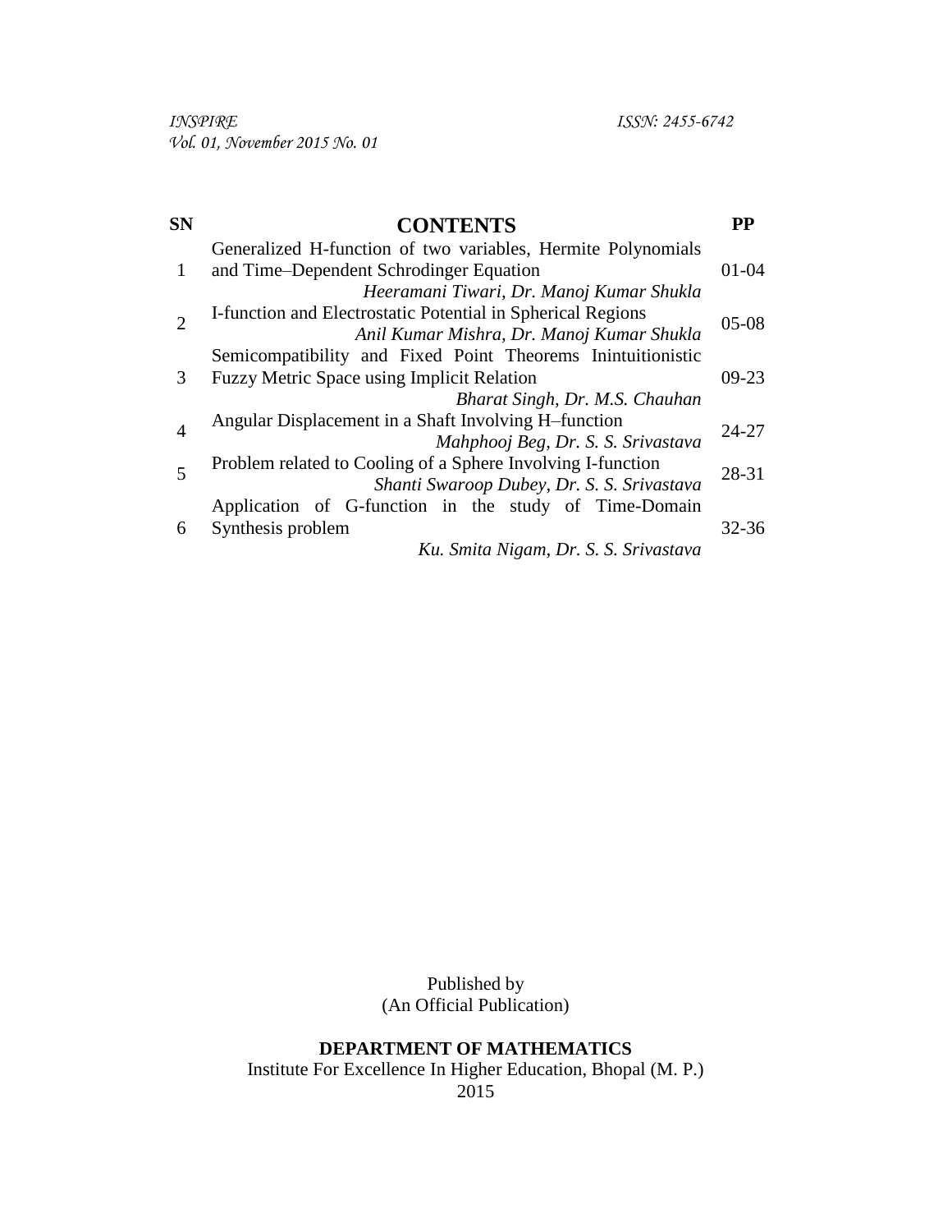*INSPIRE* *ISSN: 2455-6742*
*Vol. 01, November 2015 No. 01*

| SN | CONTENTS | PP |
| --- | --- | --- |
| 1 | Generalized H-function of two variables, Hermite Polynomials and Time–Dependent Schrodinger Equation *Heeramani Tiwari, Dr. Manoj Kumar Shukla* | 01-04 |
| 2 | I-function and Electrostatic Potential in Spherical Regions *Anil Kumar Mishra, Dr. Manoj Kumar Shukla* | 05-08 |
| 3 | Semicompatibility and Fixed Point Theorems Inintuitionistic Fuzzy Metric Space using Implicit Relation *Bharat Singh, Dr. M.S. Chauhan* | 09-23 |
| 4 | Angular Displacement in a Shaft Involving H–function *Mahphooj Beg, Dr. S. S. Srivastava* | 24-27 |
| 5 | Problem related to Cooling of a Sphere Involving I-function *Shanti Swaroop Dubey, Dr. S. S. Srivastava* | 28-31 |
| 6 | Application of G-function in the study of Time-Domain Synthesis problem *Ku. Smita Nigam, Dr. S. S. Srivastava* | 32-36 |

Published by
(An Official Publication)

**DEPARTMENT OF MATHEMATICS**
Institute For Excellence In Higher Education, Bhopal (M. P.)
2015